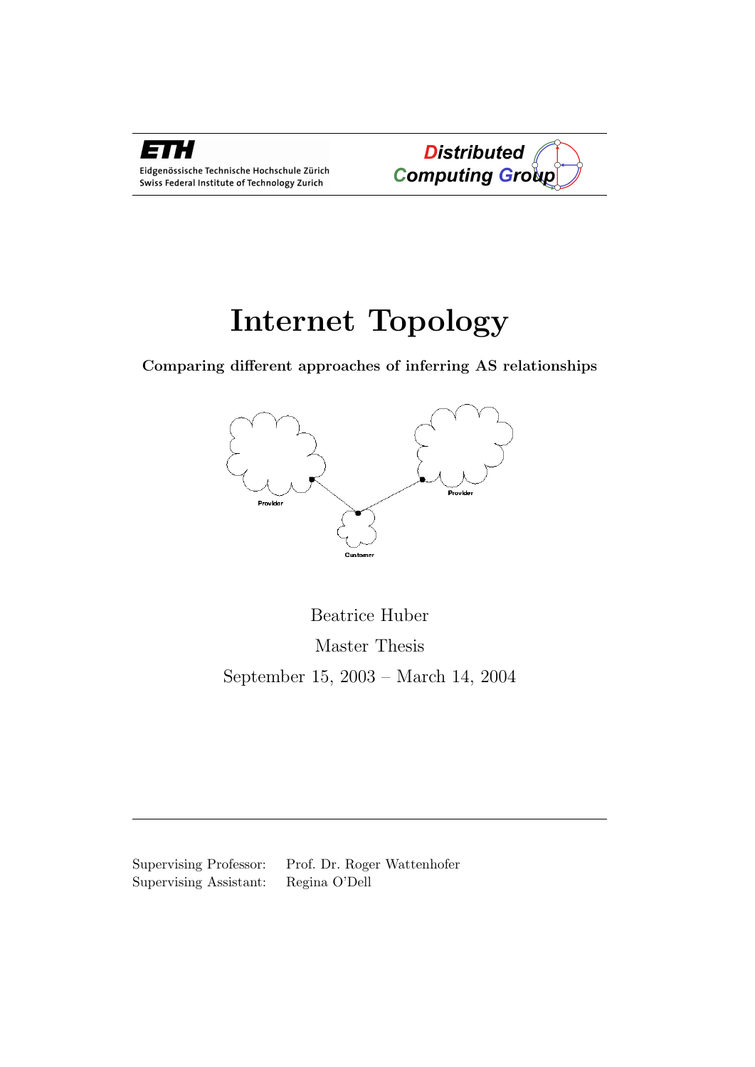ETH

Eidgenössische Technische Hochschule Zürich
Swiss Federal Institute of Technology Zurich

Distributed Computing Group

# Internet Topology

**Comparing different approaches of inferring AS relationships**

Beatrice Huber

Master Thesis

September 15, 2003 – March 14, 2004

---

Supervising Professor: Prof. Dr. Roger Wattenhofer
Supervising Assistant: Regina O'Dell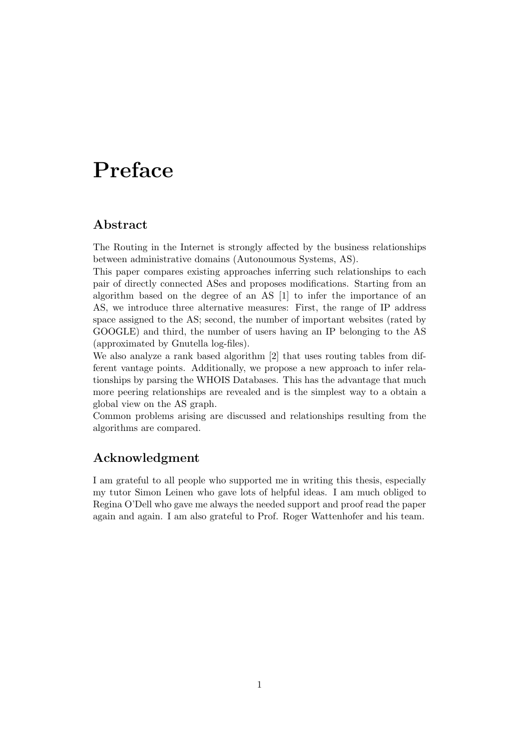# Preface

## Abstract

The Routing in the Internet is strongly affected by the business relationships between administrative domains (Autonoumous Systems, AS).
This paper compares existing approaches inferring such relationships to each pair of directly connected ASes and proposes modifications. Starting from an algorithm based on the degree of an AS [1] to infer the importance of an AS, we introduce three alternative measures: First, the range of IP address space assigned to the AS; second, the number of important websites (rated by GOOGLE) and third, the number of users having an IP belonging to the AS (approximated by Gnutella log-files).
We also analyze a rank based algorithm [2] that uses routing tables from different vantage points. Additionally, we propose a new approach to infer relationships by parsing the WHOIS Databases. This has the advantage that much more peering relationships are revealed and is the simplest way to a obtain a global view on the AS graph.
Common problems arising are discussed and relationships resulting from the algorithms are compared.

## Acknowledgment

I am grateful to all people who supported me in writing this thesis, especially my tutor Simon Leinen who gave lots of helpful ideas. I am much obliged to Regina O'Dell who gave me always the needed support and proof read the paper again and again. I am also grateful to Prof. Roger Wattenhofer and his team.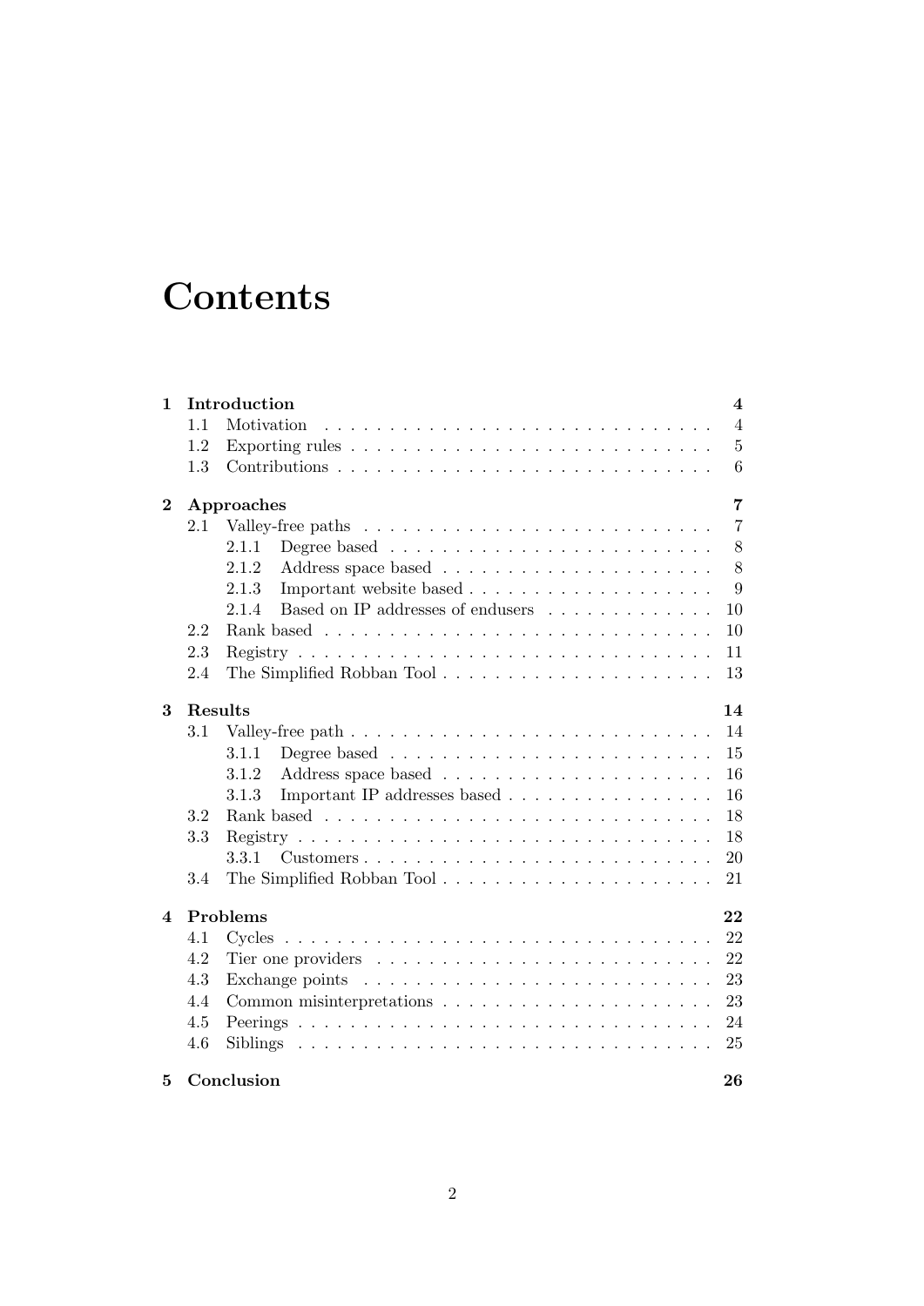# Contents

**1 Introduction** **4**
- 1.1 Motivation . . . . . . . . . . . . . . . . . . . . . . . . . . . . . . 4
- 1.2 Exporting rules . . . . . . . . . . . . . . . . . . . . . . . . . . . . 5
- 1.3 Contributions . . . . . . . . . . . . . . . . . . . . . . . . . . . . 6

**2 Approaches** **7**
- 2.1 Valley-free paths . . . . . . . . . . . . . . . . . . . . . . . . . . 7
  - 2.1.1 Degree based . . . . . . . . . . . . . . . . . . . . . . . . . 8
  - 2.1.2 Address space based . . . . . . . . . . . . . . . . . . . . . 8
  - 2.1.3 Important website based . . . . . . . . . . . . . . . . . . . 9
  - 2.1.4 Based on IP addresses of endusers . . . . . . . . . . . . . 10
- 2.2 Rank based . . . . . . . . . . . . . . . . . . . . . . . . . . . . . 10
- 2.3 Registry . . . . . . . . . . . . . . . . . . . . . . . . . . . . . . . 11
- 2.4 The Simplified Robban Tool . . . . . . . . . . . . . . . . . . . . . 13

**3 Results** **14**
- 3.1 Valley-free path . . . . . . . . . . . . . . . . . . . . . . . . . . . 14
  - 3.1.1 Degree based . . . . . . . . . . . . . . . . . . . . . . . . . 15
  - 3.1.2 Address space based . . . . . . . . . . . . . . . . . . . . . 16
  - 3.1.3 Important IP addresses based . . . . . . . . . . . . . . . . 16
- 3.2 Rank based . . . . . . . . . . . . . . . . . . . . . . . . . . . . . 18
- 3.3 Registry . . . . . . . . . . . . . . . . . . . . . . . . . . . . . . . 18
  - 3.3.1 Customers . . . . . . . . . . . . . . . . . . . . . . . . . . . 20
- 3.4 The Simplified Robban Tool . . . . . . . . . . . . . . . . . . . . . 21

**4 Problems** **22**
- 4.1 Cycles . . . . . . . . . . . . . . . . . . . . . . . . . . . . . . . . 22
- 4.2 Tier one providers . . . . . . . . . . . . . . . . . . . . . . . . . . 22
- 4.3 Exchange points . . . . . . . . . . . . . . . . . . . . . . . . . . . 23
- 4.4 Common misinterpretations . . . . . . . . . . . . . . . . . . . . . 23
- 4.5 Peerings . . . . . . . . . . . . . . . . . . . . . . . . . . . . . . . 24
- 4.6 Siblings . . . . . . . . . . . . . . . . . . . . . . . . . . . . . . . 25

**5 Conclusion** **26**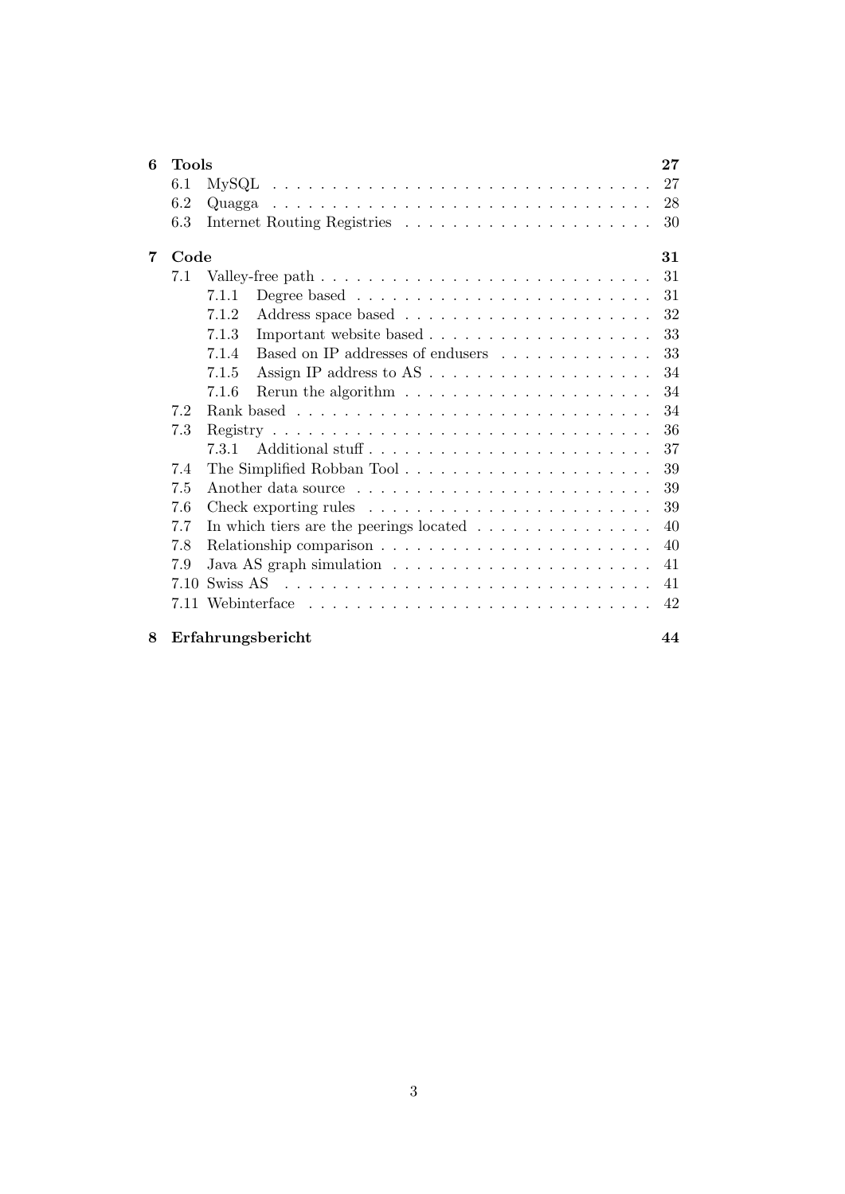**6 Tools** **27**

- 6.1 MySQL . . . . . . . . . . 27
- 6.2 Quagga . . . . . . . . . . 28
- 6.3 Internet Routing Registries . . . . . . . . . . 30

**7 Code** **31**

- 7.1 Valley-free path . . . . . . . . . . 31
  - 7.1.1 Degree based . . . . . . . . . . 31
  - 7.1.2 Address space based . . . . . . . . . . 32
  - 7.1.3 Important website based . . . . . . . . . . 33
  - 7.1.4 Based on IP addresses of endusers . . . . . . . . . . 33
  - 7.1.5 Assign IP address to AS . . . . . . . . . . 34
  - 7.1.6 Rerun the algorithm . . . . . . . . . . 34
- 7.2 Rank based . . . . . . . . . . 34
- 7.3 Registry . . . . . . . . . . 36
  - 7.3.1 Additional stuff . . . . . . . . . . 37
- 7.4 The Simplified Robban Tool . . . . . . . . . . 39
- 7.5 Another data source . . . . . . . . . . 39
- 7.6 Check exporting rules . . . . . . . . . . 39
- 7.7 In which tiers are the peerings located . . . . . . . . . . 40
- 7.8 Relationship comparison . . . . . . . . . . 40
- 7.9 Java AS graph simulation . . . . . . . . . . 41
- 7.10 Swiss AS . . . . . . . . . . 41
- 7.11 Webinterface . . . . . . . . . . 42

**8 Erfahrungsbericht** **44**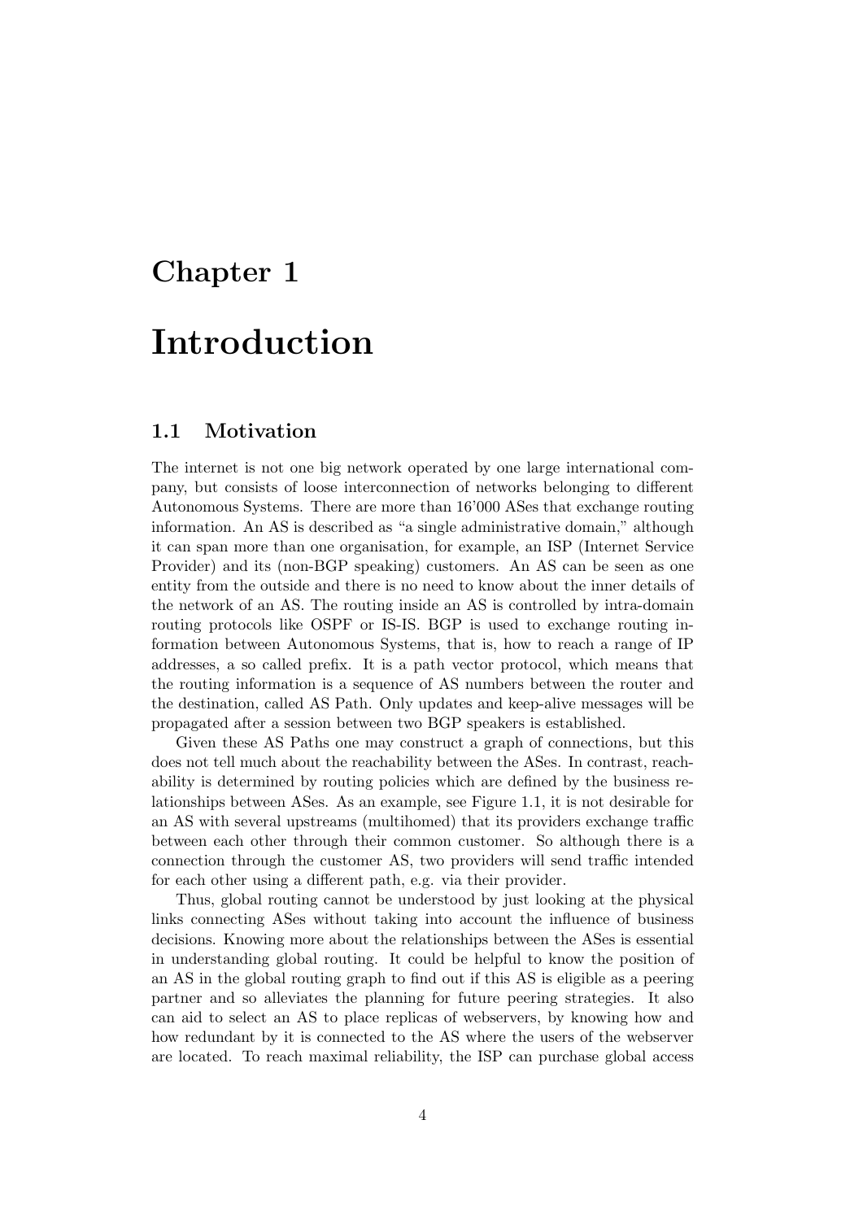# Chapter 1

# Introduction

## 1.1 Motivation

The internet is not one big network operated by one large international company, but consists of loose interconnection of networks belonging to different Autonomous Systems. There are more than 16'000 ASes that exchange routing information. An AS is described as "a single administrative domain," although it can span more than one organisation, for example, an ISP (Internet Service Provider) and its (non-BGP speaking) customers. An AS can be seen as one entity from the outside and there is no need to know about the inner details of the network of an AS. The routing inside an AS is controlled by intra-domain routing protocols like OSPF or IS-IS. BGP is used to exchange routing information between Autonomous Systems, that is, how to reach a range of IP addresses, a so called prefix. It is a path vector protocol, which means that the routing information is a sequence of AS numbers between the router and the destination, called AS Path. Only updates and keep-alive messages will be propagated after a session between two BGP speakers is established.

Given these AS Paths one may construct a graph of connections, but this does not tell much about the reachability between the ASes. In contrast, reachability is determined by routing policies which are defined by the business relationships between ASes. As an example, see Figure 1.1, it is not desirable for an AS with several upstreams (multihomed) that its providers exchange traffic between each other through their common customer. So although there is a connection through the customer AS, two providers will send traffic intended for each other using a different path, e.g. via their provider.

Thus, global routing cannot be understood by just looking at the physical links connecting ASes without taking into account the influence of business decisions. Knowing more about the relationships between the ASes is essential in understanding global routing. It could be helpful to know the position of an AS in the global routing graph to find out if this AS is eligible as a peering partner and so alleviates the planning for future peering strategies. It also can aid to select an AS to place replicas of webservers, by knowing how and how redundant by it is connected to the AS where the users of the webserver are located. To reach maximal reliability, the ISP can purchase global access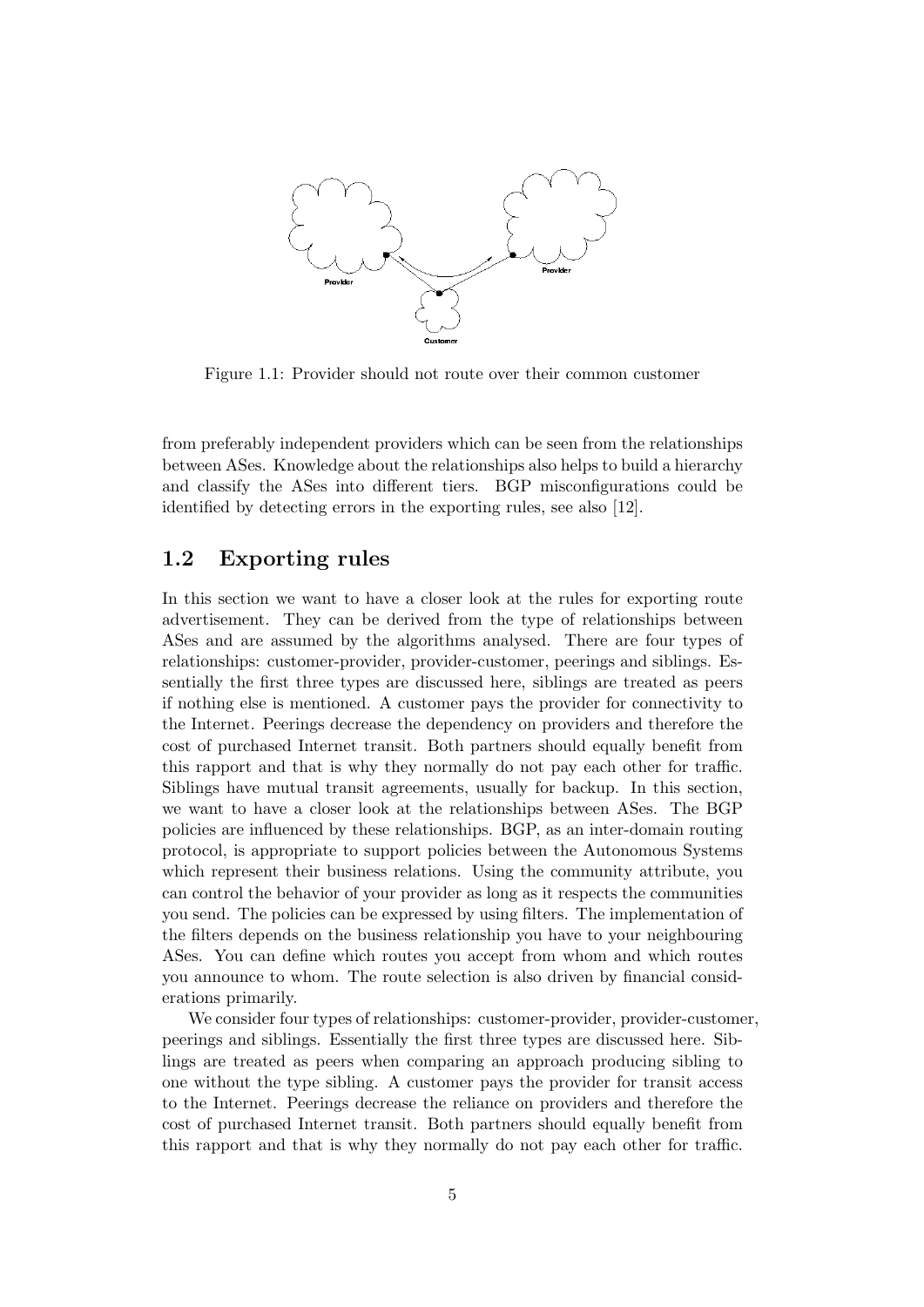Figure 1.1: Provider should not route over their common customer

from preferably independent providers which can be seen from the relationships between ASes. Knowledge about the relationships also helps to build a hierarchy and classify the ASes into different tiers. BGP misconfigurations could be identified by detecting errors in the exporting rules, see also [12].

## 1.2 Exporting rules

In this section we want to have a closer look at the rules for exporting route advertisement. They can be derived from the type of relationships between ASes and are assumed by the algorithms analysed. There are four types of relationships: customer-provider, provider-customer, peerings and siblings. Essentially the first three types are discussed here, siblings are treated as peers if nothing else is mentioned. A customer pays the provider for connectivity to the Internet. Peerings decrease the dependency on providers and therefore the cost of purchased Internet transit. Both partners should equally benefit from this rapport and that is why they normally do not pay each other for traffic. Siblings have mutual transit agreements, usually for backup. In this section, we want to have a closer look at the relationships between ASes. The BGP policies are influenced by these relationships. BGP, as an inter-domain routing protocol, is appropriate to support policies between the Autonomous Systems which represent their business relations. Using the community attribute, you can control the behavior of your provider as long as it respects the communities you send. The policies can be expressed by using filters. The implementation of the filters depends on the business relationship you have to your neighbouring ASes. You can define which routes you accept from whom and which routes you announce to whom. The route selection is also driven by financial considerations primarily.

We consider four types of relationships: customer-provider, provider-customer, peerings and siblings. Essentially the first three types are discussed here. Siblings are treated as peers when comparing an approach producing sibling to one without the type sibling. A customer pays the provider for transit access to the Internet. Peerings decrease the reliance on providers and therefore the cost of purchased Internet transit. Both partners should equally benefit from this rapport and that is why they normally do not pay each other for traffic.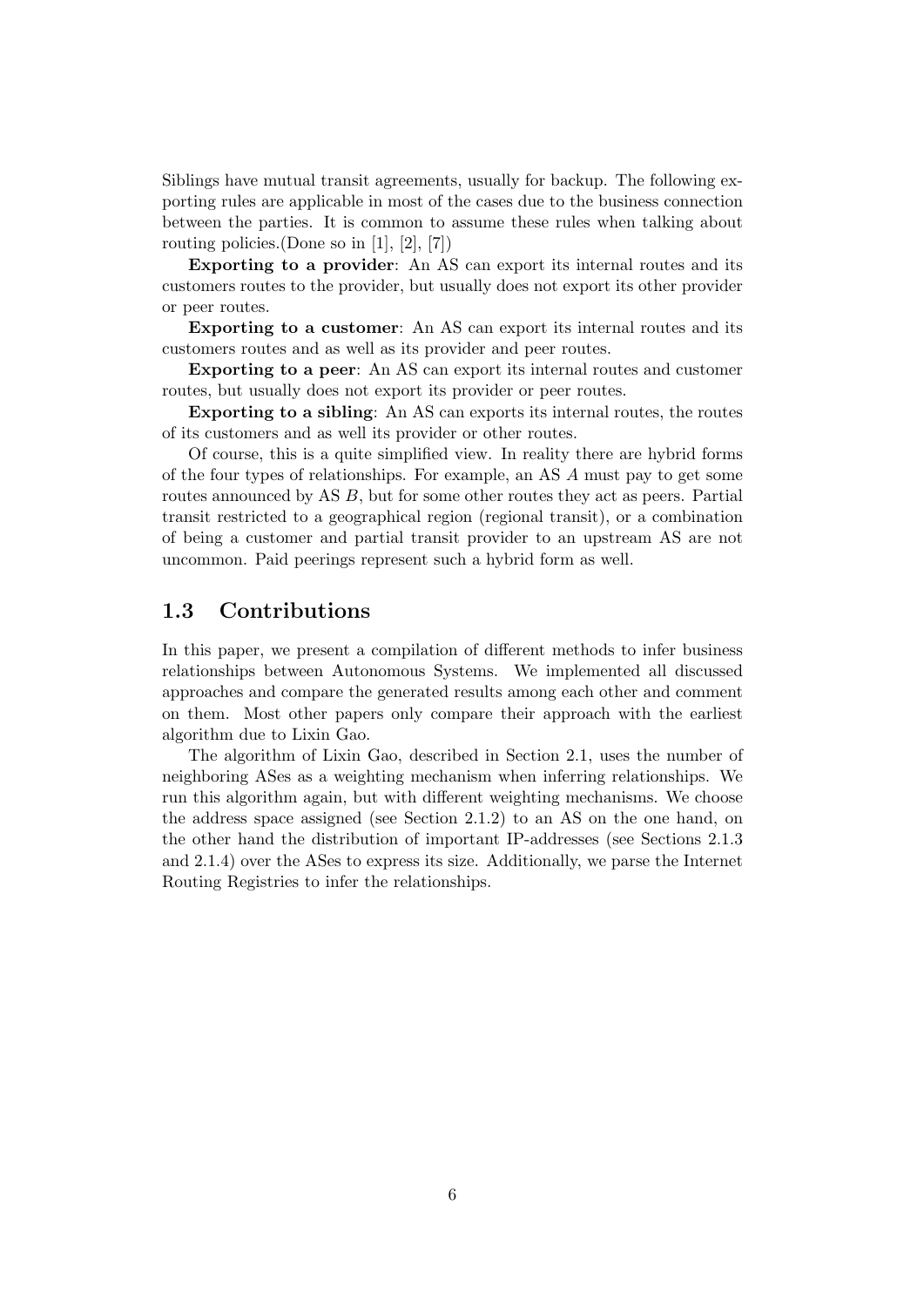Siblings have mutual transit agreements, usually for backup. The following exporting rules are applicable in most of the cases due to the business connection between the parties. It is common to assume these rules when talking about routing policies.(Done so in [1], [2], [7])

**Exporting to a provider**: An AS can export its internal routes and its customers routes to the provider, but usually does not export its other provider or peer routes.

**Exporting to a customer**: An AS can export its internal routes and its customers routes and as well as its provider and peer routes.

**Exporting to a peer**: An AS can export its internal routes and customer routes, but usually does not export its provider or peer routes.

**Exporting to a sibling**: An AS can exports its internal routes, the routes of its customers and as well its provider or other routes.

Of course, this is a quite simplified view. In reality there are hybrid forms of the four types of relationships. For example, an AS *A* must pay to get some routes announced by AS *B*, but for some other routes they act as peers. Partial transit restricted to a geographical region (regional transit), or a combination of being a customer and partial transit provider to an upstream AS are not uncommon. Paid peerings represent such a hybrid form as well.

## 1.3 Contributions

In this paper, we present a compilation of different methods to infer business relationships between Autonomous Systems. We implemented all discussed approaches and compare the generated results among each other and comment on them. Most other papers only compare their approach with the earliest algorithm due to Lixin Gao.

The algorithm of Lixin Gao, described in Section 2.1, uses the number of neighboring ASes as a weighting mechanism when inferring relationships. We run this algorithm again, but with different weighting mechanisms. We choose the address space assigned (see Section 2.1.2) to an AS on the one hand, on the other hand the distribution of important IP-addresses (see Sections 2.1.3 and 2.1.4) over the ASes to express its size. Additionally, we parse the Internet Routing Registries to infer the relationships.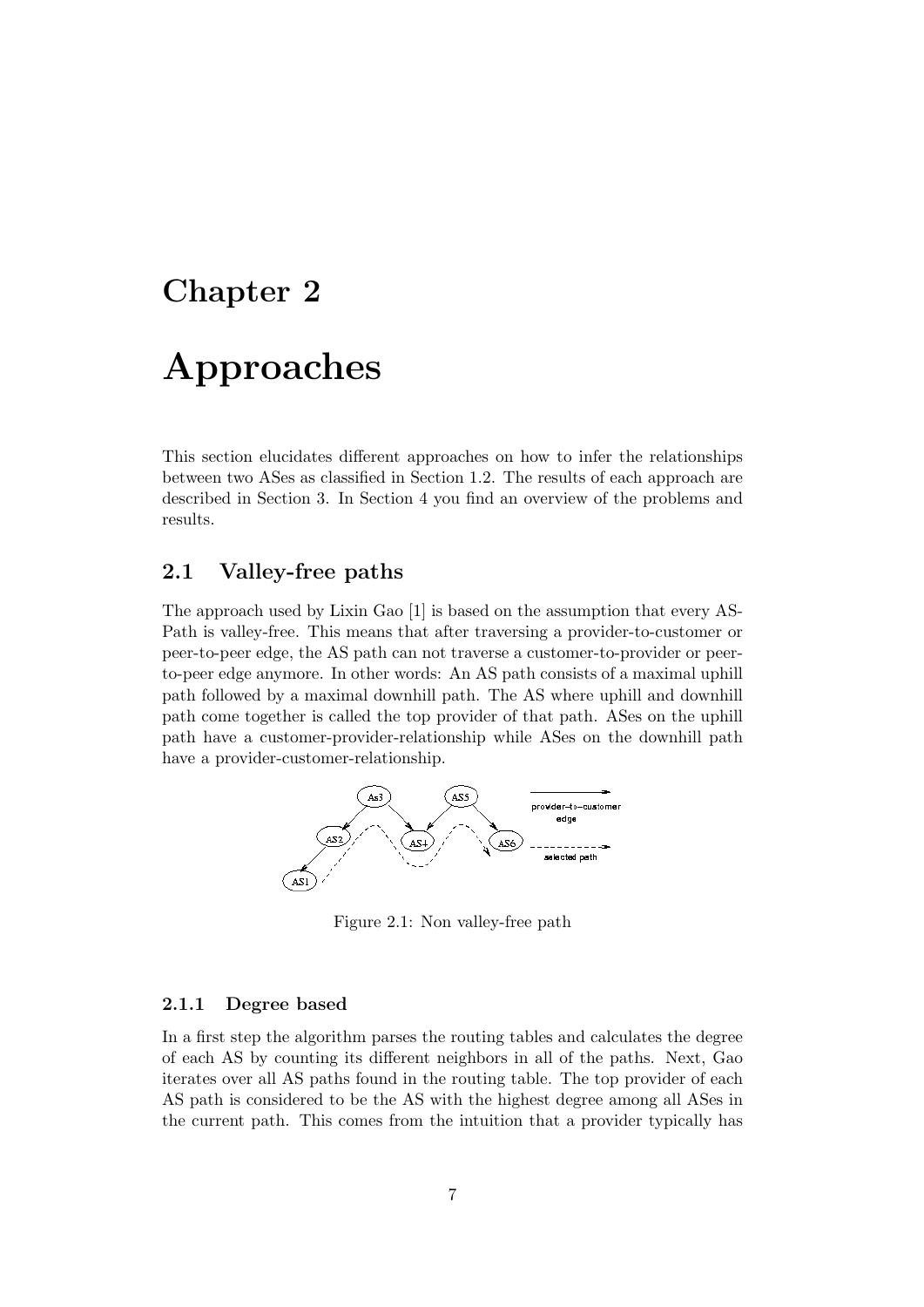# Chapter 2

# Approaches

This section elucidates different approaches on how to infer the relationships between two ASes as classified in Section 1.2. The results of each approach are described in Section 3. In Section 4 you find an overview of the problems and results.

## 2.1 Valley-free paths

The approach used by Lixin Gao [1] is based on the assumption that every AS-Path is valley-free. This means that after traversing a provider-to-customer or peer-to-peer edge, the AS path can not traverse a customer-to-provider or peer-to-peer edge anymore. In other words: An AS path consists of a maximal uphill path followed by a maximal downhill path. The AS where uphill and downhill path come together is called the top provider of that path. ASes on the uphill path have a customer-provider-relationship while ASes on the downhill path have a provider-customer-relationship.

Figure 2.1: Non valley-free path

### 2.1.1 Degree based

In a first step the algorithm parses the routing tables and calculates the degree of each AS by counting its different neighbors in all of the paths. Next, Gao iterates over all AS paths found in the routing table. The top provider of each AS path is considered to be the AS with the highest degree among all ASes in the current path. This comes from the intuition that a provider typically has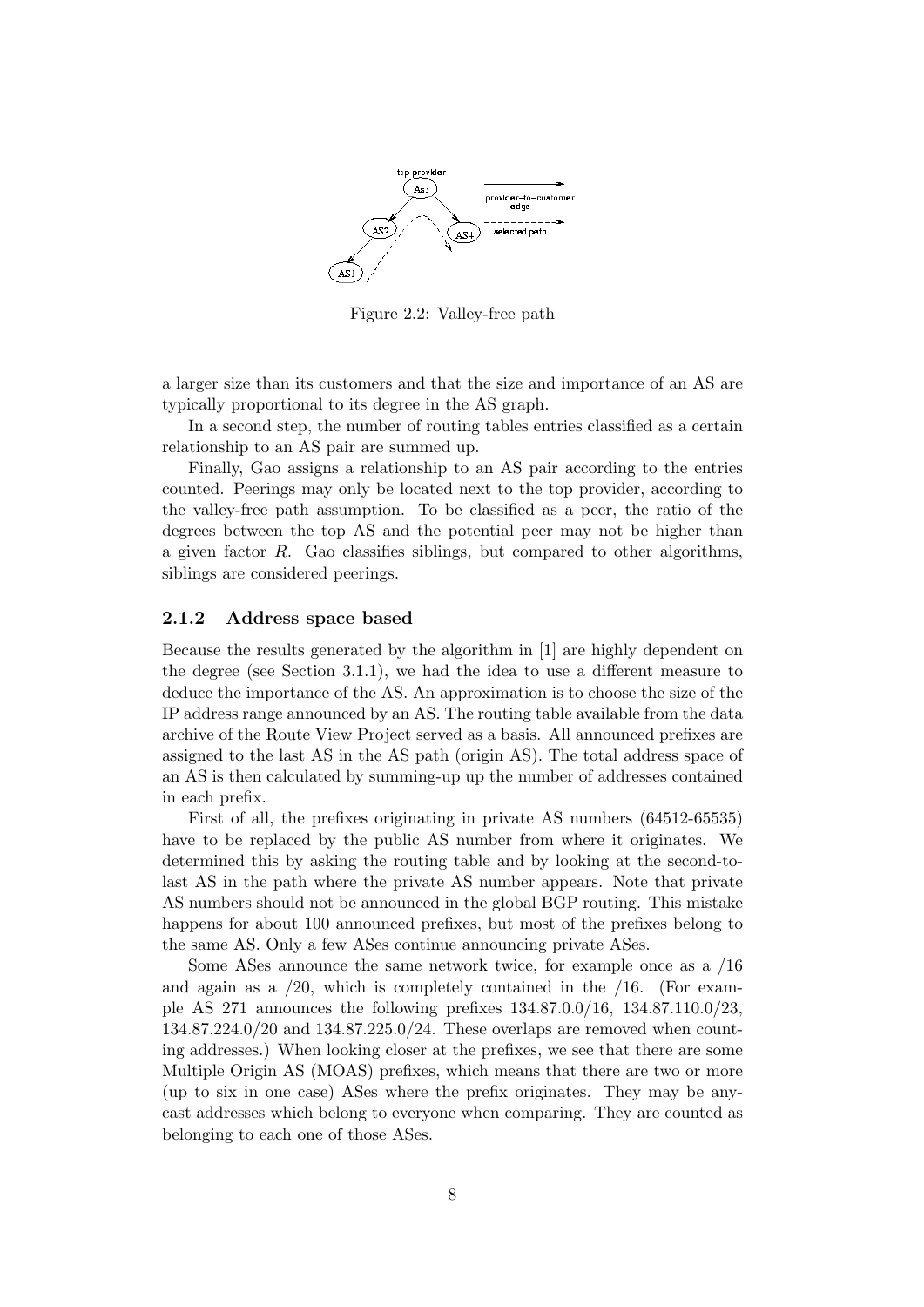Figure 2.2: Valley-free path

a larger size than its customers and that the size and importance of an AS are typically proportional to its degree in the AS graph.

In a second step, the number of routing tables entries classified as a certain relationship to an AS pair are summed up.

Finally, Gao assigns a relationship to an AS pair according to the entries counted. Peerings may only be located next to the top provider, according to the valley-free path assumption. To be classified as a peer, the ratio of the degrees between the top AS and the potential peer may not be higher than a given factor $R$. Gao classifies siblings, but compared to other algorithms, siblings are considered peerings.

### 2.1.2 Address space based

Because the results generated by the algorithm in [1] are highly dependent on the degree (see Section 3.1.1), we had the idea to use a different measure to deduce the importance of the AS. An approximation is to choose the size of the IP address range announced by an AS. The routing table available from the data archive of the Route View Project served as a basis. All announced prefixes are assigned to the last AS in the AS path (origin AS). The total address space of an AS is then calculated by summing-up up the number of addresses contained in each prefix.

First of all, the prefixes originating in private AS numbers (64512-65535) have to be replaced by the public AS number from where it originates. We determined this by asking the routing table and by looking at the second-to-last AS in the path where the private AS number appears. Note that private AS numbers should not be announced in the global BGP routing. This mistake happens for about 100 announced prefixes, but most of the prefixes belong to the same AS. Only a few ASes continue announcing private ASes.

Some ASes announce the same network twice, for example once as a /16 and again as a /20, which is completely contained in the /16. (For example AS 271 announces the following prefixes 134.87.0.0/16, 134.87.110.0/23, 134.87.224.0/20 and 134.87.225.0/24. These overlaps are removed when counting addresses.) When looking closer at the prefixes, we see that there are some Multiple Origin AS (MOAS) prefixes, which means that there are two or more (up to six in one case) ASes where the prefix originates. They may be anycast addresses which belong to everyone when comparing. They are counted as belonging to each one of those ASes.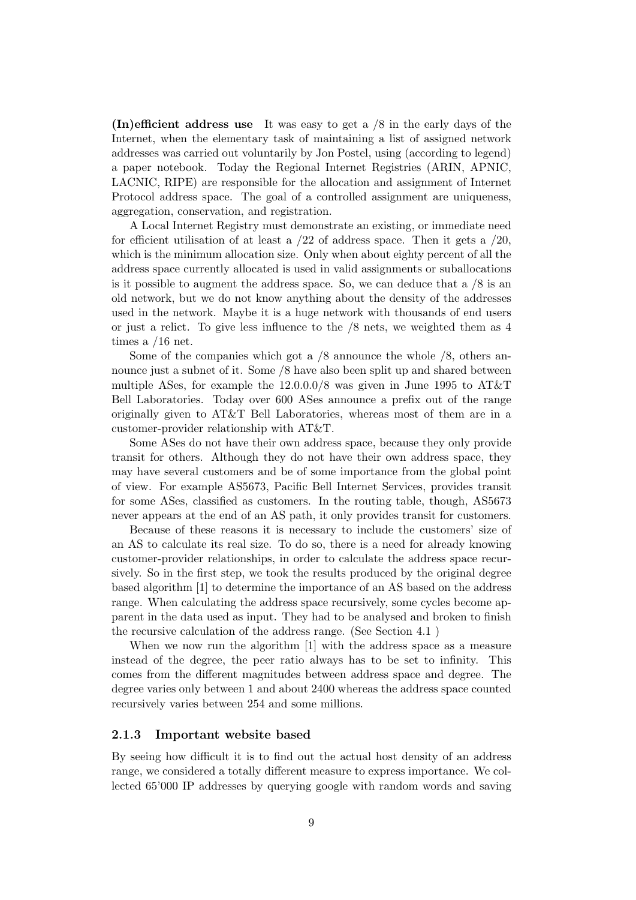**(In)efficient address use** It was easy to get a /8 in the early days of the Internet, when the elementary task of maintaining a list of assigned network addresses was carried out voluntarily by Jon Postel, using (according to legend) a paper notebook. Today the Regional Internet Registries (ARIN, APNIC, LACNIC, RIPE) are responsible for the allocation and assignment of Internet Protocol address space. The goal of a controlled assignment are uniqueness, aggregation, conservation, and registration.

A Local Internet Registry must demonstrate an existing, or immediate need for efficient utilisation of at least a /22 of address space. Then it gets a /20, which is the minimum allocation size. Only when about eighty percent of all the address space currently allocated is used in valid assignments or suballocations is it possible to augment the address space. So, we can deduce that a /8 is an old network, but we do not know anything about the density of the addresses used in the network. Maybe it is a huge network with thousands of end users or just a relict. To give less influence to the /8 nets, we weighted them as 4 times a /16 net.

Some of the companies which got a /8 announce the whole /8, others announce just a subnet of it. Some /8 have also been split up and shared between multiple ASes, for example the 12.0.0.0/8 was given in June 1995 to AT&T Bell Laboratories. Today over 600 ASes announce a prefix out of the range originally given to AT&T Bell Laboratories, whereas most of them are in a customer-provider relationship with AT&T.

Some ASes do not have their own address space, because they only provide transit for others. Although they do not have their own address space, they may have several customers and be of some importance from the global point of view. For example AS5673, Pacific Bell Internet Services, provides transit for some ASes, classified as customers. In the routing table, though, AS5673 never appears at the end of an AS path, it only provides transit for customers.

Because of these reasons it is necessary to include the customers' size of an AS to calculate its real size. To do so, there is a need for already knowing customer-provider relationships, in order to calculate the address space recursively. So in the first step, we took the results produced by the original degree based algorithm [1] to determine the importance of an AS based on the address range. When calculating the address space recursively, some cycles become apparent in the data used as input. They had to be analysed and broken to finish the recursive calculation of the address range. (See Section 4.1 )

When we now run the algorithm [1] with the address space as a measure instead of the degree, the peer ratio always has to be set to infinity. This comes from the different magnitudes between address space and degree. The degree varies only between 1 and about 2400 whereas the address space counted recursively varies between 254 and some millions.

### 2.1.3 Important website based

By seeing how difficult it is to find out the actual host density of an address range, we considered a totally different measure to express importance. We collected 65'000 IP addresses by querying google with random words and saving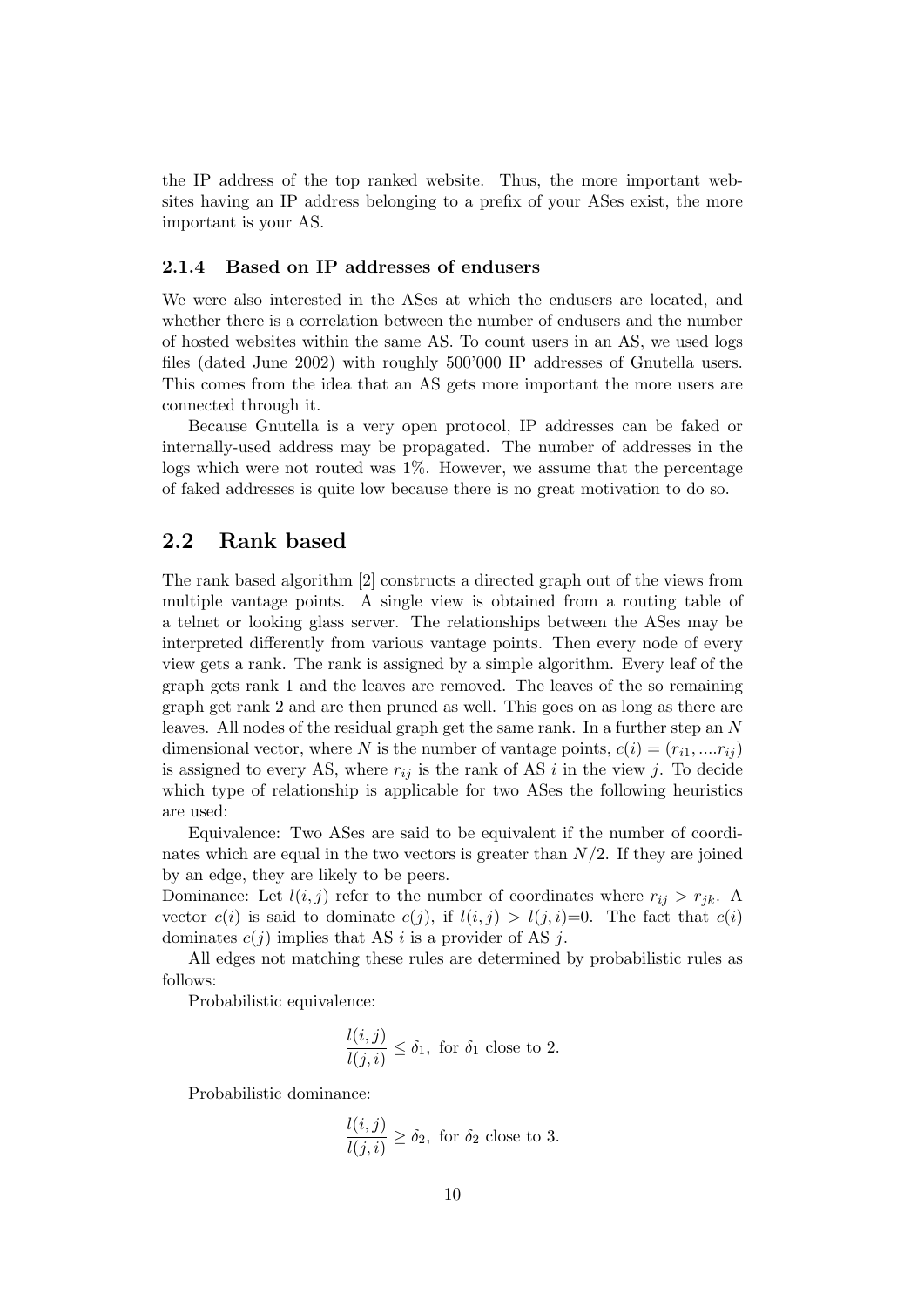the IP address of the top ranked website. Thus, the more important websites having an IP address belonging to a prefix of your ASes exist, the more important is your AS.

#### 2.1.4 Based on IP addresses of endusers

We were also interested in the ASes at which the endusers are located, and whether there is a correlation between the number of endusers and the number of hosted websites within the same AS. To count users in an AS, we used logs files (dated June 2002) with roughly 500'000 IP addresses of Gnutella users. This comes from the idea that an AS gets more important the more users are connected through it.

Because Gnutella is a very open protocol, IP addresses can be faked or internally-used address may be propagated. The number of addresses in the logs which were not routed was 1%. However, we assume that the percentage of faked addresses is quite low because there is no great motivation to do so.

## 2.2 Rank based

The rank based algorithm [2] constructs a directed graph out of the views from multiple vantage points. A single view is obtained from a routing table of a telnet or looking glass server. The relationships between the ASes may be interpreted differently from various vantage points. Then every node of every view gets a rank. The rank is assigned by a simple algorithm. Every leaf of the graph gets rank 1 and the leaves are removed. The leaves of the so remaining graph get rank 2 and are then pruned as well. This goes on as long as there are leaves. All nodes of the residual graph get the same rank. In a further step an $N$ dimensional vector, where $N$ is the number of vantage points, $c(i) = (r_{i1}, ....r_{ij})$ is assigned to every AS, where $r_{ij}$ is the rank of AS $i$ in the view $j$. To decide which type of relationship is applicable for two ASes the following heuristics are used:

Equivalence: Two ASes are said to be equivalent if the number of coordinates which are equal in the two vectors is greater than $N/2$. If they are joined by an edge, they are likely to be peers.

Dominance: Let $l(i, j)$ refer to the number of coordinates where $r_{ij} > r_{jk}$. A vector $c(i)$ is said to dominate $c(j)$, if $l(i, j) > l(j, i)$=0. The fact that $c(i)$ dominates $c(j)$ implies that AS $i$ is a provider of AS $j$.

All edges not matching these rules are determined by probabilistic rules as follows:

Probabilistic equivalence:

$$\frac{l(i, j)}{l(j, i)} \leq \delta_1, \text{ for } \delta_1 \text{ close to 2.}$$

Probabilistic dominance:

$$\frac{l(i, j)}{l(j, i)} \geq \delta_2, \text{ for } \delta_2 \text{ close to 3.}$$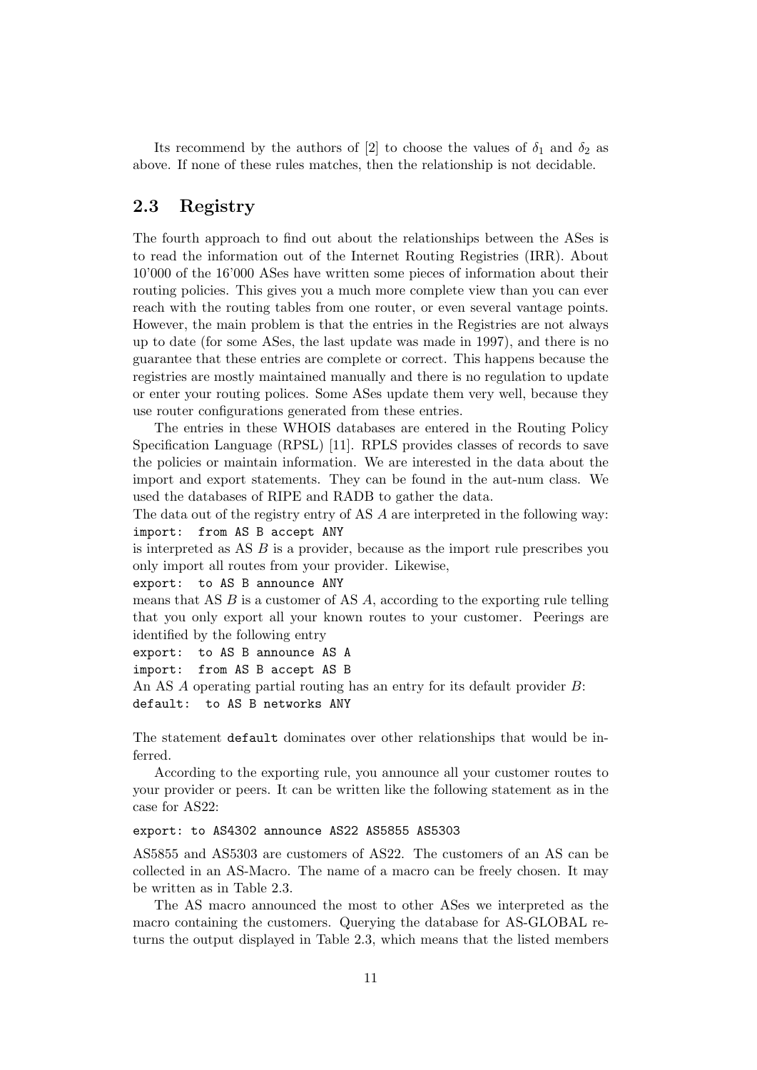Its recommend by the authors of [2] to choose the values of $\delta_1$ and $\delta_2$ as above. If none of these rules matches, then the relationship is not decidable.

## 2.3 Registry

The fourth approach to find out about the relationships between the ASes is to read the information out of the Internet Routing Registries (IRR). About 10'000 of the 16'000 ASes have written some pieces of information about their routing policies. This gives you a much more complete view than you can ever reach with the routing tables from one router, or even several vantage points. However, the main problem is that the entries in the Registries are not always up to date (for some ASes, the last update was made in 1997), and there is no guarantee that these entries are complete or correct. This happens because the registries are mostly maintained manually and there is no regulation to update or enter your routing polices. Some ASes update them very well, because they use router configurations generated from these entries.

The entries in these WHOIS databases are entered in the Routing Policy Specification Language (RPSL) [11]. RPLS provides classes of records to save the policies or maintain information. We are interested in the data about the import and export statements. They can be found in the aut-num class. We used the databases of RIPE and RADB to gather the data.

The data out of the registry entry of AS $A$ are interpreted in the following way:
`import: from AS B accept ANY`
is interpreted as AS $B$ is a provider, because as the import rule prescribes you only import all routes from your provider. Likewise,
`export: to AS B announce ANY`
means that AS $B$ is a customer of AS $A$, according to the exporting rule telling that you only export all your known routes to your customer. Peerings are identified by the following entry
`export: to AS B announce AS A`
`import: from AS B accept AS B`
An AS $A$ operating partial routing has an entry for its default provider $B$:
`default: to AS B networks ANY`

The statement `default` dominates over other relationships that would be inferred.

According to the exporting rule, you announce all your customer routes to your provider or peers. It can be written like the following statement as in the case for AS22:

```
export: to AS4302 announce AS22 AS5855 AS5303
```

AS5855 and AS5303 are customers of AS22. The customers of an AS can be collected in an AS-Macro. The name of a macro can be freely chosen. It may be written as in Table 2.3.

The AS macro announced the most to other ASes we interpreted as the macro containing the customers. Querying the database for AS-GLOBAL returns the output displayed in Table 2.3, which means that the listed members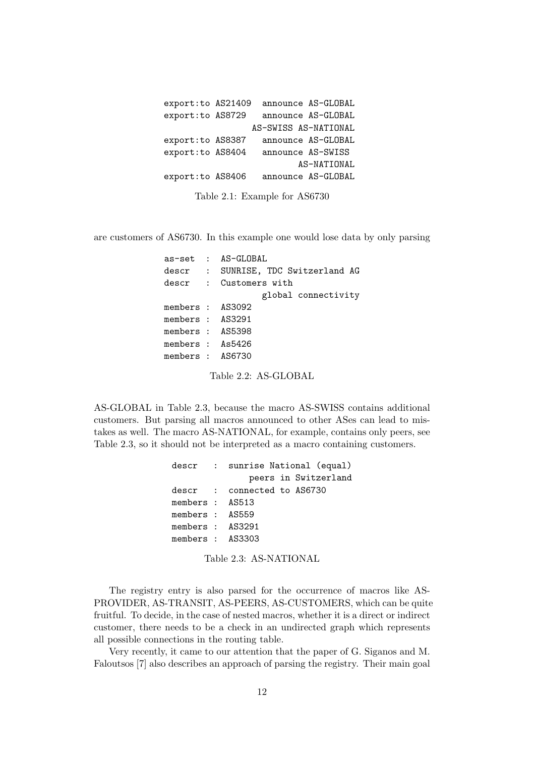```
export:to AS21409   announce AS-GLOBAL
export:to AS8729    announce AS-GLOBAL
                  AS-SWISS AS-NATIONAL
export:to AS8387    announce AS-GLOBAL
export:to AS8404    announce AS-SWISS
                             AS-NATIONAL
export:to AS8406    announce AS-GLOBAL
```

Table 2.1: Example for AS6730

are customers of AS6730. In this example one would lose data by only parsing

```
as-set  :  AS-GLOBAL
descr   :  SUNRISE, TDC Switzerland AG
descr   :  Customers with
                  global connectivity
members :  AS3092
members :  AS3291
members :  AS5398
members :  As5426
members :  AS6730
```

Table 2.2: AS-GLOBAL

AS-GLOBAL in Table 2.3, because the macro AS-SWISS contains additional customers. But parsing all macros announced to other ASes can lead to mistakes as well. The macro AS-NATIONAL, for example, contains only peers, see Table 2.3, so it should not be interpreted as a macro containing customers.

```
descr   :  sunrise National (equal)
                peers in Switzerland
descr   :  connected to AS6730
members :  AS513
members :  AS559
members :  AS3291
members :  AS3303
```

Table 2.3: AS-NATIONAL

The registry entry is also parsed for the occurrence of macros like AS-PROVIDER, AS-TRANSIT, AS-PEERS, AS-CUSTOMERS, which can be quite fruitful. To decide, in the case of nested macros, whether it is a direct or indirect customer, there needs to be a check in an undirected graph which represents all possible connections in the routing table.

Very recently, it came to our attention that the paper of G. Siganos and M. Faloutsos [7] also describes an approach of parsing the registry. Their main goal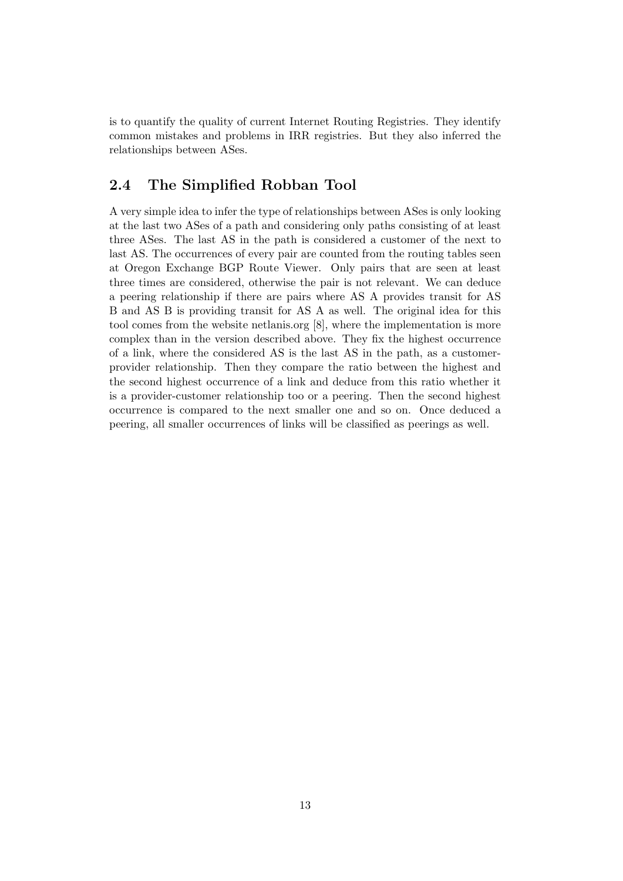is to quantify the quality of current Internet Routing Registries. They identify common mistakes and problems in IRR registries. But they also inferred the relationships between ASes.

## 2.4 The Simplified Robban Tool

A very simple idea to infer the type of relationships between ASes is only looking at the last two ASes of a path and considering only paths consisting of at least three ASes. The last AS in the path is considered a customer of the next to last AS. The occurrences of every pair are counted from the routing tables seen at Oregon Exchange BGP Route Viewer. Only pairs that are seen at least three times are considered, otherwise the pair is not relevant. We can deduce a peering relationship if there are pairs where AS A provides transit for AS B and AS B is providing transit for AS A as well. The original idea for this tool comes from the website netlanis.org [8], where the implementation is more complex than in the version described above. They fix the highest occurrence of a link, where the considered AS is the last AS in the path, as a customer-provider relationship. Then they compare the ratio between the highest and the second highest occurrence of a link and deduce from this ratio whether it is a provider-customer relationship too or a peering. Then the second highest occurrence is compared to the next smaller one and so on. Once deduced a peering, all smaller occurrences of links will be classified as peerings as well.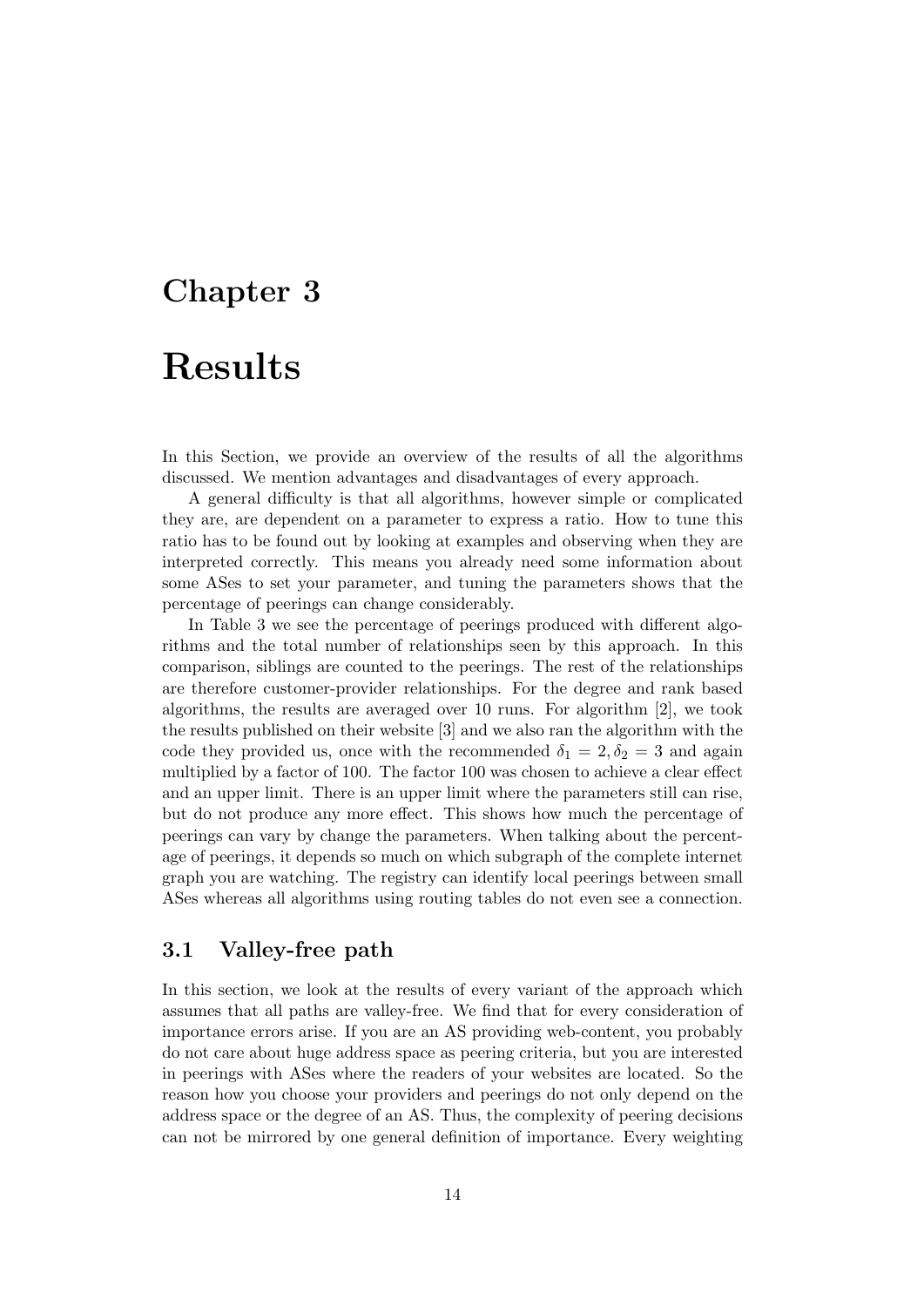# Chapter 3

# Results

In this Section, we provide an overview of the results of all the algorithms discussed. We mention advantages and disadvantages of every approach.

A general difficulty is that all algorithms, however simple or complicated they are, are dependent on a parameter to express a ratio. How to tune this ratio has to be found out by looking at examples and observing when they are interpreted correctly. This means you already need some information about some ASes to set your parameter, and tuning the parameters shows that the percentage of peerings can change considerably.

In Table 3 we see the percentage of peerings produced with different algorithms and the total number of relationships seen by this approach. In this comparison, siblings are counted to the peerings. The rest of the relationships are therefore customer-provider relationships. For the degree and rank based algorithms, the results are averaged over 10 runs. For algorithm [2], we took the results published on their website [3] and we also ran the algorithm with the code they provided us, once with the recommended $\delta_1 = 2, \delta_2 = 3$ and again multiplied by a factor of 100. The factor 100 was chosen to achieve a clear effect and an upper limit. There is an upper limit where the parameters still can rise, but do not produce any more effect. This shows how much the percentage of peerings can vary by change the parameters. When talking about the percentage of peerings, it depends so much on which subgraph of the complete internet graph you are watching. The registry can identify local peerings between small ASes whereas all algorithms using routing tables do not even see a connection.

## 3.1 Valley-free path

In this section, we look at the results of every variant of the approach which assumes that all paths are valley-free. We find that for every consideration of importance errors arise. If you are an AS providing web-content, you probably do not care about huge address space as peering criteria, but you are interested in peerings with ASes where the readers of your websites are located. So the reason how you choose your providers and peerings do not only depend on the address space or the degree of an AS. Thus, the complexity of peering decisions can not be mirrored by one general definition of importance. Every weighting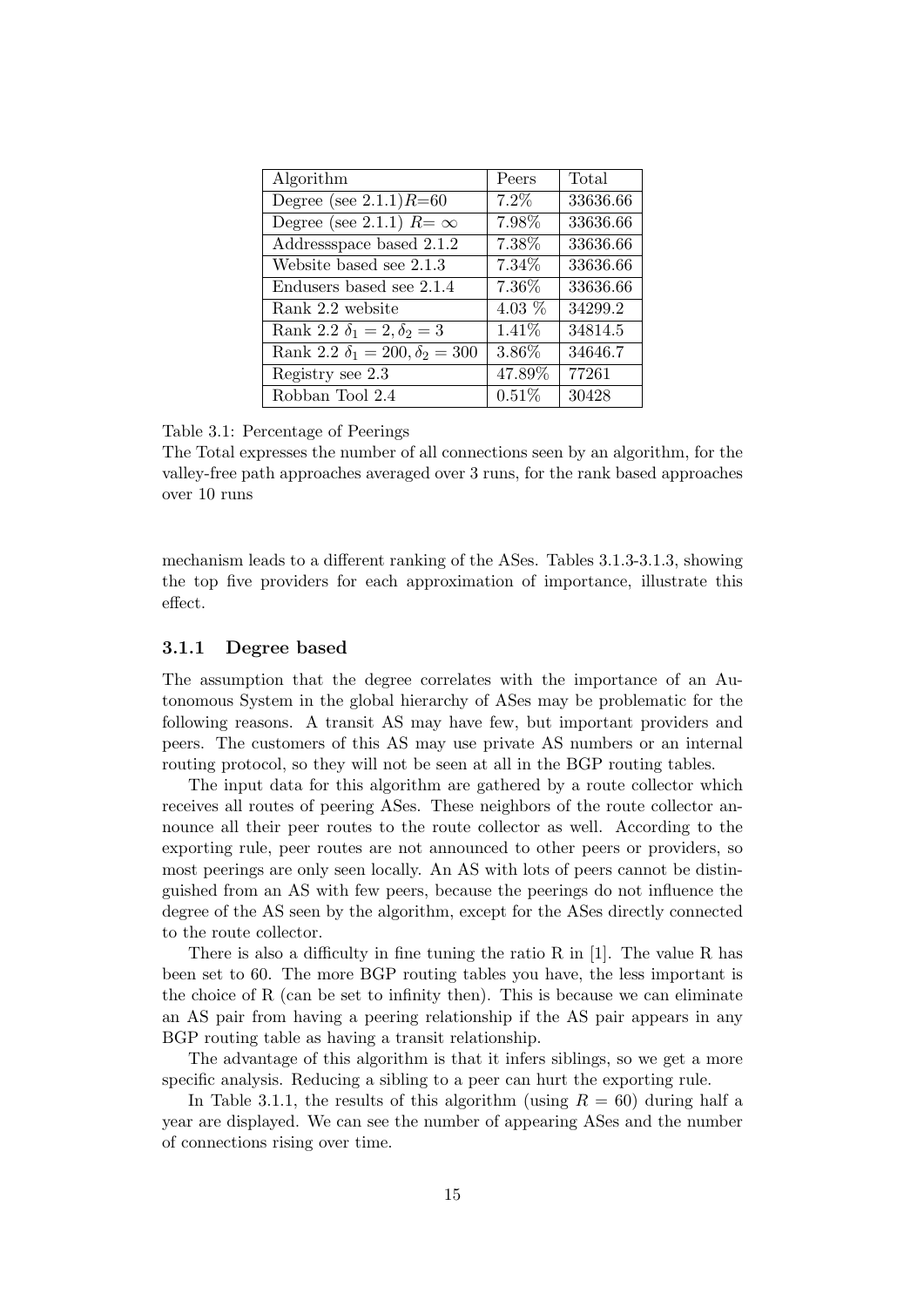| Algorithm | Peers | Total |
|---|---|---|
| Degree (see 2.1.1)$R$=60 | 7.2% | 33636.66 |
| Degree (see 2.1.1) $R=\infty$ | 7.98% | 33636.66 |
| Addressspace based 2.1.2 | 7.38% | 33636.66 |
| Website based see 2.1.3 | 7.34% | 33636.66 |
| Endusers based see 2.1.4 | 7.36% | 33636.66 |
| Rank 2.2 website | 4.03 % | 34299.2 |
| Rank 2.2 $\delta_1 = 2, \delta_2 = 3$ | 1.41% | 34814.5 |
| Rank 2.2 $\delta_1 = 200, \delta_2 = 300$ | 3.86% | 34646.7 |
| Registry see 2.3 | 47.89% | 77261 |
| Robban Tool 2.4 | 0.51% | 30428 |

Table 3.1: Percentage of Peerings
The Total expresses the number of all connections seen by an algorithm, for the valley-free path approaches averaged over 3 runs, for the rank based approaches over 10 runs

mechanism leads to a different ranking of the ASes. Tables 3.1.3-3.1.3, showing the top five providers for each approximation of importance, illustrate this effect.

### 3.1.1 Degree based

The assumption that the degree correlates with the importance of an Autonomous System in the global hierarchy of ASes may be problematic for the following reasons. A transit AS may have few, but important providers and peers. The customers of this AS may use private AS numbers or an internal routing protocol, so they will not be seen at all in the BGP routing tables.

The input data for this algorithm are gathered by a route collector which receives all routes of peering ASes. These neighbors of the route collector announce all their peer routes to the route collector as well. According to the exporting rule, peer routes are not announced to other peers or providers, so most peerings are only seen locally. An AS with lots of peers cannot be distinguished from an AS with few peers, because the peerings do not influence the degree of the AS seen by the algorithm, except for the ASes directly connected to the route collector.

There is also a difficulty in fine tuning the ratio R in [1]. The value R has been set to 60. The more BGP routing tables you have, the less important is the choice of R (can be set to infinity then). This is because we can eliminate an AS pair from having a peering relationship if the AS pair appears in any BGP routing table as having a transit relationship.

The advantage of this algorithm is that it infers siblings, so we get a more specific analysis. Reducing a sibling to a peer can hurt the exporting rule.

In Table 3.1.1, the results of this algorithm (using $R = 60$) during half a year are displayed. We can see the number of appearing ASes and the number of connections rising over time.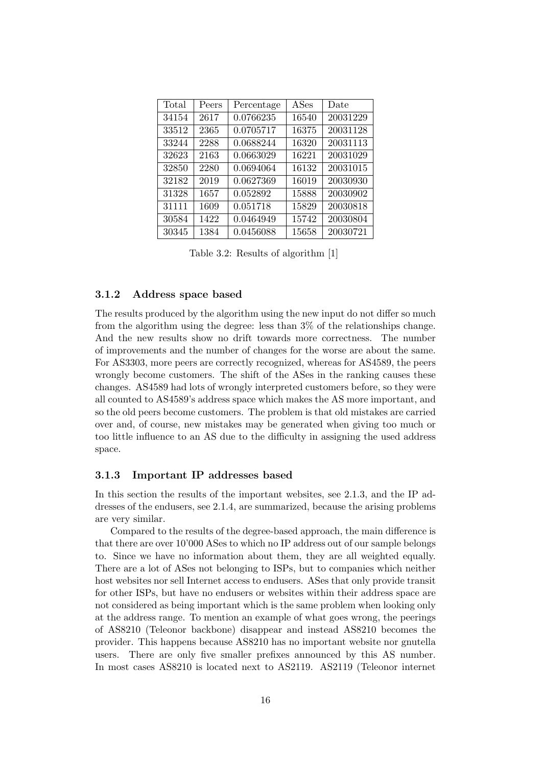| Total | Peers | Percentage | ASes | Date |
|---|---|---|---|---|
| 34154 | 2617 | 0.0766235 | 16540 | 20031229 |
| 33512 | 2365 | 0.0705717 | 16375 | 20031128 |
| 33244 | 2288 | 0.0688244 | 16320 | 20031113 |
| 32623 | 2163 | 0.0663029 | 16221 | 20031029 |
| 32850 | 2280 | 0.0694064 | 16132 | 20031015 |
| 32182 | 2019 | 0.0627369 | 16019 | 20030930 |
| 31328 | 1657 | 0.052892 | 15888 | 20030902 |
| 31111 | 1609 | 0.051718 | 15829 | 20030818 |
| 30584 | 1422 | 0.0464949 | 15742 | 20030804 |
| 30345 | 1384 | 0.0456088 | 15658 | 20030721 |

Table 3.2: Results of algorithm [1]

### 3.1.2 Address space based

The results produced by the algorithm using the new input do not differ so much from the algorithm using the degree: less than 3% of the relationships change. And the new results show no drift towards more correctness. The number of improvements and the number of changes for the worse are about the same. For AS3303, more peers are correctly recognized, whereas for AS4589, the peers wrongly become customers. The shift of the ASes in the ranking causes these changes. AS4589 had lots of wrongly interpreted customers before, so they were all counted to AS4589's address space which makes the AS more important, and so the old peers become customers. The problem is that old mistakes are carried over and, of course, new mistakes may be generated when giving too much or too little influence to an AS due to the difficulty in assigning the used address space.

### 3.1.3 Important IP addresses based

In this section the results of the important websites, see 2.1.3, and the IP addresses of the endusers, see 2.1.4, are summarized, because the arising problems are very similar.

Compared to the results of the degree-based approach, the main difference is that there are over 10'000 ASes to which no IP address out of our sample belongs to. Since we have no information about them, they are all weighted equally. There are a lot of ASes not belonging to ISPs, but to companies which neither host websites nor sell Internet access to endusers. ASes that only provide transit for other ISPs, but have no endusers or websites within their address space are not considered as being important which is the same problem when looking only at the address range. To mention an example of what goes wrong, the peerings of AS8210 (Teleonor backbone) disappear and instead AS8210 becomes the provider. This happens because AS8210 has no important website nor gnutella users. There are only five smaller prefixes announced by this AS number. In most cases AS8210 is located next to AS2119. AS2119 (Teleonor internet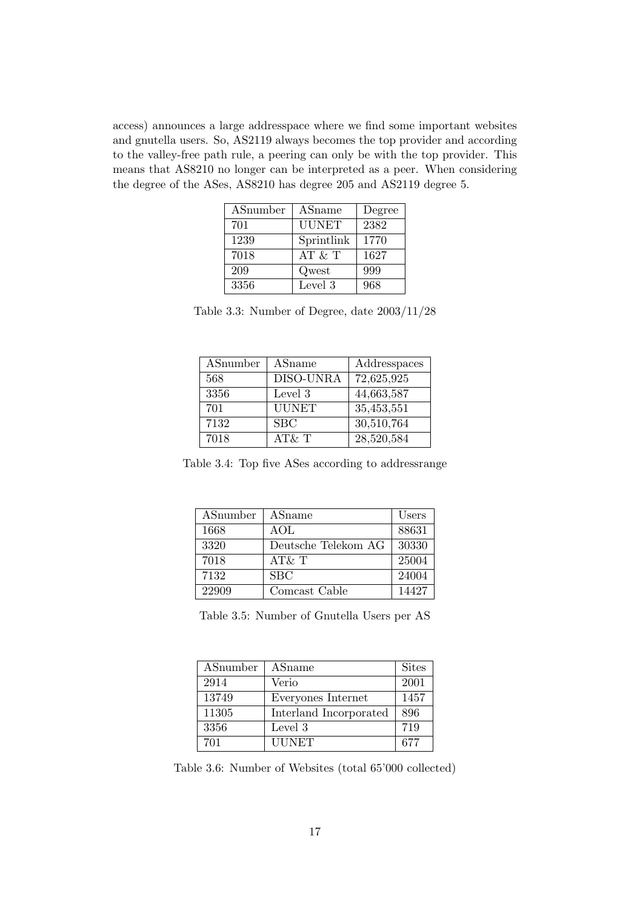access) announces a large addresspace where we find some important websites and gnutella users. So, AS2119 always becomes the top provider and according to the valley-free path rule, a peering can only be with the top provider. This means that AS8210 no longer can be interpreted as a peer. When considering the degree of the ASes, AS8210 has degree 205 and AS2119 degree 5.

| ASnumber | ASname | Degree |
|---|---|---|
| 701 | UUNET | 2382 |
| 1239 | Sprintlink | 1770 |
| 7018 | AT & T | 1627 |
| 209 | Qwest | 999 |
| 3356 | Level 3 | 968 |

Table 3.3: Number of Degree, date 2003/11/28

| ASnumber | ASname | Addresspaces |
|---|---|---|
| 568 | DISO-UNRA | 72,625,925 |
| 3356 | Level 3 | 44,663,587 |
| 701 | UUNET | 35,453,551 |
| 7132 | SBC | 30,510,764 |
| 7018 | AT& T | 28,520,584 |

Table 3.4: Top five ASes according to addressrange

| ASnumber | ASname | Users |
|---|---|---|
| 1668 | AOL | 88631 |
| 3320 | Deutsche Telekom AG | 30330 |
| 7018 | AT& T | 25004 |
| 7132 | SBC | 24004 |
| 22909 | Comcast Cable | 14427 |

Table 3.5: Number of Gnutella Users per AS

| ASnumber | ASname | Sites |
|---|---|---|
| 2914 | Verio | 2001 |
| 13749 | Everyones Internet | 1457 |
| 11305 | Interland Incorporated | 896 |
| 3356 | Level 3 | 719 |
| 701 | UUNET | 677 |

Table 3.6: Number of Websites (total 65'000 collected)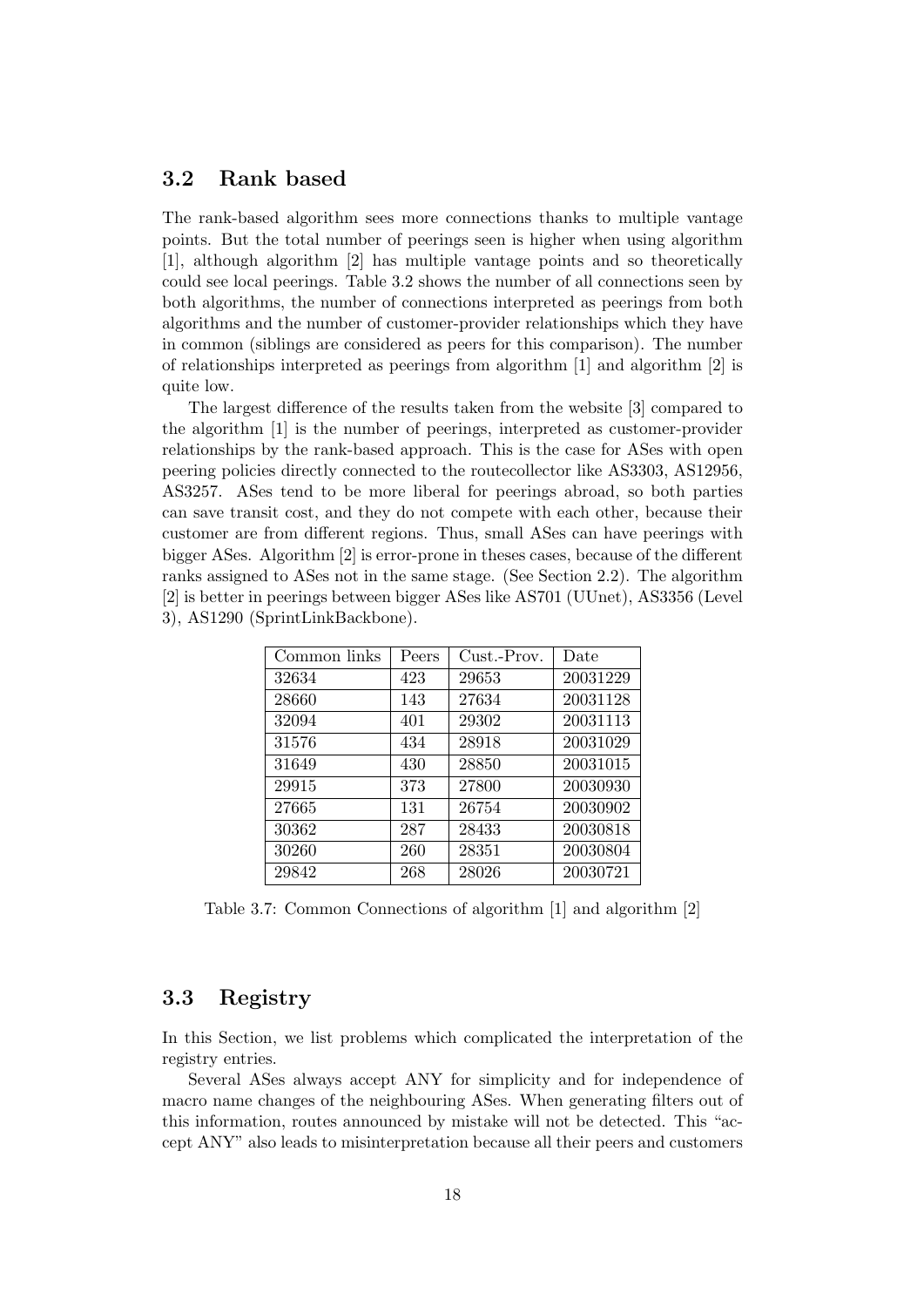## 3.2 Rank based

The rank-based algorithm sees more connections thanks to multiple vantage points. But the total number of peerings seen is higher when using algorithm [1], although algorithm [2] has multiple vantage points and so theoretically could see local peerings. Table 3.2 shows the number of all connections seen by both algorithms, the number of connections interpreted as peerings from both algorithms and the number of customer-provider relationships which they have in common (siblings are considered as peers for this comparison). The number of relationships interpreted as peerings from algorithm [1] and algorithm [2] is quite low.

The largest difference of the results taken from the website [3] compared to the algorithm [1] is the number of peerings, interpreted as customer-provider relationships by the rank-based approach. This is the case for ASes with open peering policies directly connected to the routecollector like AS3303, AS12956, AS3257. ASes tend to be more liberal for peerings abroad, so both parties can save transit cost, and they do not compete with each other, because their customer are from different regions. Thus, small ASes can have peerings with bigger ASes. Algorithm [2] is error-prone in theses cases, because of the different ranks assigned to ASes not in the same stage. (See Section 2.2). The algorithm [2] is better in peerings between bigger ASes like AS701 (UUnet), AS3356 (Level 3), AS1290 (SprintLinkBackbone).

| Common links | Peers | Cust.-Prov. | Date |
|---|---|---|---|
| 32634 | 423 | 29653 | 20031229 |
| 28660 | 143 | 27634 | 20031128 |
| 32094 | 401 | 29302 | 20031113 |
| 31576 | 434 | 28918 | 20031029 |
| 31649 | 430 | 28850 | 20031015 |
| 29915 | 373 | 27800 | 20030930 |
| 27665 | 131 | 26754 | 20030902 |
| 30362 | 287 | 28433 | 20030818 |
| 30260 | 260 | 28351 | 20030804 |
| 29842 | 268 | 28026 | 20030721 |

Table 3.7: Common Connections of algorithm [1] and algorithm [2]

## 3.3 Registry

In this Section, we list problems which complicated the interpretation of the registry entries.

Several ASes always accept ANY for simplicity and for independence of macro name changes of the neighbouring ASes. When generating filters out of this information, routes announced by mistake will not be detected. This "accept ANY" also leads to misinterpretation because all their peers and customers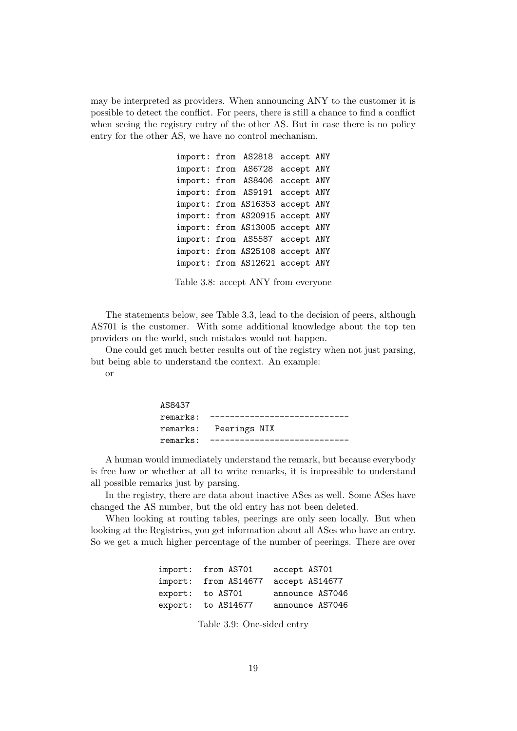may be interpreted as providers. When announcing ANY to the customer it is possible to detect the conflict. For peers, there is still a chance to find a conflict when seeing the registry entry of the other AS. But in case there is no policy entry for the other AS, we have no control mechanism.

```
import: from  AS2818  accept ANY
import: from  AS6728  accept ANY
import: from  AS8406  accept ANY
import: from  AS9191  accept ANY
import: from AS16353 accept ANY
import: from AS20915 accept ANY
import: from AS13005 accept ANY
import: from  AS5587  accept ANY
import: from AS25108 accept ANY
import: from AS12621 accept ANY
```

Table 3.8: accept ANY from everyone

The statements below, see Table 3.3, lead to the decision of peers, although AS701 is the customer. With some additional knowledge about the top ten providers on the world, such mistakes would not happen.

One could get much better results out of the registry when not just parsing, but being able to understand the context. An example:

or

```
AS8437
remarks:  ----------------------------
remarks:  Peerings NIX
remarks:  ----------------------------
```

A human would immediately understand the remark, but because everybody is free how or whether at all to write remarks, it is impossible to understand all possible remarks just by parsing.

In the registry, there are data about inactive ASes as well. Some ASes have changed the AS number, but the old entry has not been deleted.

When looking at routing tables, peerings are only seen locally. But when looking at the Registries, you get information about all ASes who have an entry. So we get a much higher percentage of the number of peerings. There are over

```
import:  from AS701    accept AS701
import:  from AS14677  accept AS14677
export:  to AS701      announce AS7046
export:  to AS14677    announce AS7046
```

Table 3.9: One-sided entry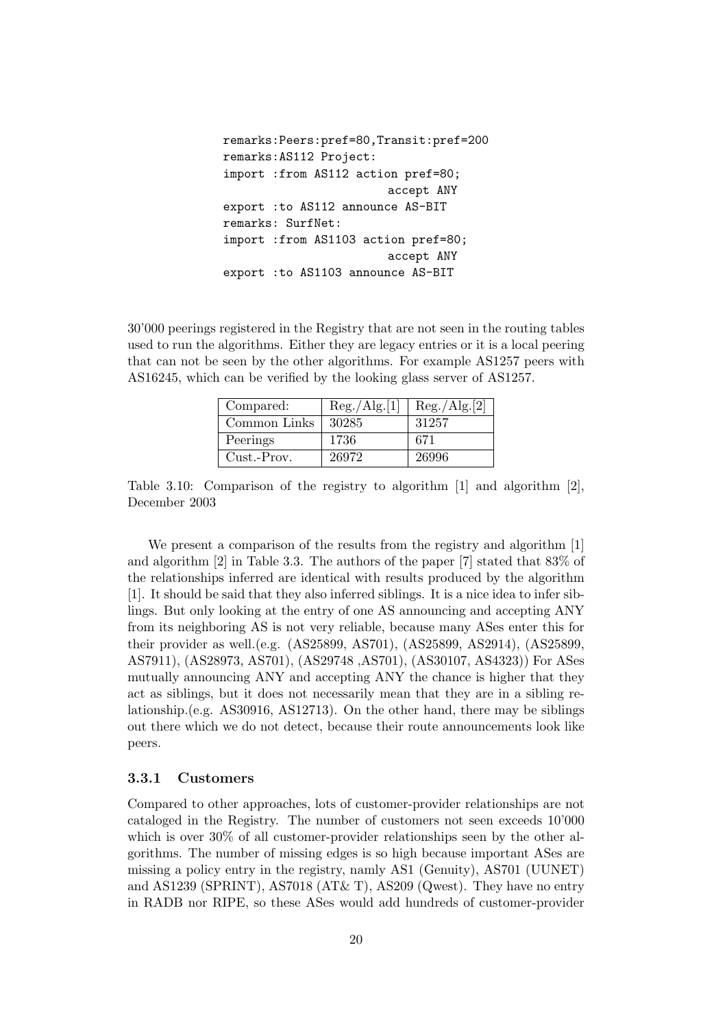```
remarks:Peers:pref=80,Transit:pref=200
remarks:AS112 Project:
import :from AS112 action pref=80;
                         accept ANY
export :to AS112 announce AS-BIT
remarks: SurfNet:
import :from AS1103 action pref=80;
                         accept ANY
export :to AS1103 announce AS-BIT
```

30'000 peerings registered in the Registry that are not seen in the routing tables used to run the algorithms. Either they are legacy entries or it is a local peering that can not be seen by the other algorithms. For example AS1257 peers with AS16245, which can be verified by the looking glass server of AS1257.

| Compared: | Reg./Alg.[1] | Reg./Alg.[2] |
|---|---|---|
| Common Links | 30285 | 31257 |
| Peerings | 1736 | 671 |
| Cust.-Prov. | 26972 | 26996 |

Table 3.10: Comparison of the registry to algorithm [1] and algorithm [2], December 2003

We present a comparison of the results from the registry and algorithm [1] and algorithm [2] in Table 3.3. The authors of the paper [7] stated that 83% of the relationships inferred are identical with results produced by the algorithm [1]. It should be said that they also inferred siblings. It is a nice idea to infer siblings. But only looking at the entry of one AS announcing and accepting ANY from its neighboring AS is not very reliable, because many ASes enter this for their provider as well.(e.g. (AS25899, AS701), (AS25899, AS2914), (AS25899, AS7911), (AS28973, AS701), (AS29748 ,AS701), (AS30107, AS4323)) For ASes mutually announcing ANY and accepting ANY the chance is higher that they act as siblings, but it does not necessarily mean that they are in a sibling relationship.(e.g. AS30916, AS12713). On the other hand, there may be siblings out there which we do not detect, because their route announcements look like peers.

### 3.3.1 Customers

Compared to other approaches, lots of customer-provider relationships are not cataloged in the Registry. The number of customers not seen exceeds 10'000 which is over 30% of all customer-provider relationships seen by the other algorithms. The number of missing edges is so high because important ASes are missing a policy entry in the registry, namly AS1 (Genuity), AS701 (UUNET) and AS1239 (SPRINT), AS7018 (AT& T), AS209 (Qwest). They have no entry in RADB nor RIPE, so these ASes would add hundreds of customer-provider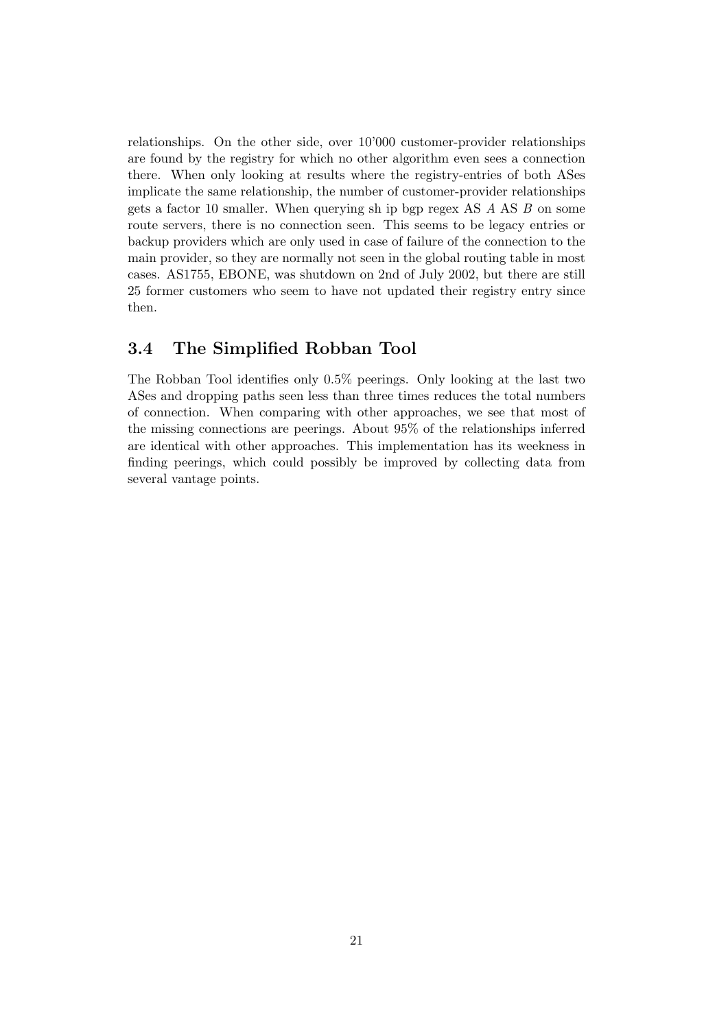relationships. On the other side, over 10'000 customer-provider relationships are found by the registry for which no other algorithm even sees a connection there. When only looking at results where the registry-entries of both ASes implicate the same relationship, the number of customer-provider relationships gets a factor 10 smaller. When querying sh ip bgp regex AS $A$ AS $B$ on some route servers, there is no connection seen. This seems to be legacy entries or backup providers which are only used in case of failure of the connection to the main provider, so they are normally not seen in the global routing table in most cases. AS1755, EBONE, was shutdown on 2nd of July 2002, but there are still 25 former customers who seem to have not updated their registry entry since then.

### 3.4 The Simplified Robban Tool

The Robban Tool identifies only 0.5% peerings. Only looking at the last two ASes and dropping paths seen less than three times reduces the total numbers of connection. When comparing with other approaches, we see that most of the missing connections are peerings. About 95% of the relationships inferred are identical with other approaches. This implementation has its weekness in finding peerings, which could possibly be improved by collecting data from several vantage points.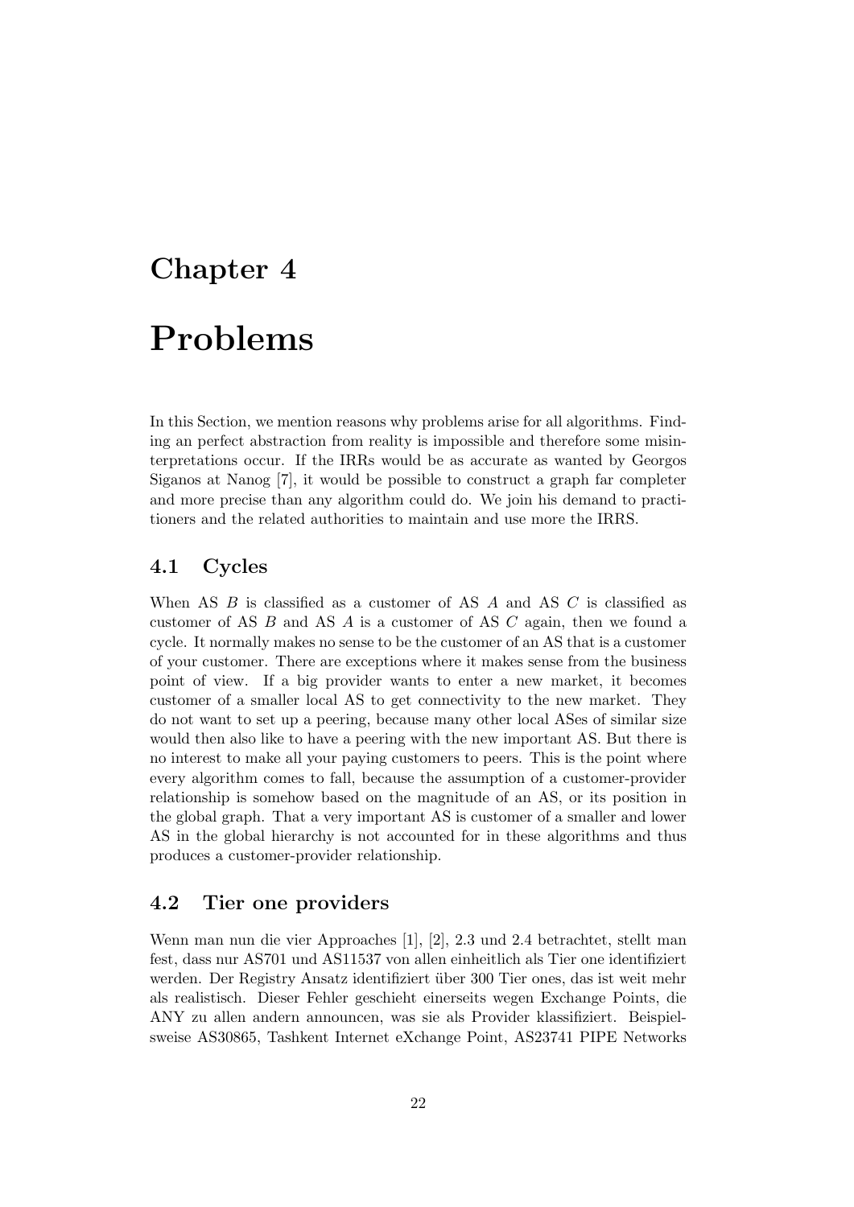# Chapter 4

# Problems

In this Section, we mention reasons why problems arise for all algorithms. Finding an perfect abstraction from reality is impossible and therefore some misinterpretations occur. If the IRRs would be as accurate as wanted by Georgos Siganos at Nanog [7], it would be possible to construct a graph far completer and more precise than any algorithm could do. We join his demand to practitioners and the related authorities to maintain and use more the IRRS.

## 4.1 Cycles

When AS $B$ is classified as a customer of AS $A$ and AS $C$ is classified as customer of AS $B$ and AS $A$ is a customer of AS $C$ again, then we found a cycle. It normally makes no sense to be the customer of an AS that is a customer of your customer. There are exceptions where it makes sense from the business point of view. If a big provider wants to enter a new market, it becomes customer of a smaller local AS to get connectivity to the new market. They do not want to set up a peering, because many other local ASes of similar size would then also like to have a peering with the new important AS. But there is no interest to make all your paying customers to peers. This is the point where every algorithm comes to fall, because the assumption of a customer-provider relationship is somehow based on the magnitude of an AS, or its position in the global graph. That a very important AS is customer of a smaller and lower AS in the global hierarchy is not accounted for in these algorithms and thus produces a customer-provider relationship.

## 4.2 Tier one providers

Wenn man nun die vier Approaches [1], [2], 2.3 und 2.4 betrachtet, stellt man fest, dass nur AS701 und AS11537 von allen einheitlich als Tier one identifiziert werden. Der Registry Ansatz identifiziert über 300 Tier ones, das ist weit mehr als realistisch. Dieser Fehler geschieht einerseits wegen Exchange Points, die ANY zu allen andern announcen, was sie als Provider klassifiziert. Beispielsweise AS30865, Tashkent Internet eXchange Point, AS23741 PIPE Networks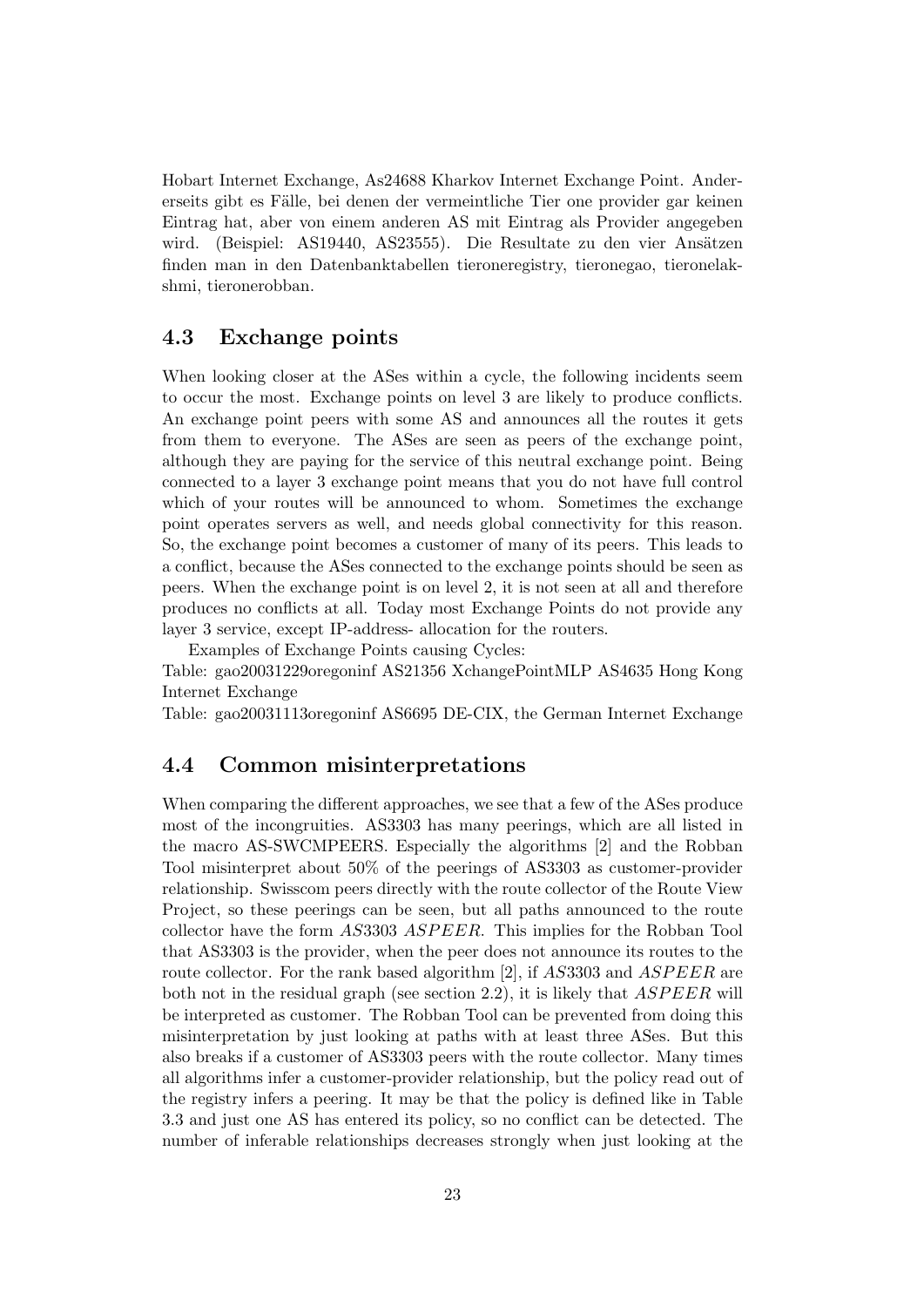Hobart Internet Exchange, As24688 Kharkov Internet Exchange Point. Andererseits gibt es Fälle, bei denen der vermeintliche Tier one provider gar keinen Eintrag hat, aber von einem anderen AS mit Eintrag als Provider angegeben wird. (Beispiel: AS19440, AS23555). Die Resultate zu den vier Ansätzen finden man in den Datenbanktabellen tieroneregistry, tieronegao, tieronelakshmi, tieronerobban.

## 4.3 Exchange points

When looking closer at the ASes within a cycle, the following incidents seem to occur the most. Exchange points on level 3 are likely to produce conflicts. An exchange point peers with some AS and announces all the routes it gets from them to everyone. The ASes are seen as peers of the exchange point, although they are paying for the service of this neutral exchange point. Being connected to a layer 3 exchange point means that you do not have full control which of your routes will be announced to whom. Sometimes the exchange point operates servers as well, and needs global connectivity for this reason. So, the exchange point becomes a customer of many of its peers. This leads to a conflict, because the ASes connected to the exchange points should be seen as peers. When the exchange point is on level 2, it is not seen at all and therefore produces no conflicts at all. Today most Exchange Points do not provide any layer 3 service, except IP-address- allocation for the routers.

Examples of Exchange Points causing Cycles:

Table: gao20031229oregoninf AS21356 XchangePointMLP AS4635 Hong Kong Internet Exchange

Table: gao20031113oregoninf AS6695 DE-CIX, the German Internet Exchange

## 4.4 Common misinterpretations

When comparing the different approaches, we see that a few of the ASes produce most of the incongruities. AS3303 has many peerings, which are all listed in the macro AS-SWCMPEERS. Especially the algorithms [2] and the Robban Tool misinterpret about 50% of the peerings of AS3303 as customer-provider relationship. Swisscom peers directly with the route collector of the Route View Project, so these peerings can be seen, but all paths announced to the route collector have the form $AS3303\ ASPEER$. This implies for the Robban Tool that AS3303 is the provider, when the peer does not announce its routes to the route collector. For the rank based algorithm [2], if $AS3303$ and $ASPEER$ are both not in the residual graph (see section 2.2), it is likely that $ASPEER$ will be interpreted as customer. The Robban Tool can be prevented from doing this misinterpretation by just looking at paths with at least three ASes. But this also breaks if a customer of AS3303 peers with the route collector. Many times all algorithms infer a customer-provider relationship, but the policy read out of the registry infers a peering. It may be that the policy is defined like in Table 3.3 and just one AS has entered its policy, so no conflict can be detected. The number of inferable relationships decreases strongly when just looking at the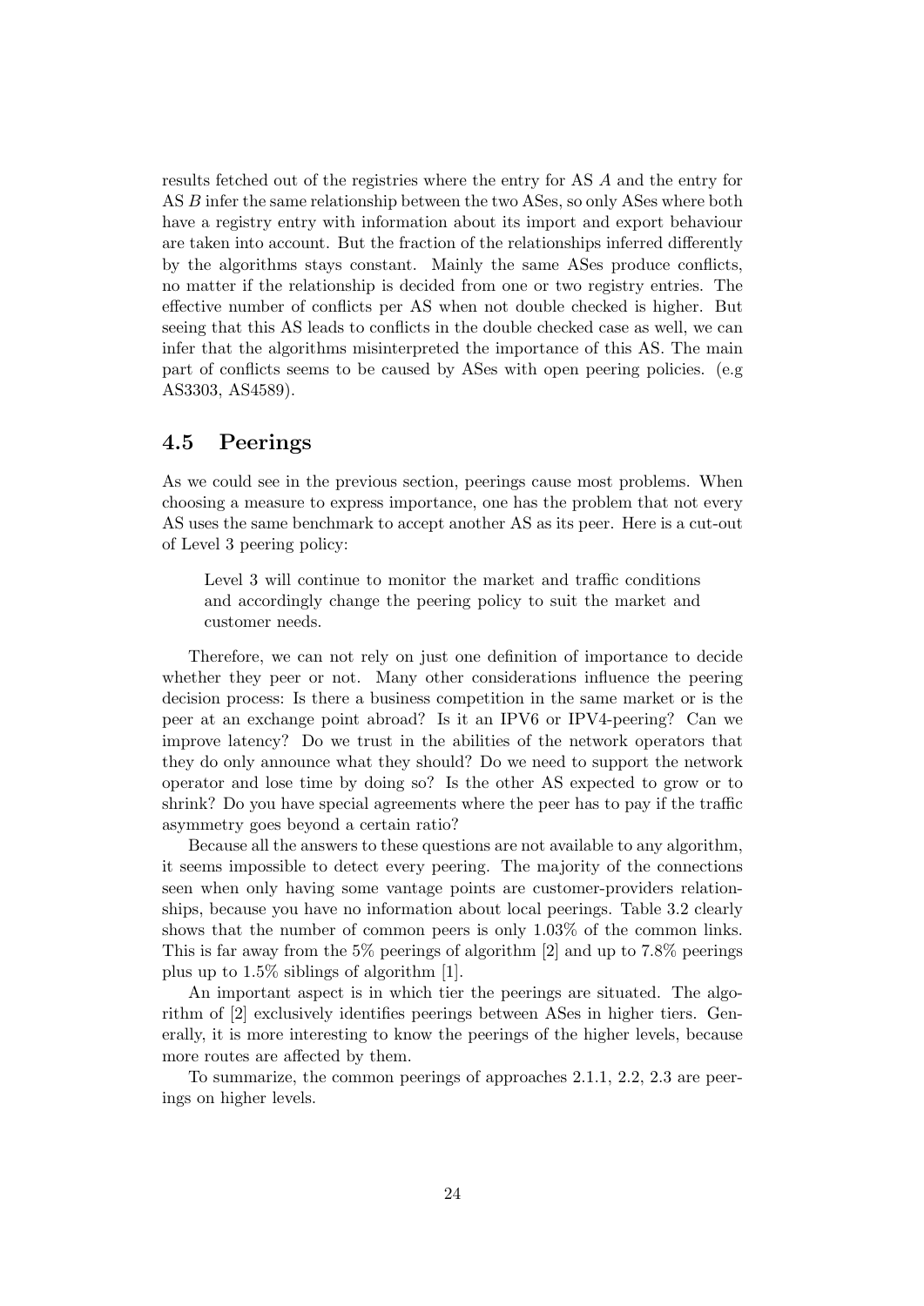results fetched out of the registries where the entry for AS $A$ and the entry for AS $B$ infer the same relationship between the two ASes, so only ASes where both have a registry entry with information about its import and export behaviour are taken into account. But the fraction of the relationships inferred differently by the algorithms stays constant. Mainly the same ASes produce conflicts, no matter if the relationship is decided from one or two registry entries. The effective number of conflicts per AS when not double checked is higher. But seeing that this AS leads to conflicts in the double checked case as well, we can infer that the algorithms misinterpreted the importance of this AS. The main part of conflicts seems to be caused by ASes with open peering policies. (e.g AS3303, AS4589).

## 4.5 Peerings

As we could see in the previous section, peerings cause most problems. When choosing a measure to express importance, one has the problem that not every AS uses the same benchmark to accept another AS as its peer. Here is a cut-out of Level 3 peering policy:

> Level 3 will continue to monitor the market and traffic conditions and accordingly change the peering policy to suit the market and customer needs.

Therefore, we can not rely on just one definition of importance to decide whether they peer or not. Many other considerations influence the peering decision process: Is there a business competition in the same market or is the peer at an exchange point abroad? Is it an IPV6 or IPV4-peering? Can we improve latency? Do we trust in the abilities of the network operators that they do only announce what they should? Do we need to support the network operator and lose time by doing so? Is the other AS expected to grow or to shrink? Do you have special agreements where the peer has to pay if the traffic asymmetry goes beyond a certain ratio?

Because all the answers to these questions are not available to any algorithm, it seems impossible to detect every peering. The majority of the connections seen when only having some vantage points are customer-providers relationships, because you have no information about local peerings. Table 3.2 clearly shows that the number of common peers is only 1.03% of the common links. This is far away from the 5% peerings of algorithm [2] and up to 7.8% peerings plus up to 1.5% siblings of algorithm [1].

An important aspect is in which tier the peerings are situated. The algorithm of [2] exclusively identifies peerings between ASes in higher tiers. Generally, it is more interesting to know the peerings of the higher levels, because more routes are affected by them.

To summarize, the common peerings of approaches 2.1.1, 2.2, 2.3 are peerings on higher levels.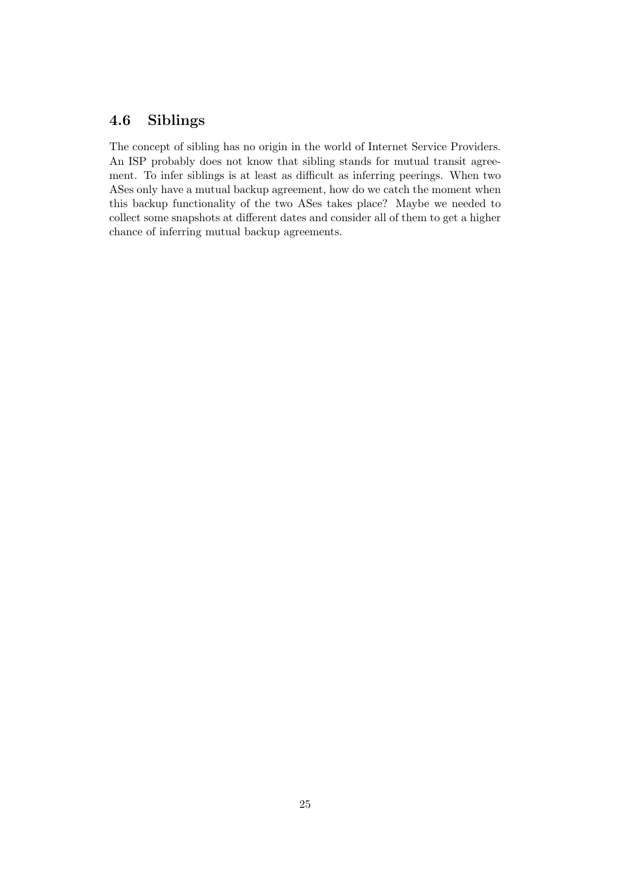## 4.6 Siblings

The concept of sibling has no origin in the world of Internet Service Providers. An ISP probably does not know that sibling stands for mutual transit agreement. To infer siblings is at least as difficult as inferring peerings. When two ASes only have a mutual backup agreement, how do we catch the moment when this backup functionality of the two ASes takes place? Maybe we needed to collect some snapshots at different dates and consider all of them to get a higher chance of inferring mutual backup agreements.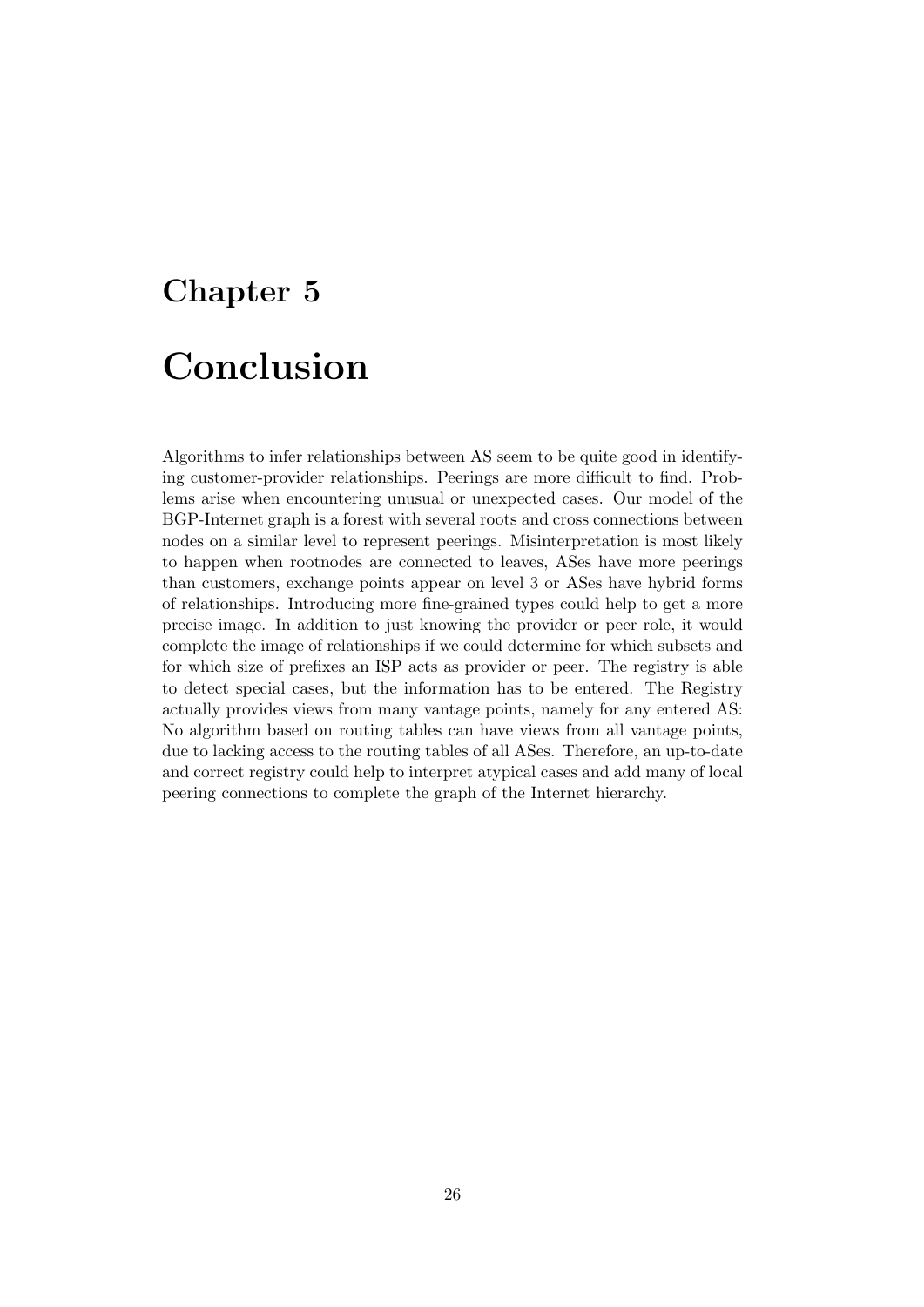# Chapter 5

# Conclusion

Algorithms to infer relationships between AS seem to be quite good in identifying customer-provider relationships. Peerings are more difficult to find. Problems arise when encountering unusual or unexpected cases. Our model of the BGP-Internet graph is a forest with several roots and cross connections between nodes on a similar level to represent peerings. Misinterpretation is most likely to happen when rootnodes are connected to leaves, ASes have more peerings than customers, exchange points appear on level 3 or ASes have hybrid forms of relationships. Introducing more fine-grained types could help to get a more precise image. In addition to just knowing the provider or peer role, it would complete the image of relationships if we could determine for which subsets and for which size of prefixes an ISP acts as provider or peer. The registry is able to detect special cases, but the information has to be entered. The Registry actually provides views from many vantage points, namely for any entered AS: No algorithm based on routing tables can have views from all vantage points, due to lacking access to the routing tables of all ASes. Therefore, an up-to-date and correct registry could help to interpret atypical cases and add many of local peering connections to complete the graph of the Internet hierarchy.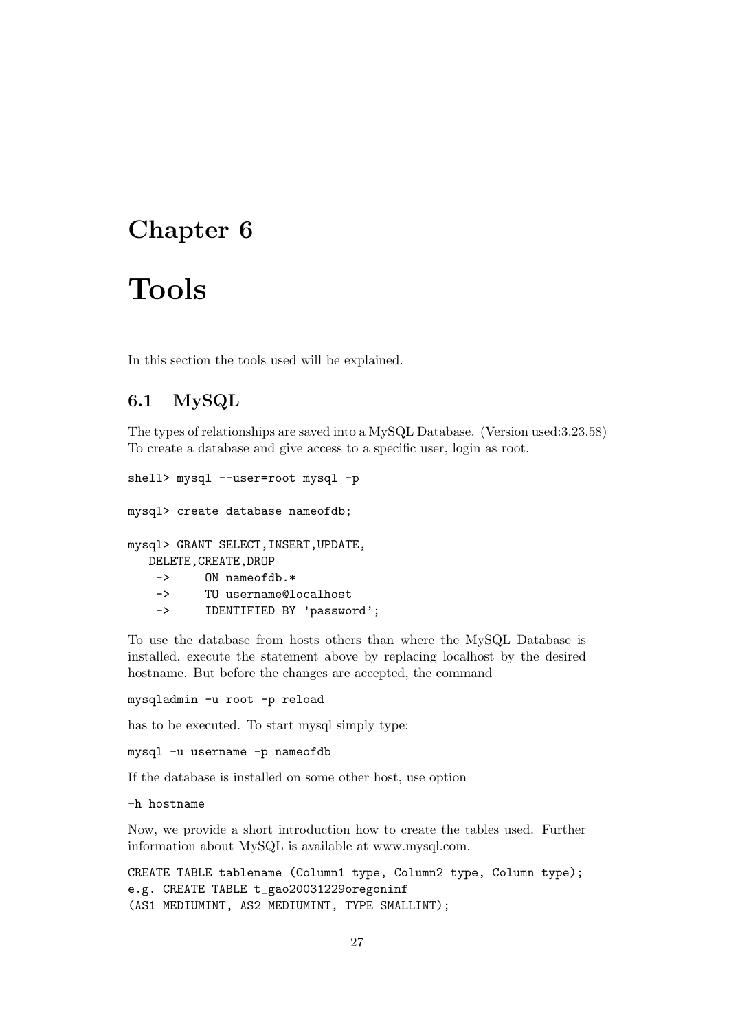# Chapter 6

# Tools

In this section the tools used will be explained.

## 6.1 MySQL

The types of relationships are saved into a MySQL Database. (Version used:3.23.58) To create a database and give access to a specific user, login as root.

```
shell> mysql --user=root mysql -p

mysql> create database nameofdb;

mysql> GRANT SELECT,INSERT,UPDATE,
   DELETE,CREATE,DROP
    ->     ON nameofdb.*
    ->     TO username@localhost
    ->     IDENTIFIED BY 'password';
```

To use the database from hosts others than where the MySQL Database is installed, execute the statement above by replacing localhost by the desired hostname. But before the changes are accepted, the command

```
mysqladmin -u root -p reload
```

has to be executed. To start mysql simply type:

```
mysql -u username -p nameofdb
```

If the database is installed on some other host, use option

```
-h hostname
```

Now, we provide a short introduction how to create the tables used. Further information about MySQL is available at www.mysql.com.

```
CREATE TABLE tablename (Column1 type, Column2 type, Column type);
e.g. CREATE TABLE t_gao20031229oregoninf
(AS1 MEDIUMINT, AS2 MEDIUMINT, TYPE SMALLINT);
```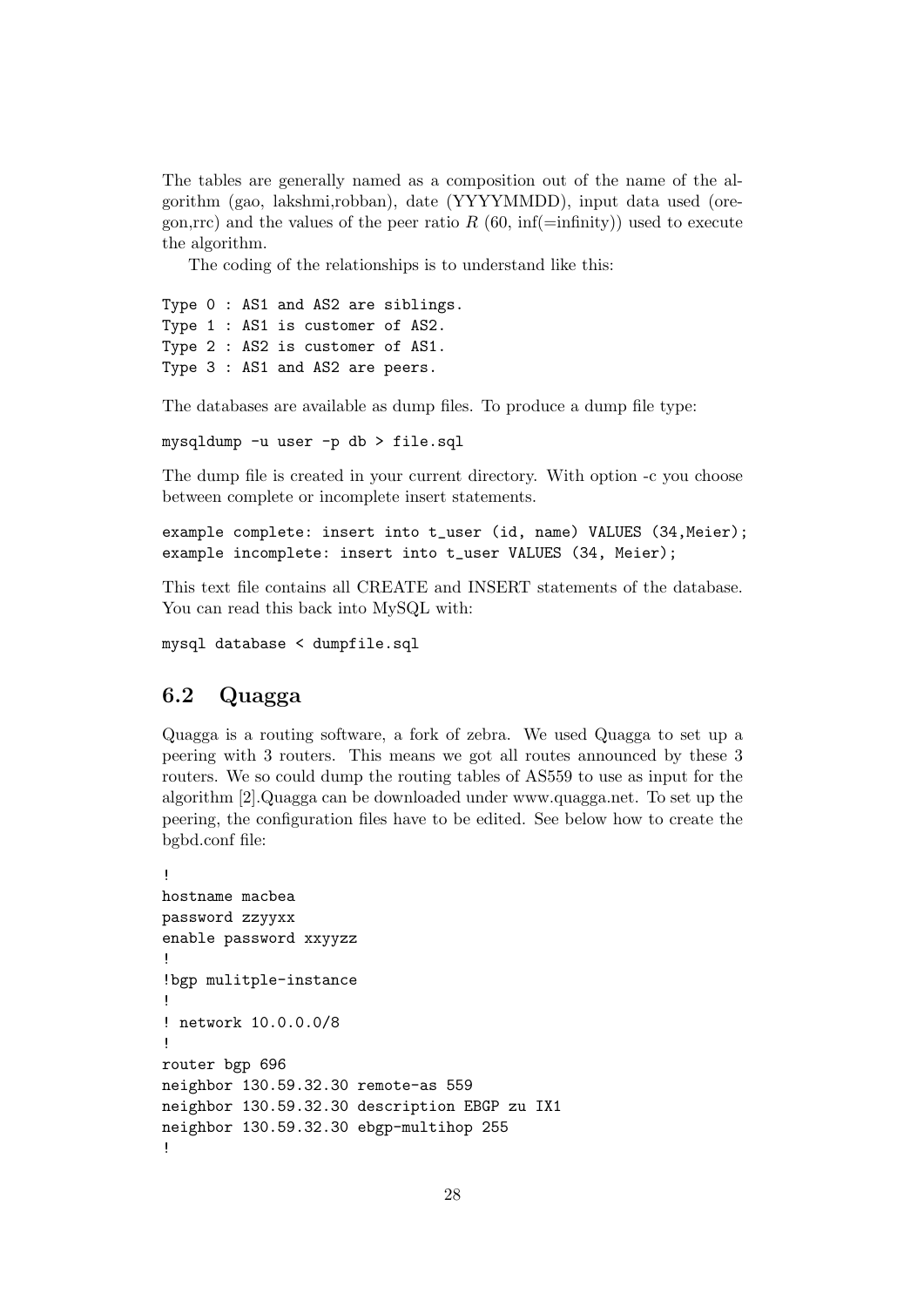The tables are generally named as a composition out of the name of the algorithm (gao, lakshmi,robban), date (YYYYMMDD), input data used (oregon,rrc) and the values of the peer ratio $R$ (60, inf(=infinity)) used to execute the algorithm.

The coding of the relationships is to understand like this:

```
Type 0 : AS1 and AS2 are siblings.
Type 1 : AS1 is customer of AS2.
Type 2 : AS2 is customer of AS1.
Type 3 : AS1 and AS2 are peers.
```

The databases are available as dump files. To produce a dump file type:

```
mysqldump -u user -p db > file.sql
```

The dump file is created in your current directory. With option -c you choose between complete or incomplete insert statements.

```
example complete: insert into t_user (id, name) VALUES (34,Meier);
example incomplete: insert into t_user VALUES (34, Meier);
```

This text file contains all CREATE and INSERT statements of the database. You can read this back into MySQL with:

```
mysql database < dumpfile.sql
```

## 6.2 Quagga

Quagga is a routing software, a fork of zebra. We used Quagga to set up a peering with 3 routers. This means we got all routes announced by these 3 routers. We so could dump the routing tables of AS559 to use as input for the algorithm [2].Quagga can be downloaded under www.quagga.net. To set up the peering, the configuration files have to be edited. See below how to create the bgbd.conf file:

```
!
hostname macbea
password zzyyxx
enable password xxyyzz
!
!bgp mulitple-instance
!
! network 10.0.0.0/8
!
router bgp 696
neighbor 130.59.32.30 remote-as 559
neighbor 130.59.32.30 description EBGP zu IX1
neighbor 130.59.32.30 ebgp-multihop 255
!
```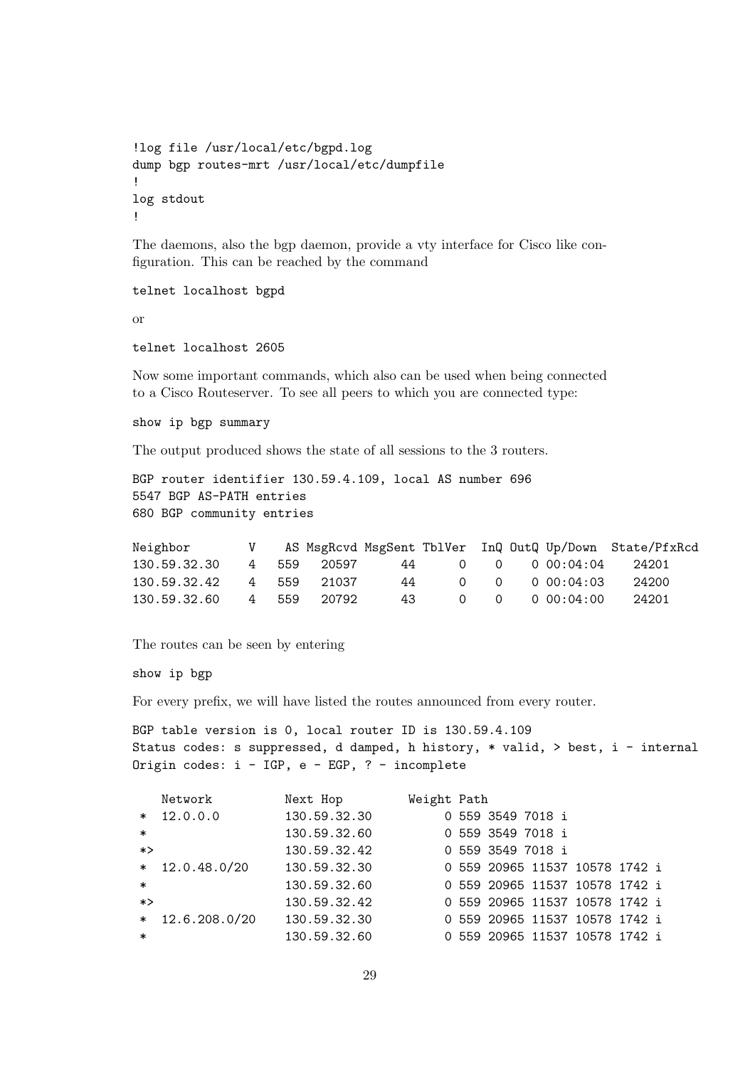```
!log file /usr/local/etc/bgpd.log
dump bgp routes-mrt /usr/local/etc/dumpfile
!
log stdout
!
```

The daemons, also the bgp daemon, provide a vty interface for Cisco like configuration. This can be reached by the command

```
telnet localhost bgpd
```

or

```
telnet localhost 2605
```

Now some important commands, which also can be used when being connected to a Cisco Routeserver. To see all peers to which you are connected type:

```
show ip bgp summary
```

The output produced shows the state of all sessions to the 3 routers.

```
BGP router identifier 130.59.4.109, local AS number 696
5547 BGP AS-PATH entries
680 BGP community entries

Neighbor        V    AS MsgRcvd MsgSent TblVer  InQ OutQ Up/Down  State/PfxRcd
130.59.32.30    4   559   20597      44      0    0    0 00:04:04    24201
130.59.32.42    4   559   21037      44      0    0    0 00:04:03    24200
130.59.32.60    4   559   20792      43      0    0    0 00:04:00    24201
```

The routes can be seen by entering

```
show ip bgp
```

For every prefix, we will have listed the routes announced from every router.

```
BGP table version is 0, local router ID is 130.59.4.109
Status codes: s suppressed, d damped, h history, * valid, > best, i - internal
Origin codes: i - IGP, e - EGP, ? - incomplete

   Network          Next Hop          Weight Path
 * 12.0.0.0         130.59.32.30           0 559 3549 7018 i
 *                  130.59.32.60           0 559 3549 7018 i
 *>                 130.59.32.42           0 559 3549 7018 i
 * 12.0.48.0/20     130.59.32.30           0 559 20965 11537 10578 1742 i
 *                  130.59.32.60           0 559 20965 11537 10578 1742 i
 *>                 130.59.32.42           0 559 20965 11537 10578 1742 i
 * 12.6.208.0/20    130.59.32.30           0 559 20965 11537 10578 1742 i
 *                  130.59.32.60           0 559 20965 11537 10578 1742 i
```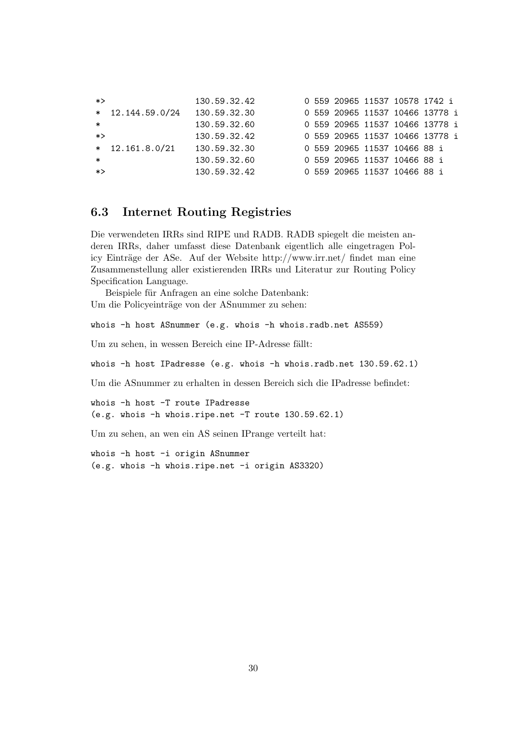```
*>                   130.59.32.42          0 559 20965 11537 10578 1742 i
*  12.144.59.0/24    130.59.32.30          0 559 20965 11537 10466 13778 i
*                    130.59.32.60          0 559 20965 11537 10466 13778 i
*>                   130.59.32.42          0 559 20965 11537 10466 13778 i
*  12.161.8.0/21     130.59.32.30          0 559 20965 11537 10466 88 i
*                    130.59.32.60          0 559 20965 11537 10466 88 i
*>                   130.59.32.42          0 559 20965 11537 10466 88 i
```

## 6.3 Internet Routing Registries

Die verwendeten IRRs sind RIPE und RADB. RADB spiegelt die meisten anderen IRRs, daher umfasst diese Datenbank eigentlich alle eingetragen Policy Einträge der ASe. Auf der Website http://www.irr.net/ findet man eine Zusammenstellung aller existierenden IRRs und Literatur zur Routing Policy Specification Language.

Beispiele für Anfragen an eine solche Datenbank:
Um die Policyeinträge von der ASnummer zu sehen:

```
whois -h host ASnummer (e.g. whois -h whois.radb.net AS559)
```

Um zu sehen, in wessen Bereich eine IP-Adresse fällt:

```
whois -h host IPadresse (e.g. whois -h whois.radb.net 130.59.62.1)
```

Um die ASnummer zu erhalten in dessen Bereich sich die IPadresse befindet:

```
whois -h host -T route IPadresse
(e.g. whois -h whois.ripe.net -T route 130.59.62.1)
```

Um zu sehen, an wen ein AS seinen IPrange verteilt hat:

```
whois -h host -i origin ASnummer
(e.g. whois -h whois.ripe.net -i origin AS3320)
```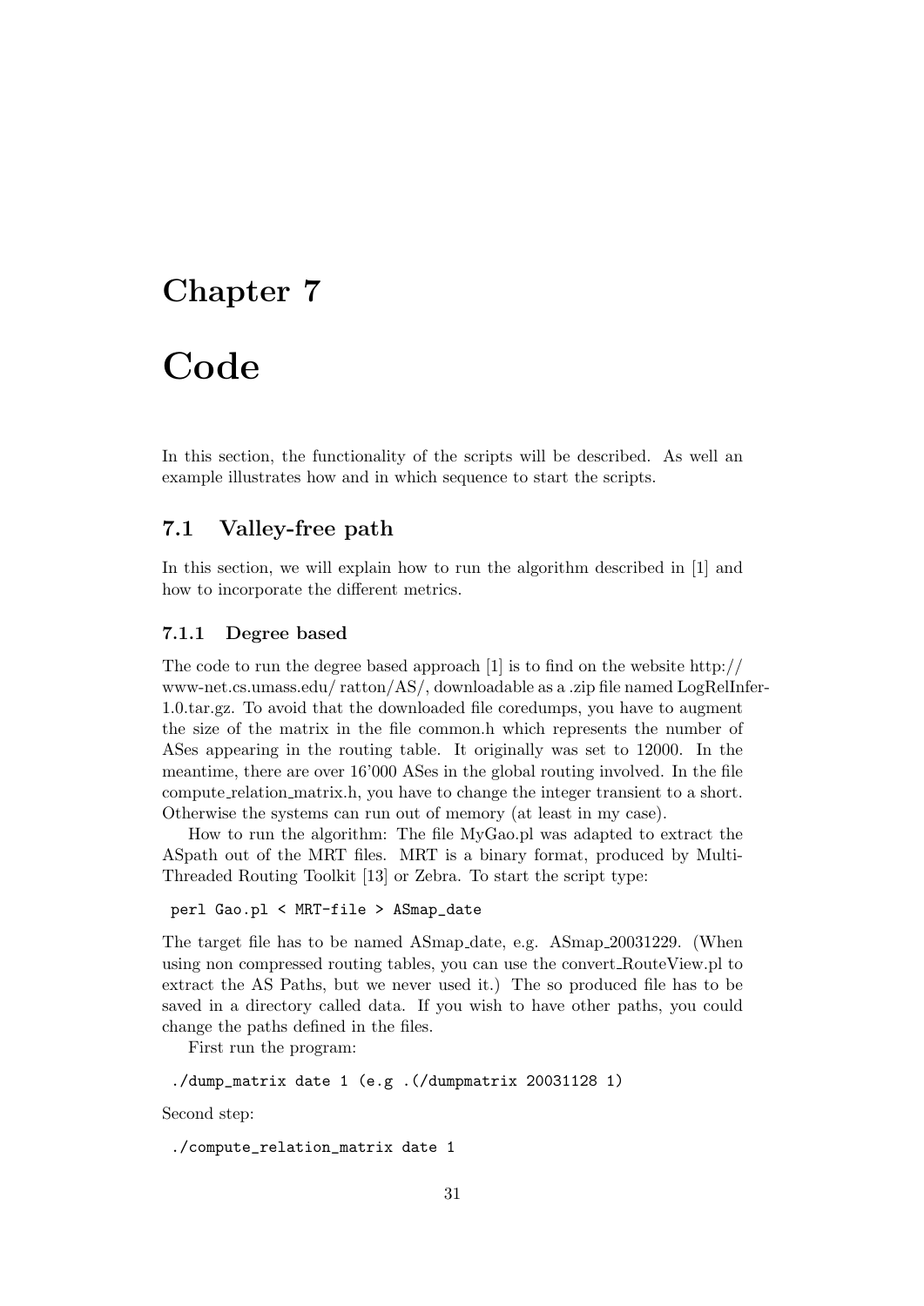# Chapter 7

# Code

In this section, the functionality of the scripts will be described. As well an example illustrates how and in which sequence to start the scripts.

## 7.1 Valley-free path

In this section, we will explain how to run the algorithm described in [1] and how to incorporate the different metrics.

### 7.1.1 Degree based

The code to run the degree based approach [1] is to find on the website http://www-net.cs.umass.edu/ ratton/AS/, downloadable as a .zip file named LogRelInfer-1.0.tar.gz. To avoid that the downloaded file coredumps, you have to augment the size of the matrix in the file common.h which represents the number of ASes appearing in the routing table. It originally was set to 12000. In the meantime, there are over 16'000 ASes in the global routing involved. In the file compute_relation_matrix.h, you have to change the integer transient to a short. Otherwise the systems can run out of memory (at least in my case).

How to run the algorithm: The file MyGao.pl was adapted to extract the ASpath out of the MRT files. MRT is a binary format, produced by Multi-Threaded Routing Toolkit [13] or Zebra. To start the script type:

```
perl Gao.pl < MRT-file > ASmap_date
```

The target file has to be named ASmap_date, e.g. ASmap_20031229. (When using non compressed routing tables, you can use the convert_RouteView.pl to extract the AS Paths, but we never used it.) The so produced file has to be saved in a directory called data. If you wish to have other paths, you could change the paths defined in the files.

First run the program:

```
./dump_matrix date 1 (e.g .(/dumpmatrix 20031128 1)
```

Second step:

```
./compute_relation_matrix date 1
```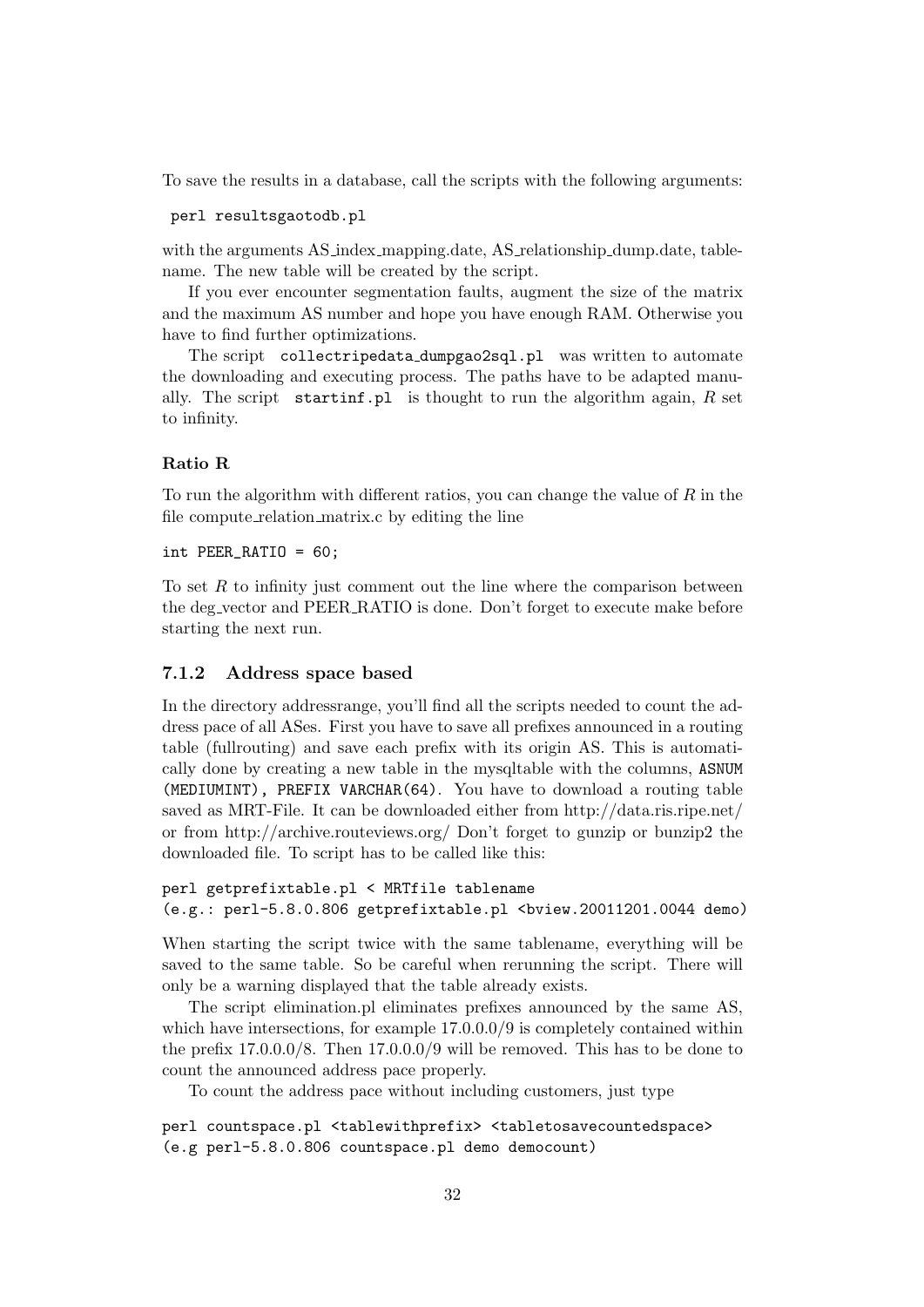To save the results in a database, call the scripts with the following arguments:

```
perl resultsgaotodb.pl
```

with the arguments AS_index_mapping.date, AS_relationship_dump.date, tablename. The new table will be created by the script.

If you ever encounter segmentation faults, augment the size of the matrix and the maximum AS number and hope you have enough RAM. Otherwise you have to find further optimizations.

The script `collectripedata_dumpgao2sql.pl` was written to automate the downloading and executing process. The paths have to be adapted manually. The script `startinf.pl` is thought to run the algorithm again, $R$ set to infinity.

**Ratio R**

To run the algorithm with different ratios, you can change the value of $R$ in the file compute_relation_matrix.c by editing the line

```
int PEER_RATIO = 60;
```

To set $R$ to infinity just comment out the line where the comparison between the deg_vector and PEER_RATIO is done. Don't forget to execute make before starting the next run.

### 7.1.2 Address space based

In the directory addressrange, you'll find all the scripts needed to count the address pace of all ASes. First you have to save all prefixes announced in a routing table (fullrouting) and save each prefix with its origin AS. This is automatically done by creating a new table in the mysqltable with the columns, `ASNUM (MEDIUMINT), PREFIX VARCHAR(64)`. You have to download a routing table saved as MRT-File. It can be downloaded either from http://data.ris.ripe.net/ or from http://archive.routeviews.org/ Don't forget to gunzip or bunzip2 the downloaded file. To script has to be called like this:

```
perl getprefixtable.pl < MRTfile tablename
(e.g.: perl-5.8.0.806 getprefixtable.pl <bview.20011201.0044 demo)
```

When starting the script twice with the same tablename, everything will be saved to the same table. So be careful when rerunning the script. There will only be a warning displayed that the table already exists.

The script elimination.pl eliminates prefixes announced by the same AS, which have intersections, for example 17.0.0.0/9 is completely contained within the prefix 17.0.0.0/8. Then 17.0.0.0/9 will be removed. This has to be done to count the announced address pace properly.

To count the address pace without including customers, just type

```
perl countspace.pl <tablewithprefix> <tabletosavecountedspace>
(e.g perl-5.8.0.806 countspace.pl demo democount)
```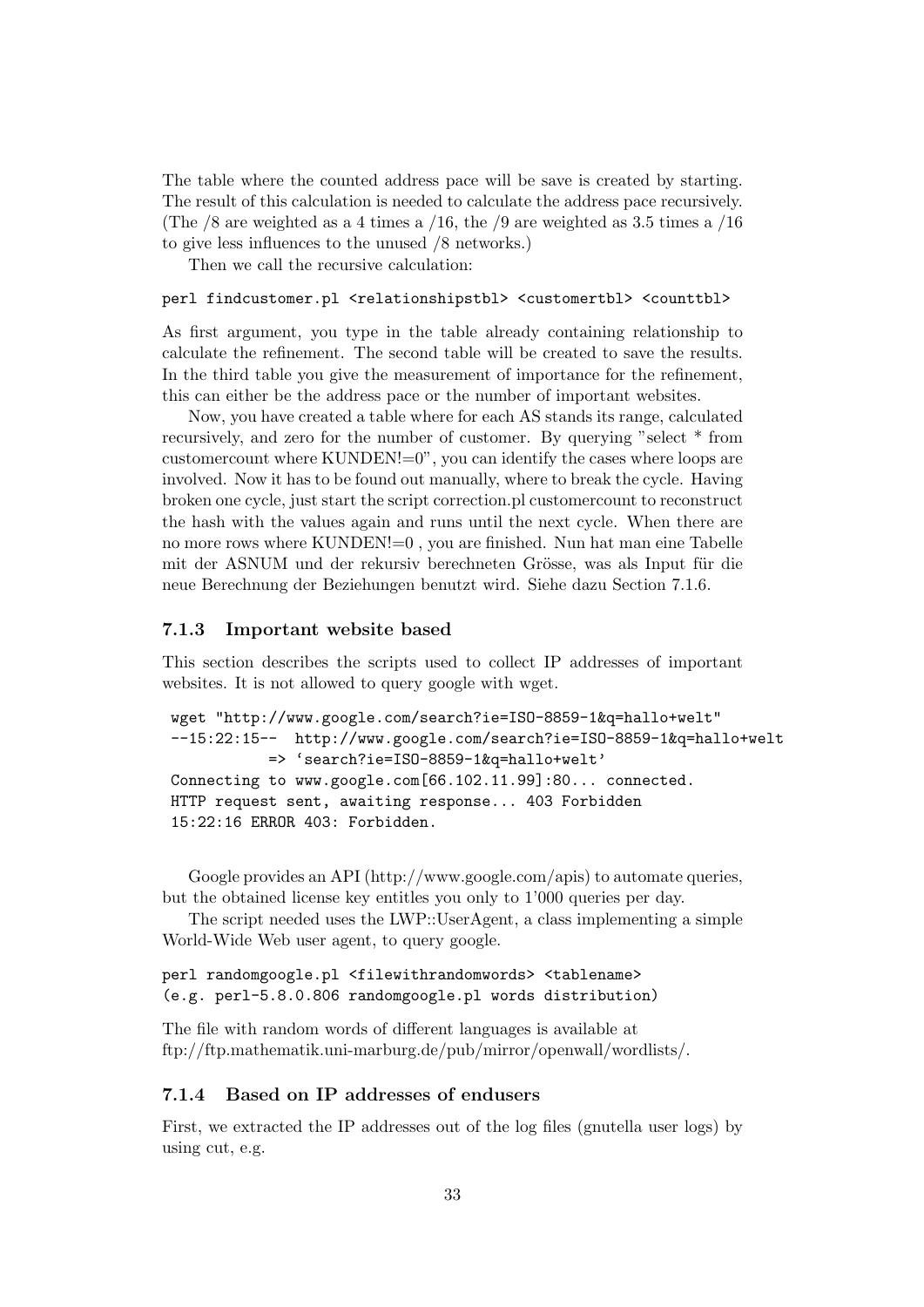The table where the counted address pace will be save is created by starting. The result of this calculation is needed to calculate the address pace recursively. (The /8 are weighted as a 4 times a /16, the /9 are weighted as 3.5 times a /16 to give less influences to the unused /8 networks.)

Then we call the recursive calculation:

```
perl findcustomer.pl <relationshipstbl> <customertbl> <counttbl>
```

As first argument, you type in the table already containing relationship to calculate the refinement. The second table will be created to save the results. In the third table you give the measurement of importance for the refinement, this can either be the address pace or the number of important websites.

Now, you have created a table where for each AS stands its range, calculated recursively, and zero for the number of customer. By querying "select * from customercount where KUNDEN!=0", you can identify the cases where loops are involved. Now it has to be found out manually, where to break the cycle. Having broken one cycle, just start the script correction.pl customercount to reconstruct the hash with the values again and runs until the next cycle. When there are no more rows where KUNDEN!=0 , you are finished. Nun hat man eine Tabelle mit der ASNUM und der rekursiv berechneten Grösse, was als Input für die neue Berechnung der Beziehungen benutzt wird. Siehe dazu Section 7.1.6.

### 7.1.3 Important website based

This section describes the scripts used to collect IP addresses of important websites. It is not allowed to query google with wget.

```
wget "http://www.google.com/search?ie=ISO-8859-1&q=hallo+welt"
--15:22:15--  http://www.google.com/search?ie=ISO-8859-1&q=hallo+welt
           => `search?ie=ISO-8859-1&q=hallo+welt'
Connecting to www.google.com[66.102.11.99]:80... connected.
HTTP request sent, awaiting response... 403 Forbidden
15:22:16 ERROR 403: Forbidden.
```

Google provides an API (http://www.google.com/apis) to automate queries, but the obtained license key entitles you only to 1'000 queries per day.

The script needed uses the LWP::UserAgent, a class implementing a simple World-Wide Web user agent, to query google.

```
perl randomgoogle.pl <filewithrandomwords> <tablename>
(e.g. perl-5.8.0.806 randomgoogle.pl words distribution)
```

The file with random words of different languages is available at ftp://ftp.mathematik.uni-marburg.de/pub/mirror/openwall/wordlists/.

### 7.1.4 Based on IP addresses of endusers

First, we extracted the IP addresses out of the log files (gnutella user logs) by using cut, e.g.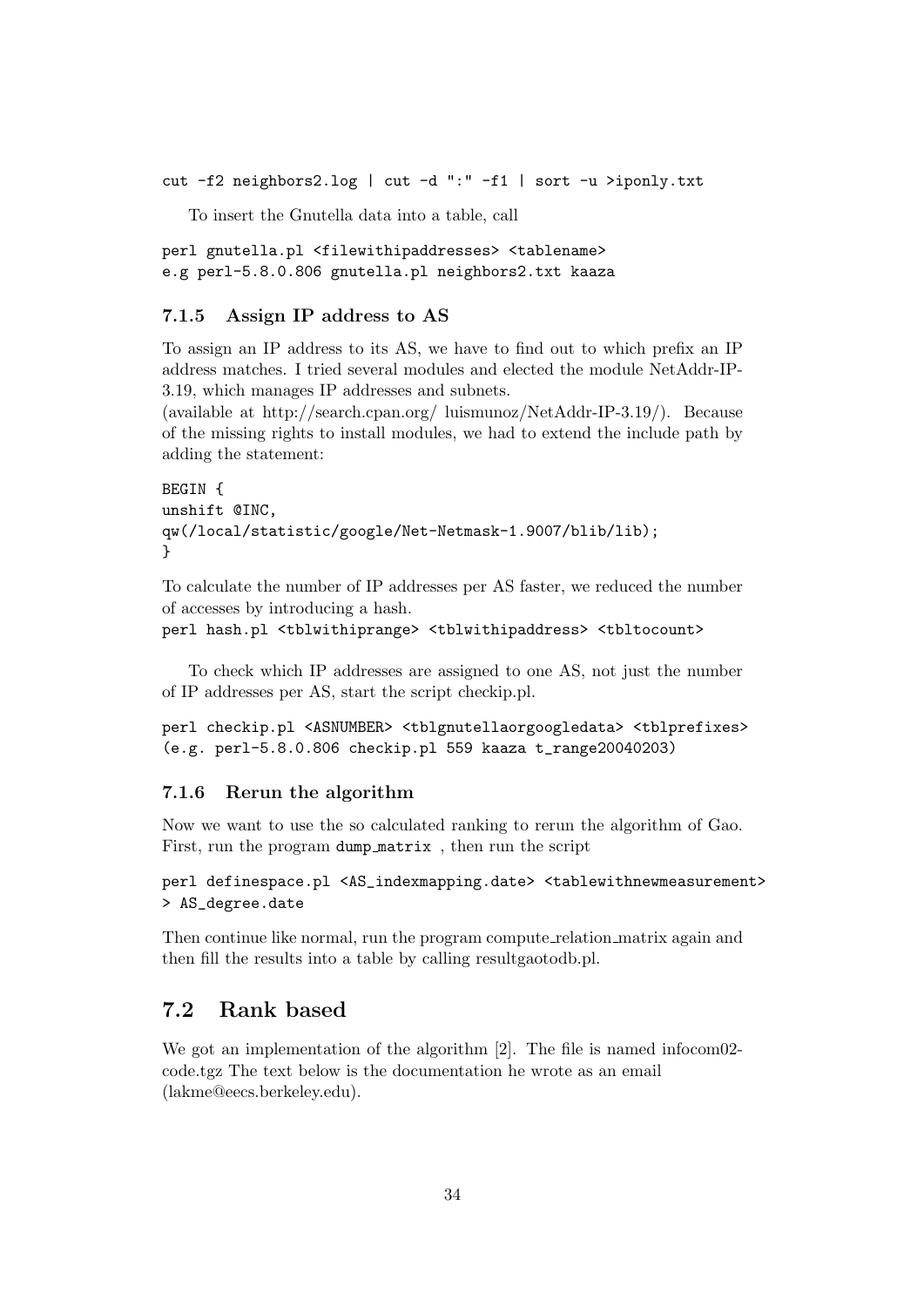```
cut -f2 neighbors2.log | cut -d ":" -f1 | sort -u >iponly.txt
```

To insert the Gnutella data into a table, call

```
perl gnutella.pl <filewithipaddresses> <tablename>
e.g perl-5.8.0.806 gnutella.pl neighbors2.txt kaaza
```

### 7.1.5 Assign IP address to AS

To assign an IP address to its AS, we have to find out to which prefix an IP address matches. I tried several modules and elected the module NetAddr-IP-3.19, which manages IP addresses and subnets.
(available at http://search.cpan.org/ luismunoz/NetAddr-IP-3.19/). Because of the missing rights to install modules, we had to extend the include path by adding the statement:

```
BEGIN {
unshift @INC,
qw(/local/statistic/google/Net-Netmask-1.9007/blib/lib);
}
```

To calculate the number of IP addresses per AS faster, we reduced the number of accesses by introducing a hash.

```
perl hash.pl <tblwithiprange> <tblwithipaddress> <tbltocount>
```

To check which IP addresses are assigned to one AS, not just the number of IP addresses per AS, start the script checkip.pl.

```
perl checkip.pl <ASNUMBER> <tblgnutellaorgoogledata> <tblprefixes>
(e.g. perl-5.8.0.806 checkip.pl 559 kaaza t_range20040203)
```

### 7.1.6 Rerun the algorithm

Now we want to use the so calculated ranking to rerun the algorithm of Gao. First, run the program `dump_matrix` , then run the script

```
perl definespace.pl <AS_indexmapping.date> <tablewithnewmeasurement>
> AS_degree.date
```

Then continue like normal, run the program compute_relation_matrix again and then fill the results into a table by calling resultgaotodb.pl.

## 7.2 Rank based

We got an implementation of the algorithm [2]. The file is named infocom02-code.tgz The text below is the documentation he wrote as an email (lakme@eecs.berkeley.edu).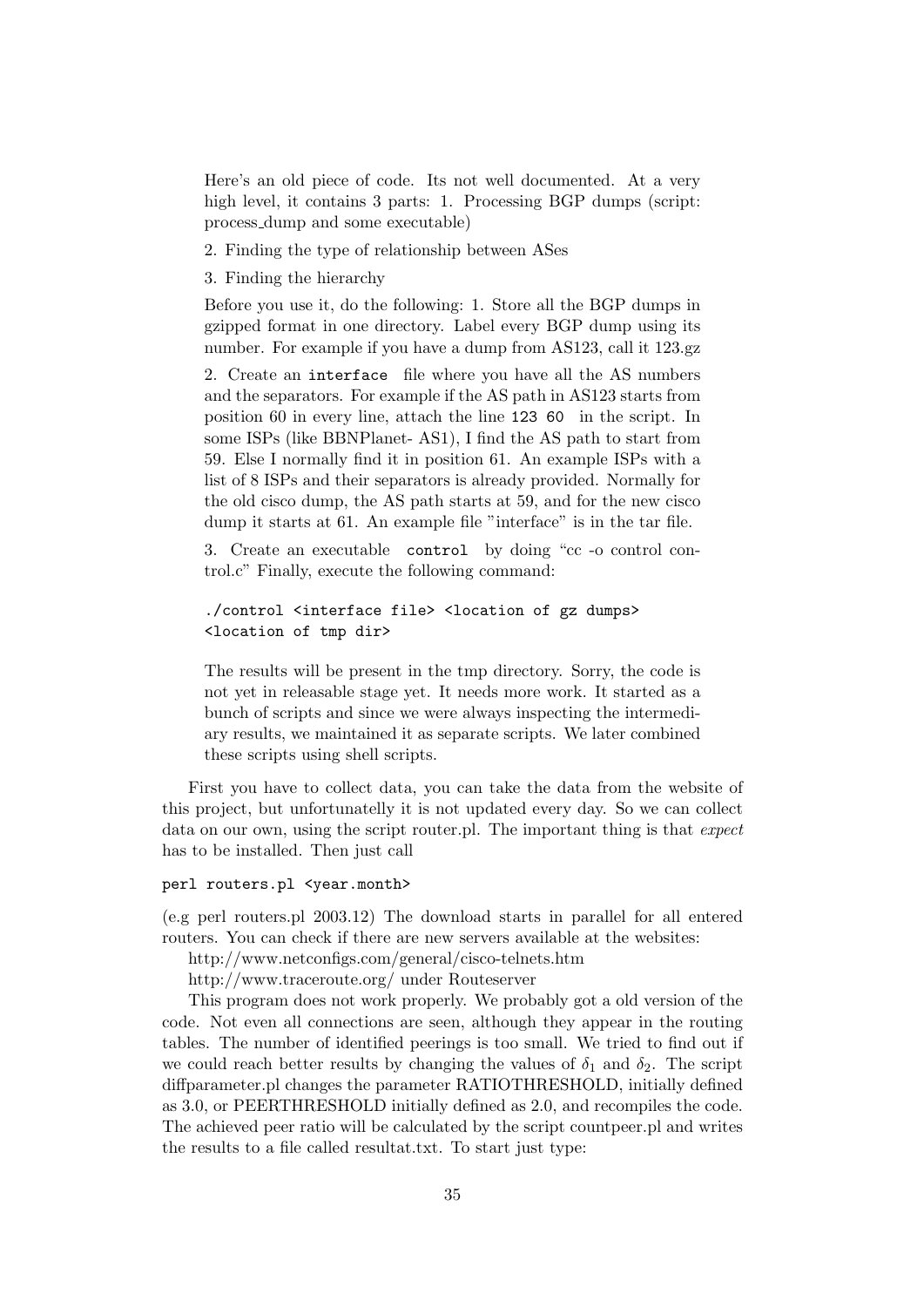Here's an old piece of code. Its not well documented. At a very high level, it contains 3 parts: 1. Processing BGP dumps (script: process_dump and some executable)

2. Finding the type of relationship between ASes

3. Finding the hierarchy

Before you use it, do the following: 1. Store all the BGP dumps in gzipped format in one directory. Label every BGP dump using its number. For example if you have a dump from AS123, call it 123.gz

2. Create an `interface` file where you have all the AS numbers and the separators. For example if the AS path in AS123 starts from position 60 in every line, attach the line `123 60` in the script. In some ISPs (like BBNPlanet- AS1), I find the AS path to start from 59. Else I normally find it in position 61. An example ISPs with a list of 8 ISPs and their separators is already provided. Normally for the old cisco dump, the AS path starts at 59, and for the new cisco dump it starts at 61. An example file "interface" is in the tar file.

3. Create an executable `control` by doing "cc -o control control.c" Finally, execute the following command:

```
./control <interface file> <location of gz dumps>
<location of tmp dir>
```

The results will be present in the tmp directory. Sorry, the code is not yet in releasable stage yet. It needs more work. It started as a bunch of scripts and since we were always inspecting the intermediary results, we maintained it as separate scripts. We later combined these scripts using shell scripts.

First you have to collect data, you can take the data from the website of this project, but unfortunatelly it is not updated every day. So we can collect data on our own, using the script router.pl. The important thing is that *expect* has to be installed. Then just call

```
perl routers.pl <year.month>
```

(e.g perl routers.pl 2003.12) The download starts in parallel for all entered routers. You can check if there are new servers available at the websites:

http://www.netconfigs.com/general/cisco-telnets.htm

http://www.traceroute.org/ under Routeserver

This program does not work properly. We probably got a old version of the code. Not even all connections are seen, although they appear in the routing tables. The number of identified peerings is too small. We tried to find out if we could reach better results by changing the values of $\delta_1$ and $\delta_2$. The script diffparameter.pl changes the parameter RATIOTHRESHOLD, initially defined as 3.0, or PEERTHRESHOLD initially defined as 2.0, and recompiles the code. The achieved peer ratio will be calculated by the script countpeer.pl and writes the results to a file called resultat.txt. To start just type: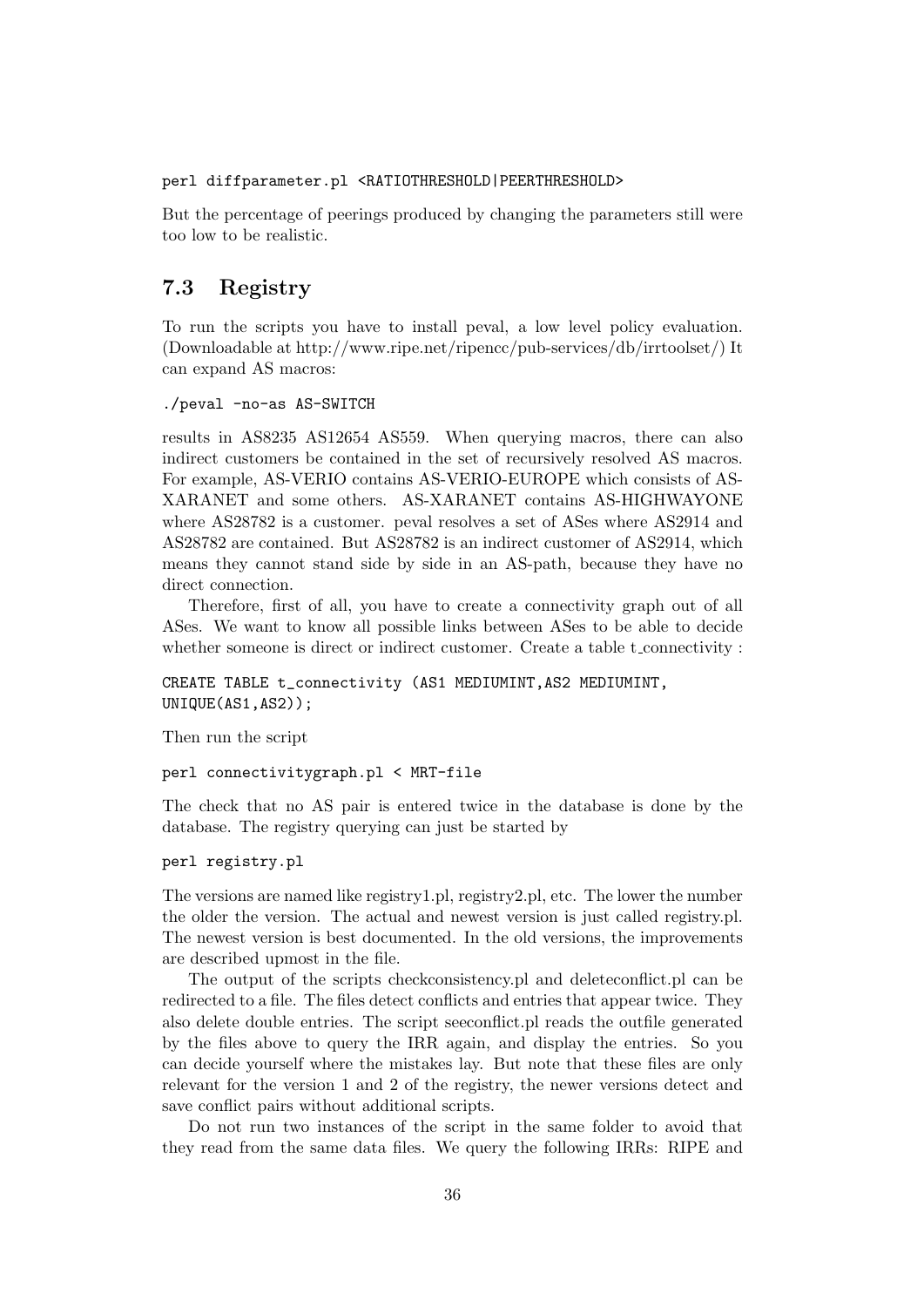```
perl diffparameter.pl <RATIOTHRESHOLD|PEERTHRESHOLD>
```

But the percentage of peerings produced by changing the parameters still were too low to be realistic.

## 7.3 Registry

To run the scripts you have to install peval, a low level policy evaluation. (Downloadable at http://www.ripe.net/ripencc/pub-services/db/irrtoolset/) It can expand AS macros:

```
./peval -no-as AS-SWITCH
```

results in AS8235 AS12654 AS559. When querying macros, there can also indirect customers be contained in the set of recursively resolved AS macros. For example, AS-VERIO contains AS-VERIO-EUROPE which consists of AS-XARANET and some others. AS-XARANET contains AS-HIGHWAYONE where AS28782 is a customer. peval resolves a set of ASes where AS2914 and AS28782 are contained. But AS28782 is an indirect customer of AS2914, which means they cannot stand side by side in an AS-path, because they have no direct connection.

Therefore, first of all, you have to create a connectivity graph out of all ASes. We want to know all possible links between ASes to be able to decide whether someone is direct or indirect customer. Create a table t_connectivity :

```
CREATE TABLE t_connectivity (AS1 MEDIUMINT,AS2 MEDIUMINT,
UNIQUE(AS1,AS2));
```

Then run the script

```
perl connectivitygraph.pl < MRT-file
```

The check that no AS pair is entered twice in the database is done by the database. The registry querying can just be started by

```
perl registry.pl
```

The versions are named like registry1.pl, registry2.pl, etc. The lower the number the older the version. The actual and newest version is just called registry.pl. The newest version is best documented. In the old versions, the improvements are described upmost in the file.

The output of the scripts checkconsistency.pl and deleteconflict.pl can be redirected to a file. The files detect conflicts and entries that appear twice. They also delete double entries. The script seeconflict.pl reads the outfile generated by the files above to query the IRR again, and display the entries. So you can decide yourself where the mistakes lay. But note that these files are only relevant for the version 1 and 2 of the registry, the newer versions detect and save conflict pairs without additional scripts.

Do not run two instances of the script in the same folder to avoid that they read from the same data files. We query the following IRRs: RIPE and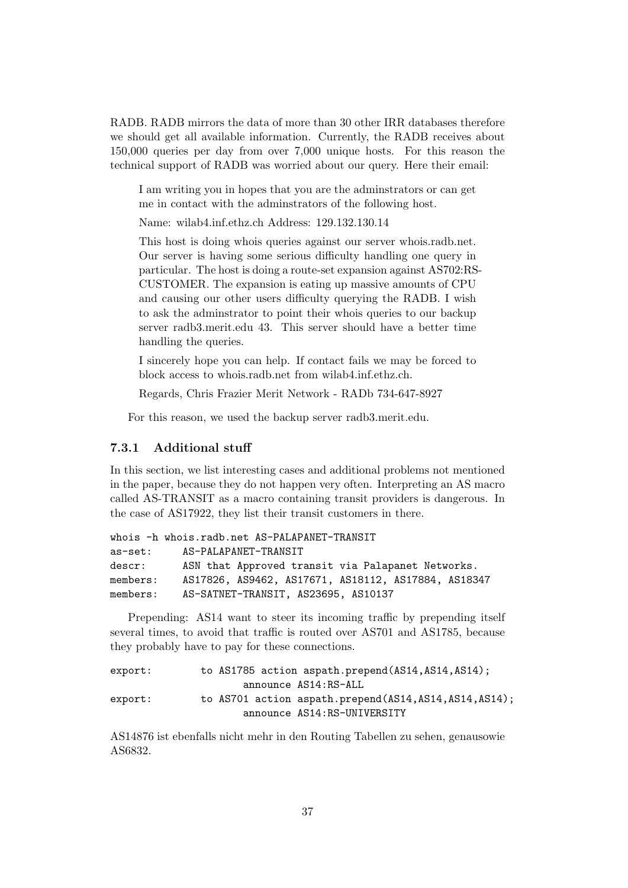RADB. RADB mirrors the data of more than 30 other IRR databases therefore we should get all available information. Currently, the RADB receives about 150,000 queries per day from over 7,000 unique hosts. For this reason the technical support of RADB was worried about our query. Here their email:

> I am writing you in hopes that you are the adminstrators or can get me in contact with the adminstrators of the following host.
>
> Name: wilab4.inf.ethz.ch Address: 129.132.130.14
>
> This host is doing whois queries against our server whois.radb.net. Our server is having some serious difficulty handling one query in particular. The host is doing a route-set expansion against AS702:RS-CUSTOMER. The expansion is eating up massive amounts of CPU and causing our other users difficulty querying the RADB. I wish to ask the adminstrator to point their whois queries to our backup server radb3.merit.edu 43. This server should have a better time handling the queries.
>
> I sincerely hope you can help. If contact fails we may be forced to block access to whois.radb.net from wilab4.inf.ethz.ch.
>
> Regards, Chris Frazier Merit Network - RADb 734-647-8927

For this reason, we used the backup server radb3.merit.edu.

### 7.3.1 Additional stuff

In this section, we list interesting cases and additional problems not mentioned in the paper, because they do not happen very often. Interpreting an AS macro called AS-TRANSIT as a macro containing transit providers is dangerous. In the case of AS17922, they list their transit customers in there.

```
whois -h whois.radb.net AS-PALAPANET-TRANSIT
as-set:     AS-PALAPANET-TRANSIT
descr:      ASN that Approved transit via Palapanet Networks.
members:    AS17826, AS9462, AS17671, AS18112, AS17884, AS18347
members:    AS-SATNET-TRANSIT, AS23695, AS10137
```

Prepending: AS14 want to steer its incoming traffic by prepending itself several times, to avoid that traffic is routed over AS701 and AS1785, because they probably have to pay for these connections.

```
export:         to AS1785 action aspath.prepend(AS14,AS14,AS14);
                        announce AS14:RS-ALL
export:         to AS701 action aspath.prepend(AS14,AS14,AS14,AS14);
                        announce AS14:RS-UNIVERSITY
```

AS14876 ist ebenfalls nicht mehr in den Routing Tabellen zu sehen, genausowie AS6832.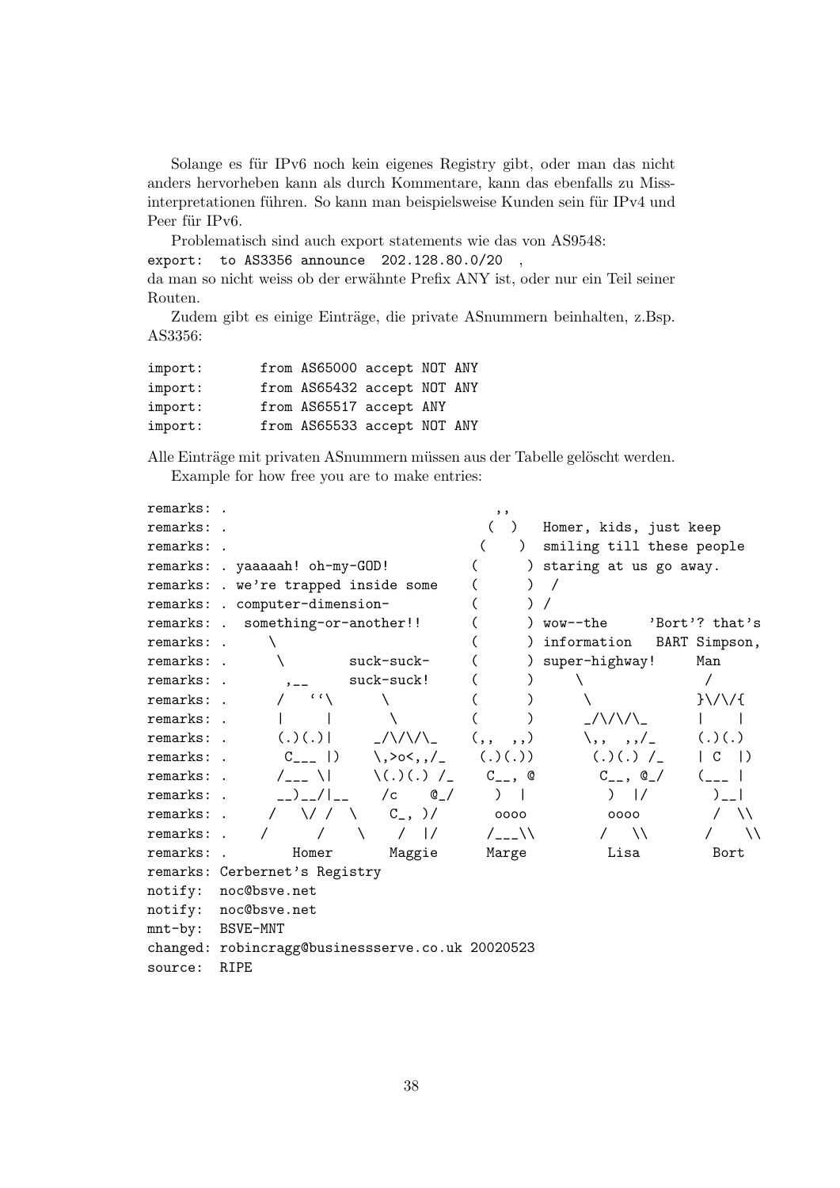Solange es für IPv6 noch kein eigenes Registry gibt, oder man das nicht anders hervorheben kann als durch Kommentare, kann das ebenfalls zu Missinterpretationen führen. So kann man beispielsweise Kunden sein für IPv4 und Peer für IPv6.

Problematisch sind auch export statements wie das von AS9548:

```
export:  to AS3356 announce  202.128.80.0/20  ,
```

da man so nicht weiss ob der erwähnte Prefix ANY ist, oder nur ein Teil seiner Routen.

Zudem gibt es einige Einträge, die private ASnummern beinhalten, z.Bsp. AS3356:

```
import:       from AS65000 accept NOT ANY
import:       from AS65432 accept NOT ANY
import:       from AS65517 accept ANY
import:       from AS65533 accept NOT ANY
```

Alle Einträge mit privaten ASnummern müssen aus der Tabelle gelöscht werden.

Example for how free you are to make entries:

```
remarks: .                                  ,,
remarks: .                                 (  )   Homer, kids, just keep
remarks: .                                (    )  smiling till these people
remarks: . yaaaaah! oh-my-GOD!           (      ) staring at us go away.
remarks: . we're trapped inside some     (      )  /
remarks: . computer-dimension-           (      ) /
remarks: .  something-or-another!!       (      ) wow--the     'Bort'? that's
remarks: .     \                         (      ) information   BART Simpson,
remarks: .      \        suck-suck-      (      ) super-highway!     Man
remarks: .       ,__     suck-suck!      (      )     \              /
remarks: .      /   ``\       \          (      )      \            }\/\/{
remarks: .      |     |        \         (      )      _/\/\/\_      |    |
remarks: .      (.)(.)|      _/\/\/\_    (,,  ,,)      \,,  ,,/_     (.)(.)
remarks: .       C___ |)    \,>o<,,/_    (.)(.))       (.)(.) /_    | C  |)
remarks: .      /___ \|     \(.)(.) /_    C__, @        C__, @_/    (___ |
remarks: .      __)__/|__    /c    @_/     )  |          )  |/        )__|
remarks: .     /   \/ /  \    C_, )/       oooo          oooo         /  \\
remarks: .    /      /    \    /  |/      /___\\        /   \\       /    \\
remarks: .        Homer       Maggie      Marge          Lisa         Bort
remarks: Cerbernet's Registry
notify:  noc@bsve.net
notify:  noc@bsve.net
mnt-by:  BSVE-MNT
changed: robincragg@businessserve.co.uk 20020523
source:  RIPE
```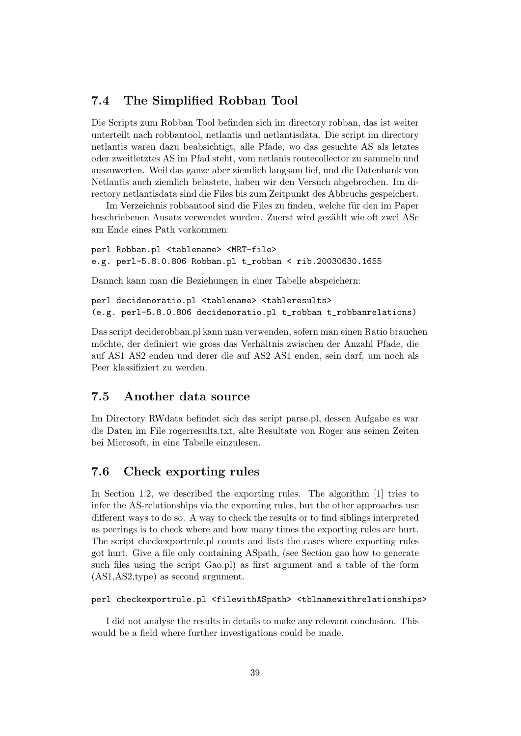## 7.4 The Simplified Robban Tool

Die Scripts zum Robban Tool befinden sich im directory robban, das ist weiter unterteilt nach robbantool, netlantis und netlantisdata. Die script im directory netlantis waren dazu beabsichtigt, alle Pfade, wo das gesuchte AS als letztes oder zweitletztes AS im Pfad steht, vom netlanis routecollector zu sammeln und auszuwerten. Weil das ganze aber ziemlich langsam lief, und die Datenbank von Netlantis auch ziemlich belastete, haben wir den Versuch abgebrochen. Im directory netlantisdata sind die Files bis zum Zeitpunkt des Abbruchs gespeichert.

Im Verzeichnis robbantool sind die Files zu finden, welche für den im Paper beschriebenen Ansatz verwendet wurden. Zuerst wird gezählt wie oft zwei ASe am Ende eines Path vorkommen:

```
perl Robban.pl <tablename> <MRT-file>
e.g. perl-5.8.0.806 Robban.pl t_robban < rib.20030630.1655
```

Dannch kann man die Beziehungen in einer Tabelle abspeichern:

```
perl decidenoratio.pl <tablename> <tableresults>
(e.g. perl-5.8.0.806 decidenoratio.pl t_robban t_robbanrelations)
```

Das script deciderobban.pl kann man verwenden, sofern man einen Ratio brauchen möchte, der definiert wie gross das Verhältnis zwischen der Anzahl Pfade, die auf AS1 AS2 enden und derer die auf AS2 AS1 enden, sein darf, um noch als Peer klassifiziert zu werden.

## 7.5 Another data source

Im Directory RWdata befindet sich das script parse.pl, dessen Aufgabe es war die Daten im File rogerresults.txt, alte Resultate von Roger aus seinen Zeiten bei Microsoft, in eine Tabelle einzulesen.

## 7.6 Check exporting rules

In Section 1.2, we described the exporting rules. The algorithm [1] tries to infer the AS-relationships via the exporting rules, but the other approaches use different ways to do so. A way to check the results or to find siblings interpreted as peerings is to check where and how many times the exporting rules are hurt. The script checkexportrule.pl counts and lists the cases where exporting rules got hurt. Give a file only containing ASpath, (see Section gao how to generate such files using the script Gao.pl) as first argument and a table of the form (AS1,AS2,type) as second argument.

```
perl checkexportrule.pl <filewithASpath> <tblnamewithrelationships>
```

I did not analyse the results in details to make any relevant conclusion. This would be a field where further investigations could be made.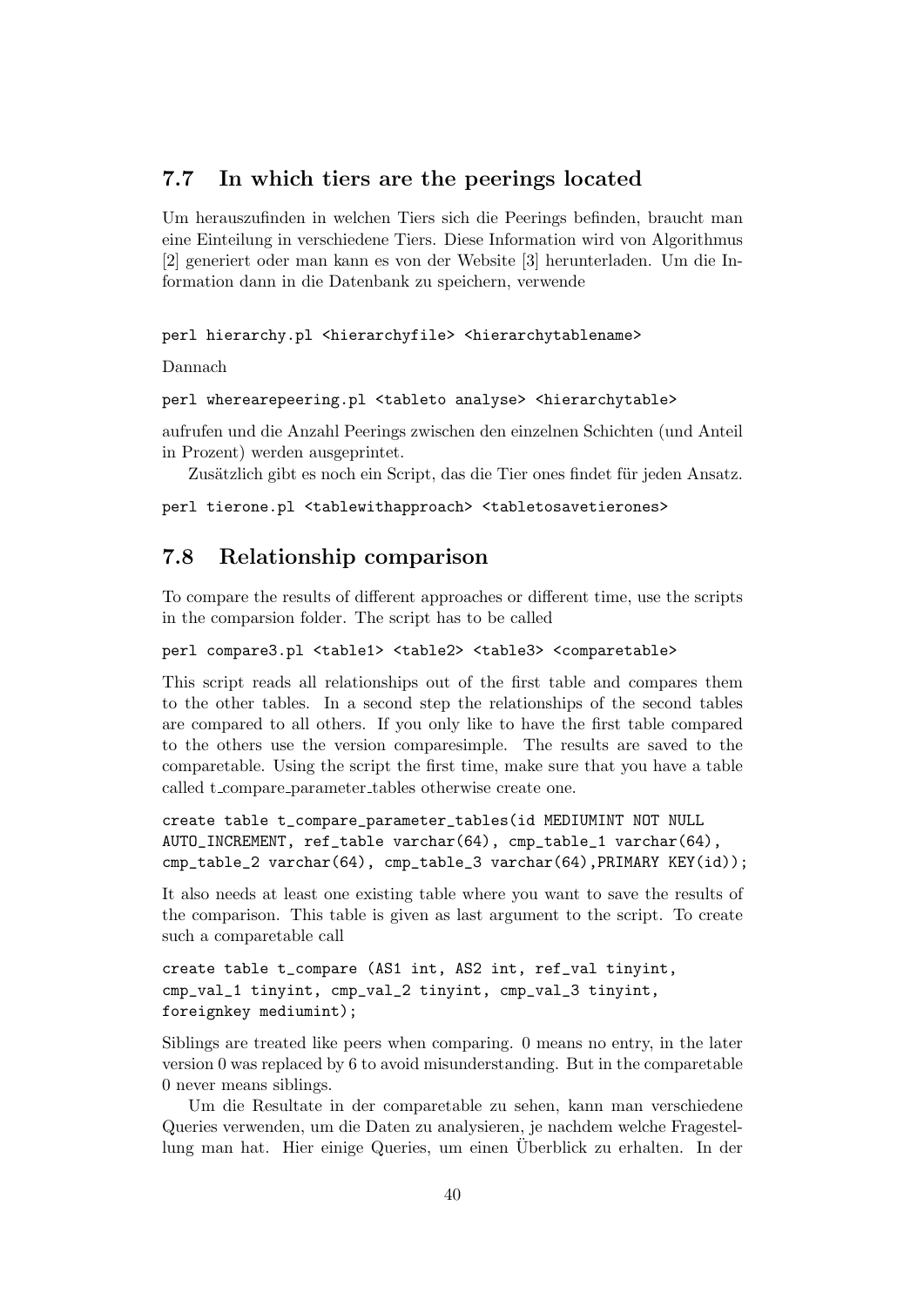## 7.7 In which tiers are the peerings located

Um herauszufinden in welchen Tiers sich die Peerings befinden, braucht man eine Einteilung in verschiedene Tiers. Diese Information wird von Algorithmus [2] generiert oder man kann es von der Website [3] herunterladen. Um die Information dann in die Datenbank zu speichern, verwende

```
perl hierarchy.pl <hierarchyfile> <hierarchytablename>
```

Dannach

```
perl wherearepeering.pl <tableto analyse> <hierarchytable>
```

aufrufen und die Anzahl Peerings zwischen den einzelnen Schichten (und Anteil in Prozent) werden ausgeprintet.

Zusätzlich gibt es noch ein Script, das die Tier ones findet für jeden Ansatz.

```
perl tierone.pl <tablewithapproach> <tabletosavetierones>
```

## 7.8 Relationship comparison

To compare the results of different approaches or different time, use the scripts in the comparsion folder. The script has to be called

```
perl compare3.pl <table1> <table2> <table3> <comparetable>
```

This script reads all relationships out of the first table and compares them to the other tables. In a second step the relationships of the second tables are compared to all others. If you only like to have the first table compared to the others use the version comparesimple. The results are saved to the comparetable. Using the script the first time, make sure that you have a table called t_compare_parameter_tables otherwise create one.

```
create table t_compare_parameter_tables(id MEDIUMINT NOT NULL
AUTO_INCREMENT, ref_table varchar(64), cmp_table_1 varchar(64),
cmp_table_2 varchar(64), cmp_table_3 varchar(64),PRIMARY KEY(id));
```

It also needs at least one existing table where you want to save the results of the comparison. This table is given as last argument to the script. To create such a comparetable call

```
create table t_compare (AS1 int, AS2 int, ref_val tinyint,
cmp_val_1 tinyint, cmp_val_2 tinyint, cmp_val_3 tinyint,
foreignkey mediumint);
```

Siblings are treated like peers when comparing. 0 means no entry, in the later version 0 was replaced by 6 to avoid misunderstanding. But in the comparetable 0 never means siblings.

Um die Resultate in der comparetable zu sehen, kann man verschiedene Queries verwenden, um die Daten zu analysieren, je nachdem welche Fragestellung man hat. Hier einige Queries, um einen Überblick zu erhalten. In der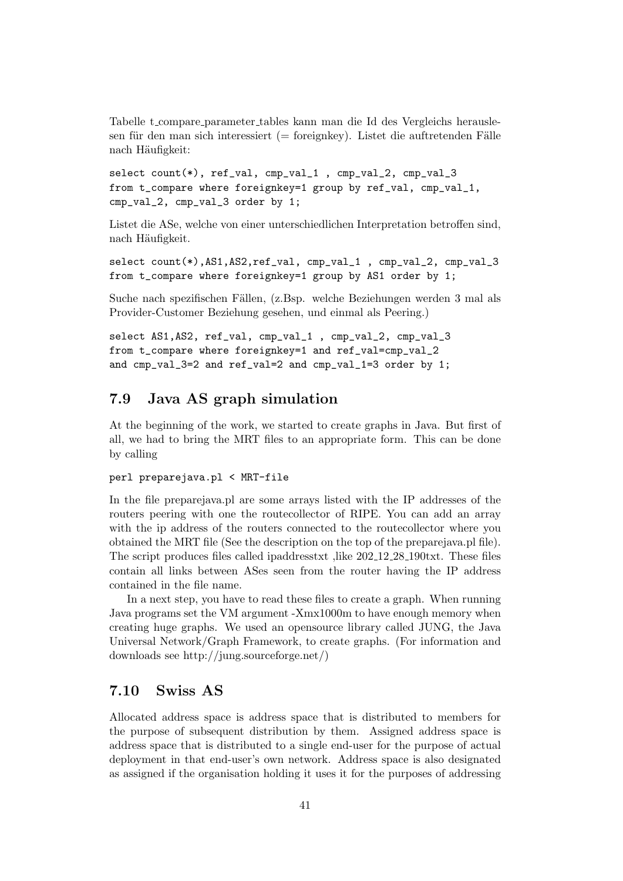Tabelle t_compare_parameter_tables kann man die Id des Vergleichs herauslesen für den man sich interessiert (= foreignkey). Listet die auftretenden Fälle nach Häufigkeit:

```
select count(*), ref_val, cmp_val_1 , cmp_val_2, cmp_val_3
from t_compare where foreignkey=1 group by ref_val, cmp_val_1,
cmp_val_2, cmp_val_3 order by 1;
```

Listet die ASe, welche von einer unterschiedlichen Interpretation betroffen sind, nach Häufigkeit.

```
select count(*),AS1,AS2,ref_val, cmp_val_1 , cmp_val_2, cmp_val_3
from t_compare where foreignkey=1 group by AS1 order by 1;
```

Suche nach spezifischen Fällen, (z.Bsp. welche Beziehungen werden 3 mal als Provider-Customer Beziehung gesehen, und einmal als Peering.)

```
select AS1,AS2, ref_val, cmp_val_1 , cmp_val_2, cmp_val_3
from t_compare where foreignkey=1 and ref_val=cmp_val_2
and cmp_val_3=2 and ref_val=2 and cmp_val_1=3 order by 1;
```

## 7.9 Java AS graph simulation

At the beginning of the work, we started to create graphs in Java. But first of all, we had to bring the MRT files to an appropriate form. This can be done by calling

```
perl preparejava.pl < MRT-file
```

In the file preparejava.pl are some arrays listed with the IP addresses of the routers peering with one the routecollector of RIPE. You can add an array with the ip address of the routers connected to the routecollector where you obtained the MRT file (See the description on the top of the preparejava.pl file). The script produces files called ipaddresstxt ,like 202_12_28_190txt. These files contain all links between ASes seen from the router having the IP address contained in the file name.

In a next step, you have to read these files to create a graph. When running Java programs set the VM argument -Xmx1000m to have enough memory when creating huge graphs. We used an opensource library called JUNG, the Java Universal Network/Graph Framework, to create graphs. (For information and downloads see http://jung.sourceforge.net/)

## 7.10 Swiss AS

Allocated address space is address space that is distributed to members for the purpose of subsequent distribution by them. Assigned address space is address space that is distributed to a single end-user for the purpose of actual deployment in that end-user's own network. Address space is also designated as assigned if the organisation holding it uses it for the purposes of addressing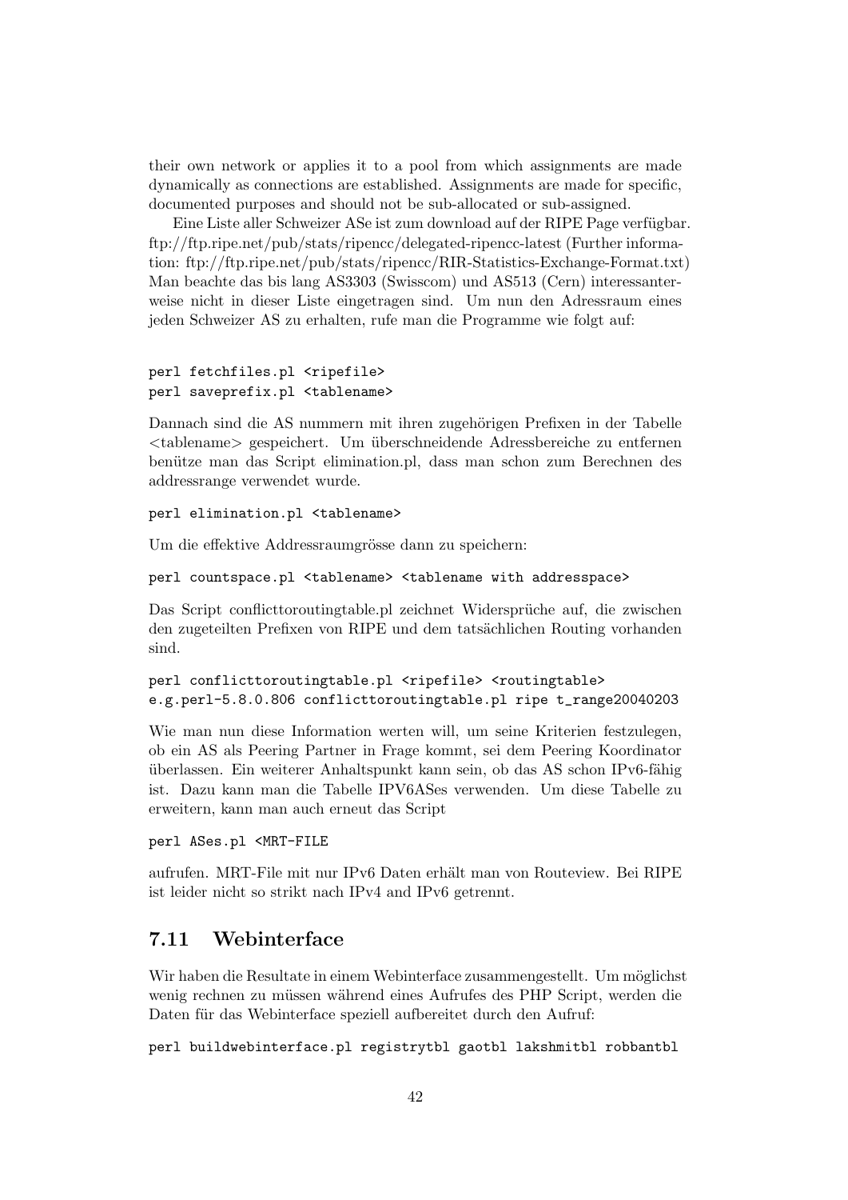their own network or applies it to a pool from which assignments are made dynamically as connections are established. Assignments are made for specific, documented purposes and should not be sub-allocated or sub-assigned.

Eine Liste aller Schweizer ASe ist zum download auf der RIPE Page verfügbar. ftp://ftp.ripe.net/pub/stats/ripencc/delegated-ripencc-latest (Further information: ftp://ftp.ripe.net/pub/stats/ripencc/RIR-Statistics-Exchange-Format.txt) Man beachte das bis lang AS3303 (Swisscom) und AS513 (Cern) interessanterweise nicht in dieser Liste eingetragen sind. Um nun den Adressraum eines jeden Schweizer AS zu erhalten, rufe man die Programme wie folgt auf:

```
perl fetchfiles.pl <ripefile>
perl saveprefix.pl <tablename>
```

Dannach sind die AS nummern mit ihren zugehörigen Prefixen in der Tabelle <tablename> gespeichert. Um überschneidende Adressbereiche zu entfernen benütze man das Script elimination.pl, dass man schon zum Berechnen des addressrange verwendet wurde.

```
perl elimination.pl <tablename>
```

Um die effektive Addressraumgrösse dann zu speichern:

```
perl countspace.pl <tablename> <tablename with addresspace>
```

Das Script conflicttoroutingtable.pl zeichnet Widersprüche auf, die zwischen den zugeteilten Prefixen von RIPE und dem tatsächlichen Routing vorhanden sind.

```
perl conflicttoroutingtable.pl <ripefile> <routingtable>
e.g.perl-5.8.0.806 conflicttoroutingtable.pl ripe t_range20040203
```

Wie man nun diese Information werten will, um seine Kriterien festzulegen, ob ein AS als Peering Partner in Frage kommt, sei dem Peering Koordinator überlassen. Ein weiterer Anhaltspunkt kann sein, ob das AS schon IPv6-fähig ist. Dazu kann man die Tabelle IPV6ASes verwenden. Um diese Tabelle zu erweitern, kann man auch erneut das Script

```
perl ASes.pl <MRT-FILE
```

aufrufen. MRT-File mit nur IPv6 Daten erhält man von Routeview. Bei RIPE ist leider nicht so strikt nach IPv4 and IPv6 getrennt.

## 7.11 Webinterface

Wir haben die Resultate in einem Webinterface zusammengestellt. Um möglichst wenig rechnen zu müssen während eines Aufrufes des PHP Script, werden die Daten für das Webinterface speziell aufbereitet durch den Aufruf:

```
perl buildwebinterface.pl registrytbl gaotbl lakshmitbl robbantbl
```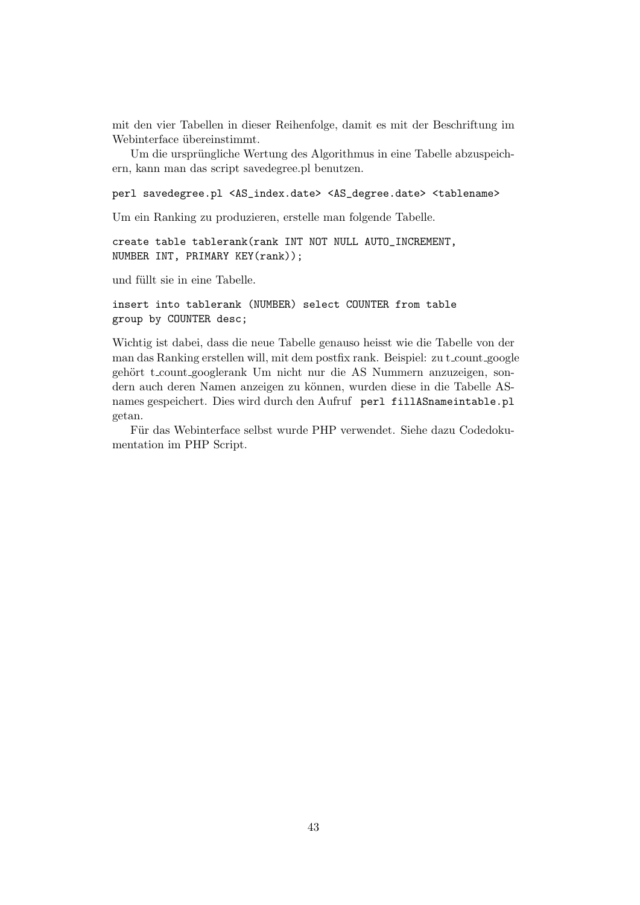mit den vier Tabellen in dieser Reihenfolge, damit es mit der Beschriftung im Webinterface übereinstimmt.

Um die ursprüngliche Wertung des Algorithmus in eine Tabelle abzuspeichern, kann man das script savedegree.pl benutzen.

```
perl savedegree.pl <AS_index.date> <AS_degree.date> <tablename>
```

Um ein Ranking zu produzieren, erstelle man folgende Tabelle.

```
create table tablerank(rank INT NOT NULL AUTO_INCREMENT,
NUMBER INT, PRIMARY KEY(rank));
```

und füllt sie in eine Tabelle.

```
insert into tablerank (NUMBER) select COUNTER from table
group by COUNTER desc;
```

Wichtig ist dabei, dass die neue Tabelle genauso heisst wie die Tabelle von der man das Ranking erstellen will, mit dem postfix rank. Beispiel: zu t_count_google gehört t_count_googlerank Um nicht nur die AS Nummern anzuzeigen, sondern auch deren Namen anzeigen zu können, wurden diese in die Tabelle ASnames gespeichert. Dies wird durch den Aufruf `perl fillASnameintable.pl` getan.

Für das Webinterface selbst wurde PHP verwendet. Siehe dazu Codedokumentation im PHP Script.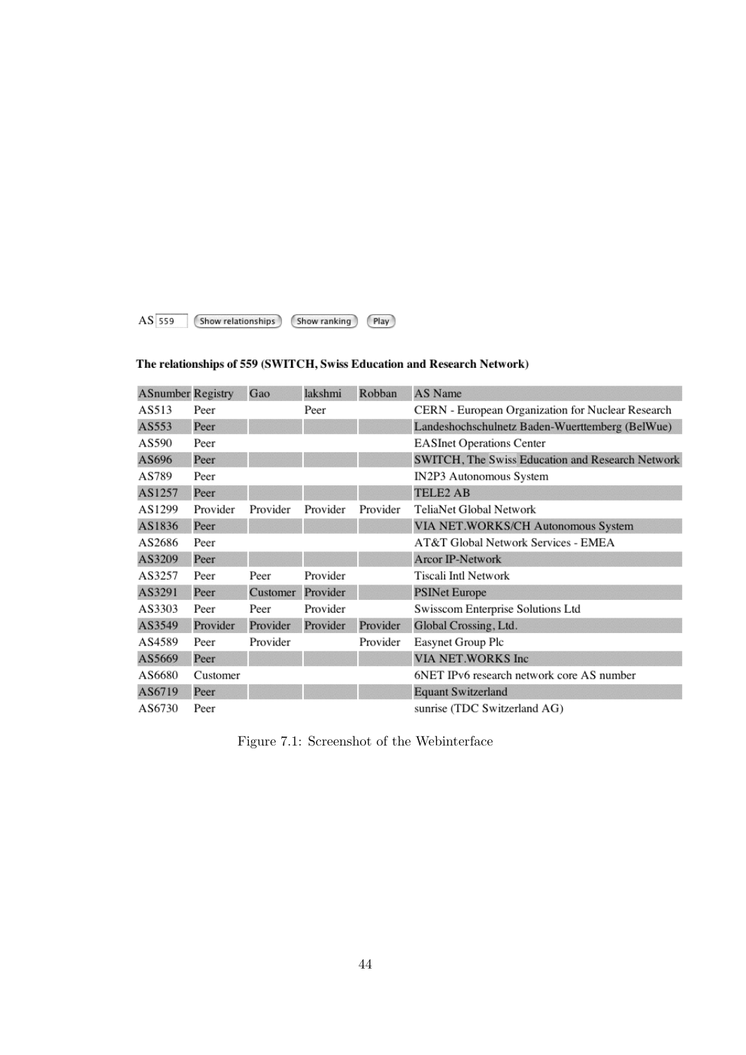AS 559 (Show relationships) (Show ranking) (Play)

**The relationships of 559 (SWITCH, Swiss Education and Research Network)**

| ASnumber | Registry | Gao | lakshmi | Robban | AS Name |
|---|---|---|---|---|---|
| AS513 | Peer | | Peer | | CERN - European Organization for Nuclear Research |
| AS553 | Peer | | | | Landeshochschulnetz Baden-Wuerttemberg (BelWue) |
| AS590 | Peer | | | | EASInet Operations Center |
| AS696 | Peer | | | | SWITCH, The Swiss Education and Research Network |
| AS789 | Peer | | | | IN2P3 Autonomous System |
| AS1257 | Peer | | | | TELE2 AB |
| AS1299 | Provider | Provider | Provider | Provider | TeliaNet Global Network |
| AS1836 | Peer | | | | VIA NET.WORKS/CH Autonomous System |
| AS2686 | Peer | | | | AT&T Global Network Services - EMEA |
| AS3209 | Peer | | | | Arcor IP-Network |
| AS3257 | Peer | Peer | Provider | | Tiscali Intl Network |
| AS3291 | Peer | Customer | Provider | | PSINet Europe |
| AS3303 | Peer | Peer | Provider | | Swisscom Enterprise Solutions Ltd |
| AS3549 | Provider | Provider | Provider | Provider | Global Crossing, Ltd. |
| AS4589 | Peer | Provider | | Provider | Easynet Group Plc |
| AS5669 | Peer | | | | VIA NET.WORKS Inc |
| AS6680 | Customer | | | | 6NET IPv6 research network core AS number |
| AS6719 | Peer | | | | Equant Switzerland |
| AS6730 | Peer | | | | sunrise (TDC Switzerland AG) |

Figure 7.1: Screenshot of the Webinterface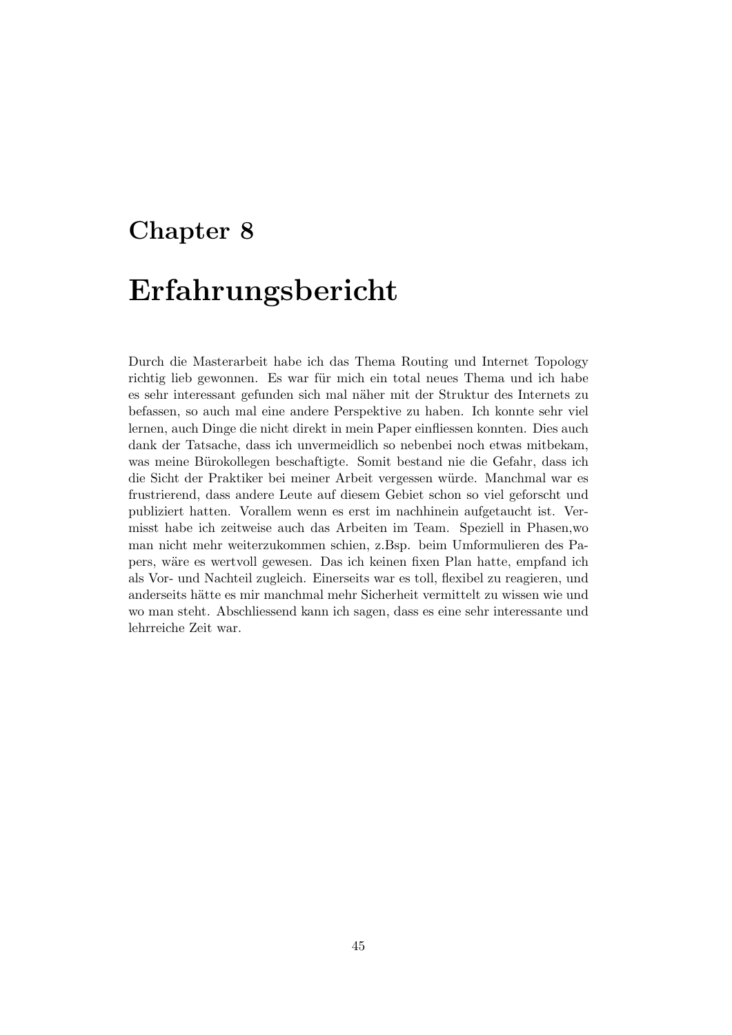# Chapter 8

# Erfahrungsbericht

Durch die Masterarbeit habe ich das Thema Routing und Internet Topology richtig lieb gewonnen. Es war für mich ein total neues Thema und ich habe es sehr interessant gefunden sich mal näher mit der Struktur des Internets zu befassen, so auch mal eine andere Perspektive zu haben. Ich konnte sehr viel lernen, auch Dinge die nicht direkt in mein Paper einfliessen konnten. Dies auch dank der Tatsache, dass ich unvermeidlich so nebenbei noch etwas mitbekam, was meine Bürokollegen beschaftigte. Somit bestand nie die Gefahr, dass ich die Sicht der Praktiker bei meiner Arbeit vergessen würde. Manchmal war es frustrierend, dass andere Leute auf diesem Gebiet schon so viel geforscht und publiziert hatten. Vorallem wenn es erst im nachhinein aufgetaucht ist. Vermisst habe ich zeitweise auch das Arbeiten im Team. Speziell in Phasen,wo man nicht mehr weiterzukommen schien, z.Bsp. beim Umformulieren des Papers, wäre es wertvoll gewesen. Das ich keinen fixen Plan hatte, empfand ich als Vor- und Nachteil zugleich. Einerseits war es toll, flexibel zu reagieren, und anderseits hätte es mir manchmal mehr Sicherheit vermittelt zu wissen wie und wo man steht. Abschliessend kann ich sagen, dass es eine sehr interessante und lehrreiche Zeit war.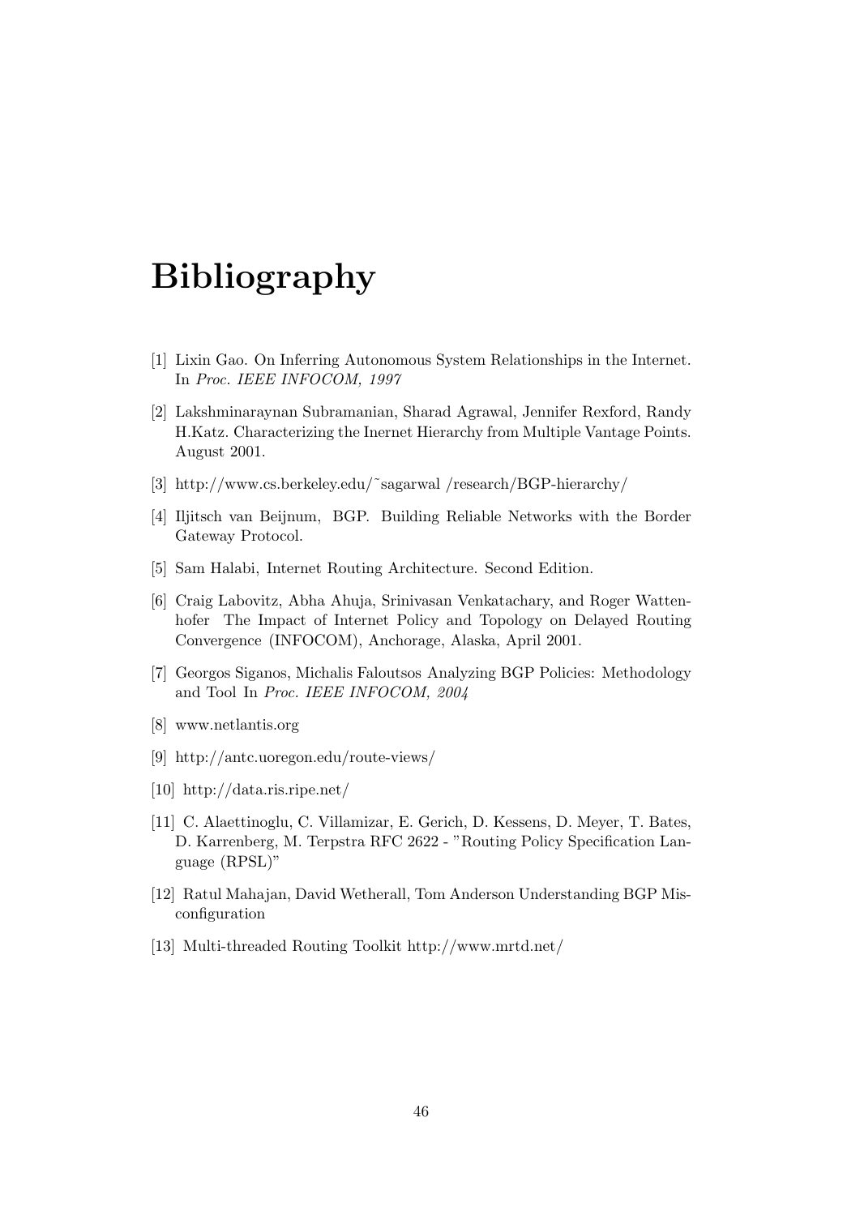# Bibliography

[1] Lixin Gao. On Inferring Autonomous System Relationships in the Internet. In *Proc. IEEE INFOCOM, 1997*

[2] Lakshminaraynan Subramanian, Sharad Agrawal, Jennifer Rexford, Randy H.Katz. Characterizing the Inernet Hierarchy from Multiple Vantage Points. August 2001.

[3] http://www.cs.berkeley.edu/˜sagarwal /research/BGP-hierarchy/

[4] Iljitsch van Beijnum, BGP. Building Reliable Networks with the Border Gateway Protocol.

[5] Sam Halabi, Internet Routing Architecture. Second Edition.

[6] Craig Labovitz, Abha Ahuja, Srinivasan Venkatachary, and Roger Wattenhofer The Impact of Internet Policy and Topology on Delayed Routing Convergence (INFOCOM), Anchorage, Alaska, April 2001.

[7] Georgos Siganos, Michalis Faloutsos Analyzing BGP Policies: Methodology and Tool In *Proc. IEEE INFOCOM, 2004*

[8] www.netlantis.org

[9] http://antc.uoregon.edu/route-views/

[10] http://data.ris.ripe.net/

[11] C. Alaettinoglu, C. Villamizar, E. Gerich, D. Kessens, D. Meyer, T. Bates, D. Karrenberg, M. Terpstra RFC 2622 - "Routing Policy Specification Language (RPSL)"

[12] Ratul Mahajan, David Wetherall, Tom Anderson Understanding BGP Misconfiguration

[13] Multi-threaded Routing Toolkit http://www.mrtd.net/